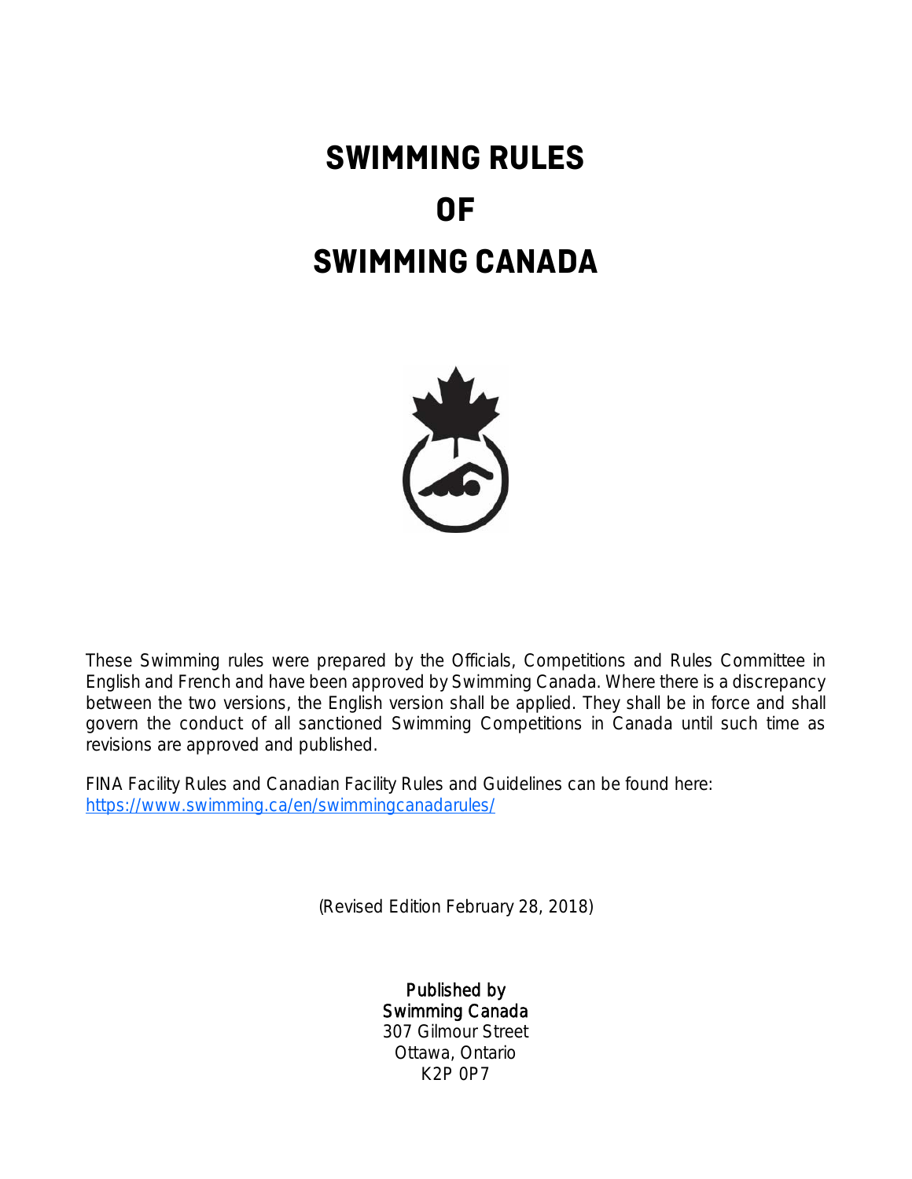# SWIMMING RULES OF SWIMMING CANADA

These Swimming rules were prepared by the Officials, Competitions and Rules Committee in English and French and have been approved by Swimming Canada. Where there is a discrepancy between the two versions, the English version shall be applied. They shall be in force and shall govern the conduct of all sanctioned Swimming Competitions in Canada until such time as revisions are approved and published.

FINA Facility Rules and Canadian Facility Rules and Guidelines can be found here: [https://www.swimming.ca/en/swimmingcanadarules/](https://www.swimming.ca/en/swimmingcanadarules/)

(Revised Edition February 28, 2018)

Published by
Swimming Canada
307 Gilmour Street
Ottawa, Ontario
K2P 0P7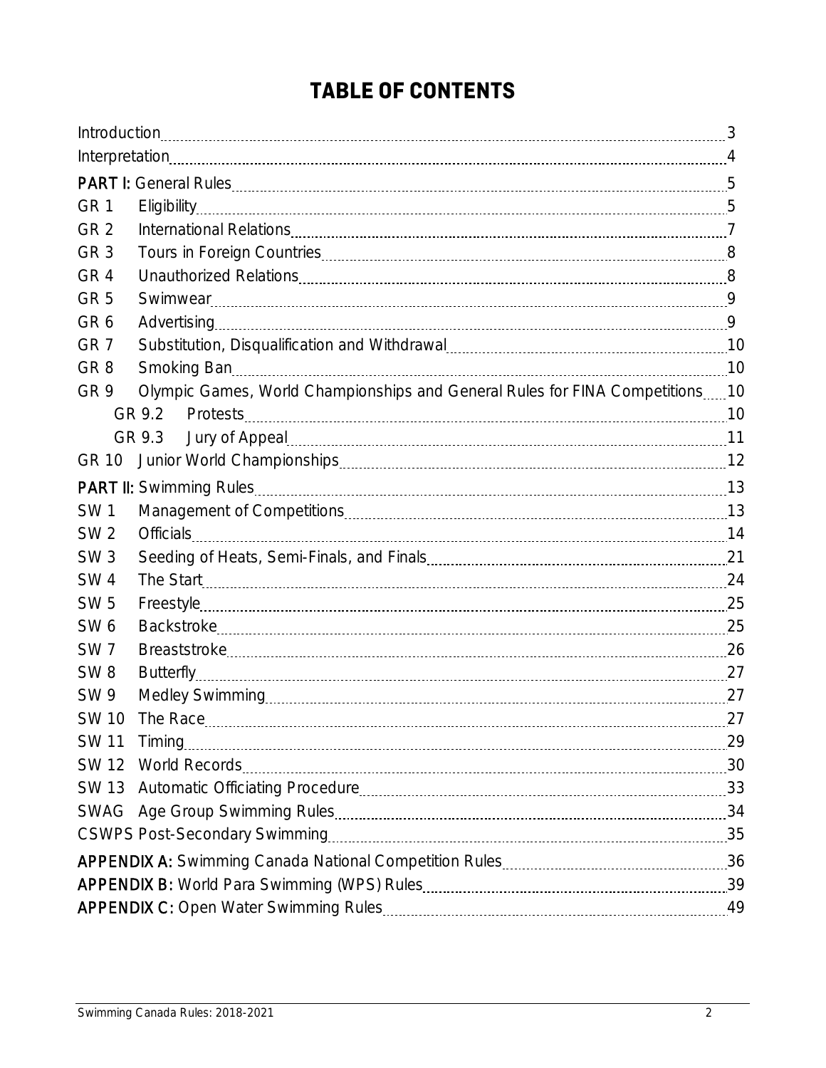# TABLE OF CONTENTS

| | | |
|---|---|---|
| Introduction | | 3 |
| Interpretation | | 4 |
| **PART I:** General Rules | | 5 |
| GR 1 | Eligibility | 5 |
| GR 2 | International Relations | 7 |
| GR 3 | Tours in Foreign Countries | 8 |
| GR 4 | Unauthorized Relations | 8 |
| GR 5 | Swimwear | 9 |
| GR 6 | Advertising | 9 |
| GR 7 | Substitution, Disqualification and Withdrawal | 10 |
| GR 8 | Smoking Ban | 10 |
| GR 9 | Olympic Games, World Championships and General Rules for FINA Competitions | 10 |
| | GR 9.2 Protests | 10 |
| | GR 9.3 Jury of Appeal | 11 |
| GR 10 | Junior World Championships | 12 |
| **PART II:** Swimming Rules | | 13 |
| SW 1 | Management of Competitions | 13 |
| SW 2 | Officials | 14 |
| SW 3 | Seeding of Heats, Semi-Finals, and Finals | 21 |
| SW 4 | The Start | 24 |
| SW 5 | Freestyle | 25 |
| SW 6 | Backstroke | 25 |
| SW 7 | Breaststroke | 26 |
| SW 8 | Butterfly | 27 |
| SW 9 | Medley Swimming | 27 |
| SW 10 | The Race | 27 |
| SW 11 | Timing | 29 |
| SW 12 | World Records | 30 |
| SW 13 | Automatic Officiating Procedure | 33 |
| SWAG | Age Group Swimming Rules | 34 |
| CSWPS Post-Secondary Swimming | | 35 |
| **APPENDIX A:** Swimming Canada National Competition Rules | | 36 |
| **APPENDIX B:** World Para Swimming (WPS) Rules | | 39 |
| **APPENDIX C:** Open Water Swimming Rules | | 49 |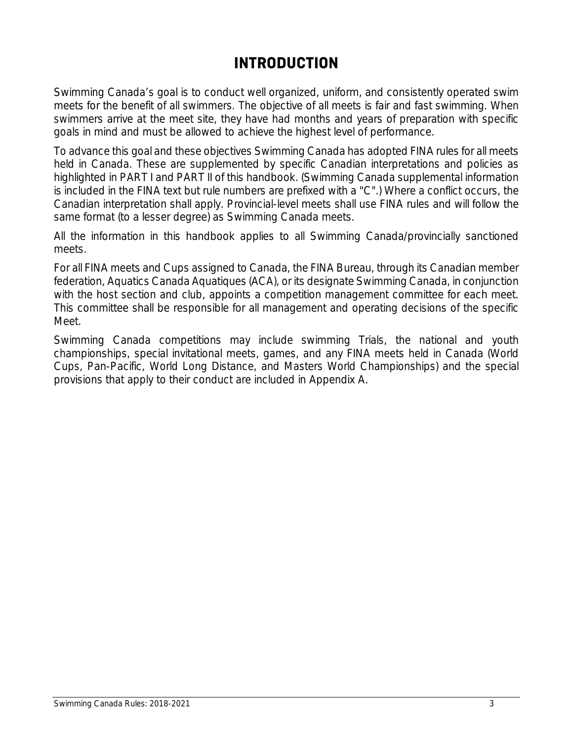# INTRODUCTION

Swimming Canada's goal is to conduct well organized, uniform, and consistently operated swim meets for the benefit of all swimmers. The objective of all meets is fair and fast swimming. When swimmers arrive at the meet site, they have had months and years of preparation with specific goals in mind and must be allowed to achieve the highest level of performance.

To advance this goal and these objectives Swimming Canada has adopted FINA rules for all meets held in Canada. These are supplemented by specific Canadian interpretations and policies as highlighted in PART I and PART II of this handbook. (Swimming Canada supplemental information is included in the FINA text but rule numbers are prefixed with a "C".) Where a conflict occurs, the Canadian interpretation shall apply. Provincial-level meets shall use FINA rules and will follow the same format (to a lesser degree) as Swimming Canada meets.

All the information in this handbook applies to all Swimming Canada/provincially sanctioned meets.

For all FINA meets and Cups assigned to Canada, the FINA Bureau, through its Canadian member federation, Aquatics Canada Aquatiques (ACA), or its designate Swimming Canada, in conjunction with the host section and club, appoints a competition management committee for each meet. This committee shall be responsible for all management and operating decisions of the specific Meet.

Swimming Canada competitions may include swimming Trials, the national and youth championships, special invitational meets, games, and any FINA meets held in Canada (World Cups, Pan-Pacific, World Long Distance, and Masters World Championships) and the special provisions that apply to their conduct are included in Appendix A.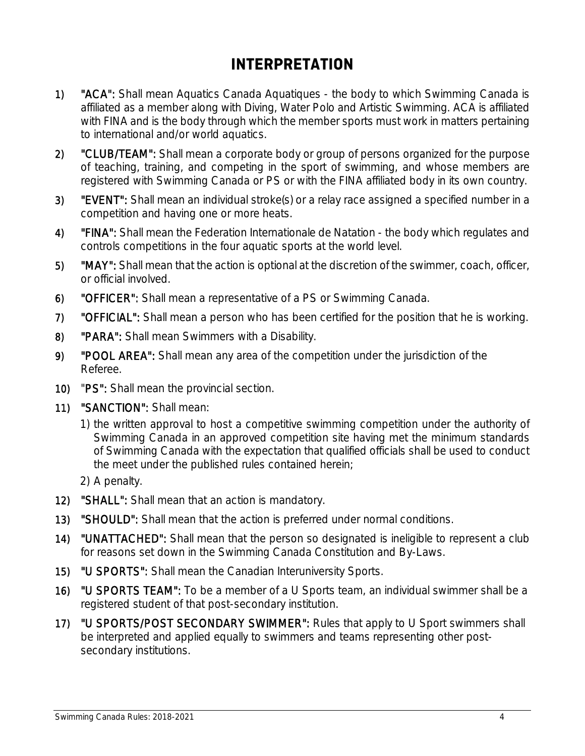# INTERPRETATION

1) **"ACA":** Shall mean Aquatics Canada Aquatiques - the body to which Swimming Canada is affiliated as a member along with Diving, Water Polo and Artistic Swimming. ACA is affiliated with FINA and is the body through which the member sports must work in matters pertaining to international and/or world aquatics.
2) **"CLUB/TEAM":** Shall mean a corporate body or group of persons organized for the purpose of teaching, training, and competing in the sport of swimming, and whose members are registered with Swimming Canada or PS or with the FINA affiliated body in its own country.
3) **"EVENT":** Shall mean an individual stroke(s) or a relay race assigned a specified number in a competition and having one or more heats.
4) **"FINA":** Shall mean the Federation Internationale de Natation - the body which regulates and controls competitions in the four aquatic sports at the world level.
5) **"MAY":** Shall mean that the action is optional at the discretion of the swimmer, coach, officer, or official involved.
6) **"OFFICER":** Shall mean a representative of a PS or Swimming Canada.
7) **"OFFICIAL":** Shall mean a person who has been certified for the position that he is working.
8) **"PARA":** Shall mean Swimmers with a Disability.
9) **"POOL AREA":** Shall mean any area of the competition under the jurisdiction of the Referee.
10) **"PS":** Shall mean the provincial section.
11) **"SANCTION":** Shall mean:
    1) the written approval to host a competitive swimming competition under the authority of Swimming Canada in an approved competition site having met the minimum standards of Swimming Canada with the expectation that qualified officials shall be used to conduct the meet under the published rules contained herein;
    2) A penalty.
12) **"SHALL":** Shall mean that an action is mandatory.
13) **"SHOULD":** Shall mean that the action is preferred under normal conditions.
14) **"UNATTACHED":** Shall mean that the person so designated is ineligible to represent a club for reasons set down in the Swimming Canada Constitution and By-Laws.
15) **"U SPORTS":** Shall mean the Canadian Interuniversity Sports.
16) **"U SPORTS TEAM":** To be a member of a U Sports team, an individual swimmer shall be a registered student of that post-secondary institution.
17) **"U SPORTS/POST SECONDARY SWIMMER":** Rules that apply to U Sport swimmers shall be interpreted and applied equally to swimmers and teams representing other post-secondary institutions.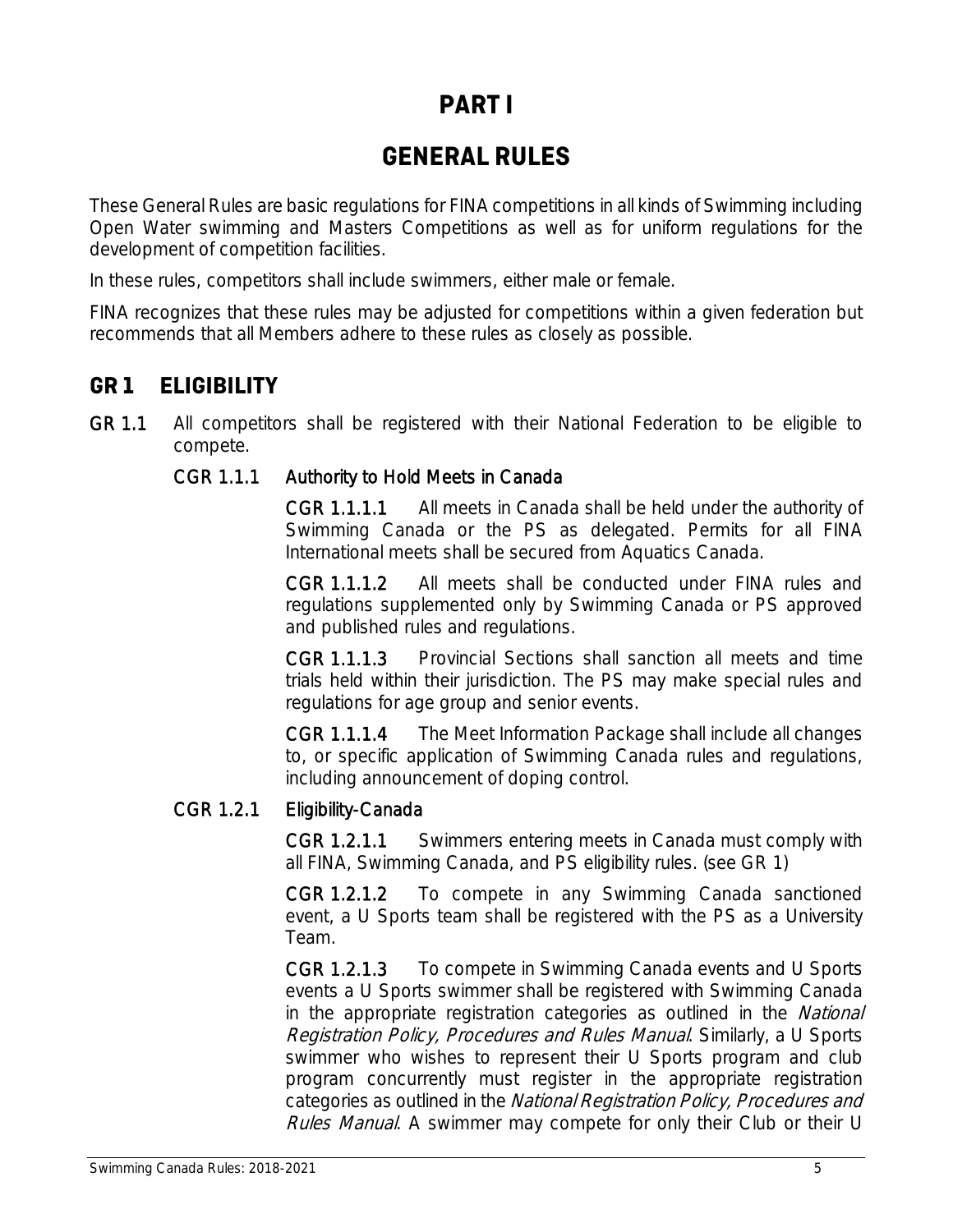# PART I

# GENERAL RULES

These General Rules are basic regulations for FINA competitions in all kinds of Swimming including Open Water swimming and Masters Competitions as well as for uniform regulations for the development of competition facilities.

In these rules, competitors shall include swimmers, either male or female.

FINA recognizes that these rules may be adjusted for competitions within a given federation but recommends that all Members adhere to these rules as closely as possible.

## GR 1 ELIGIBILITY

**GR 1.1** All competitors shall be registered with their National Federation to be eligible to compete.

**CGR 1.1.1 Authority to Hold Meets in Canada**

**CGR 1.1.1.1** All meets in Canada shall be held under the authority of Swimming Canada or the PS as delegated. Permits for all FINA International meets shall be secured from Aquatics Canada.

**CGR 1.1.1.2** All meets shall be conducted under FINA rules and regulations supplemented only by Swimming Canada or PS approved and published rules and regulations.

**CGR 1.1.1.3** Provincial Sections shall sanction all meets and time trials held within their jurisdiction. The PS may make special rules and regulations for age group and senior events.

**CGR 1.1.1.4** The Meet Information Package shall include all changes to, or specific application of Swimming Canada rules and regulations, including announcement of doping control.

**CGR 1.2.1 Eligibility-Canada**

**CGR 1.2.1.1** Swimmers entering meets in Canada must comply with all FINA, Swimming Canada, and PS eligibility rules. (see GR 1)

**CGR 1.2.1.2** To compete in any Swimming Canada sanctioned event, a U Sports team shall be registered with the PS as a University Team.

**CGR 1.2.1.3** To compete in Swimming Canada events and U Sports events a U Sports swimmer shall be registered with Swimming Canada in the appropriate registration categories as outlined in the *National Registration Policy, Procedures and Rules Manual*. Similarly, a U Sports swimmer who wishes to represent their U Sports program and club program concurrently must register in the appropriate registration categories as outlined in the *National Registration Policy, Procedures and Rules Manual*. A swimmer may compete for only their Club or their U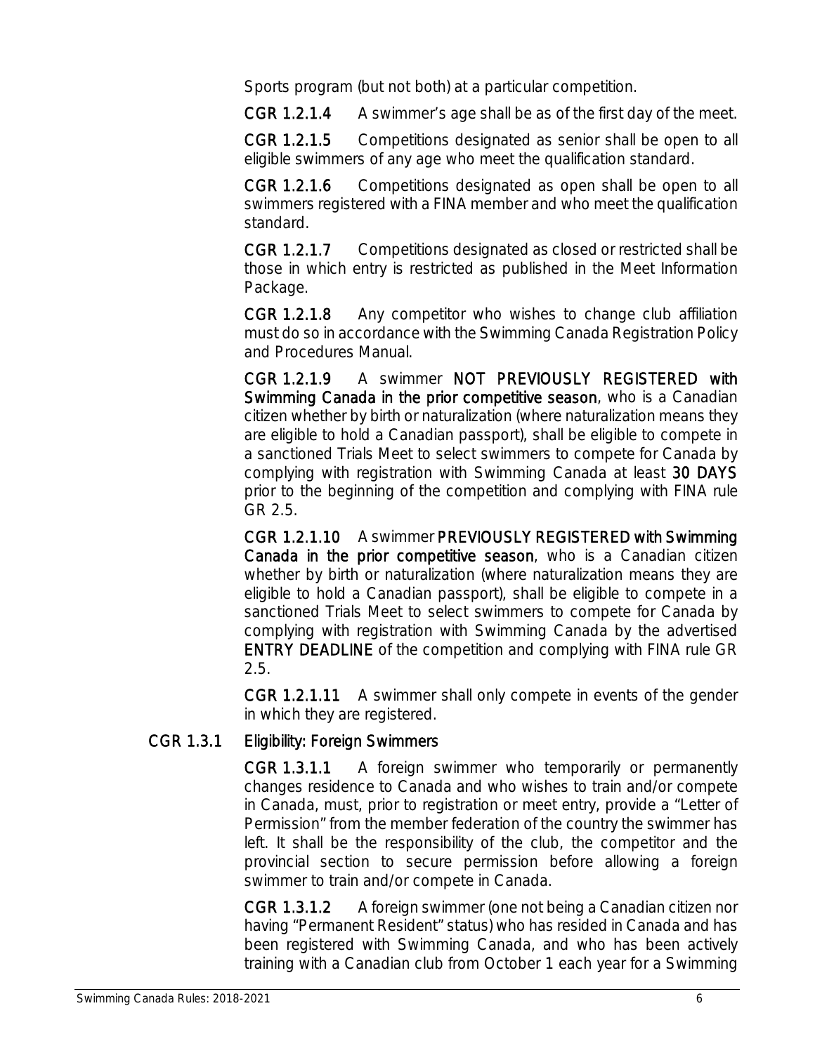Sports program (but not both) at a particular competition.

**CGR 1.2.1.4** A swimmer's age shall be as of the first day of the meet.

**CGR 1.2.1.5** Competitions designated as senior shall be open to all eligible swimmers of any age who meet the qualification standard.

**CGR 1.2.1.6** Competitions designated as open shall be open to all swimmers registered with a FINA member and who meet the qualification standard.

**CGR 1.2.1.7** Competitions designated as closed or restricted shall be those in which entry is restricted as published in the Meet Information Package.

**CGR 1.2.1.8** Any competitor who wishes to change club affiliation must do so in accordance with the Swimming Canada Registration Policy and Procedures Manual.

**CGR 1.2.1.9** A swimmer **NOT PREVIOUSLY REGISTERED with Swimming Canada in the prior competitive season**, who is a Canadian citizen whether by birth or naturalization (where naturalization means they are eligible to hold a Canadian passport), shall be eligible to compete in a sanctioned Trials Meet to select swimmers to compete for Canada by complying with registration with Swimming Canada at least **30 DAYS** prior to the beginning of the competition and complying with FINA rule GR 2.5.

**CGR 1.2.1.10** A swimmer **PREVIOUSLY REGISTERED with Swimming Canada in the prior competitive season**, who is a Canadian citizen whether by birth or naturalization (where naturalization means they are eligible to hold a Canadian passport), shall be eligible to compete in a sanctioned Trials Meet to select swimmers to compete for Canada by complying with registration with Swimming Canada by the advertised **ENTRY DEADLINE** of the competition and complying with FINA rule GR 2.5.

**CGR 1.2.1.11** A swimmer shall only compete in events of the gender in which they are registered.

## CGR 1.3.1 Eligibility: Foreign Swimmers

**CGR 1.3.1.1** A foreign swimmer who temporarily or permanently changes residence to Canada and who wishes to train and/or compete in Canada, must, prior to registration or meet entry, provide a "Letter of Permission" from the member federation of the country the swimmer has left. It shall be the responsibility of the club, the competitor and the provincial section to secure permission before allowing a foreign swimmer to train and/or compete in Canada.

**CGR 1.3.1.2** A foreign swimmer (one not being a Canadian citizen nor having "Permanent Resident" status) who has resided in Canada and has been registered with Swimming Canada, and who has been actively training with a Canadian club from October 1 each year for a Swimming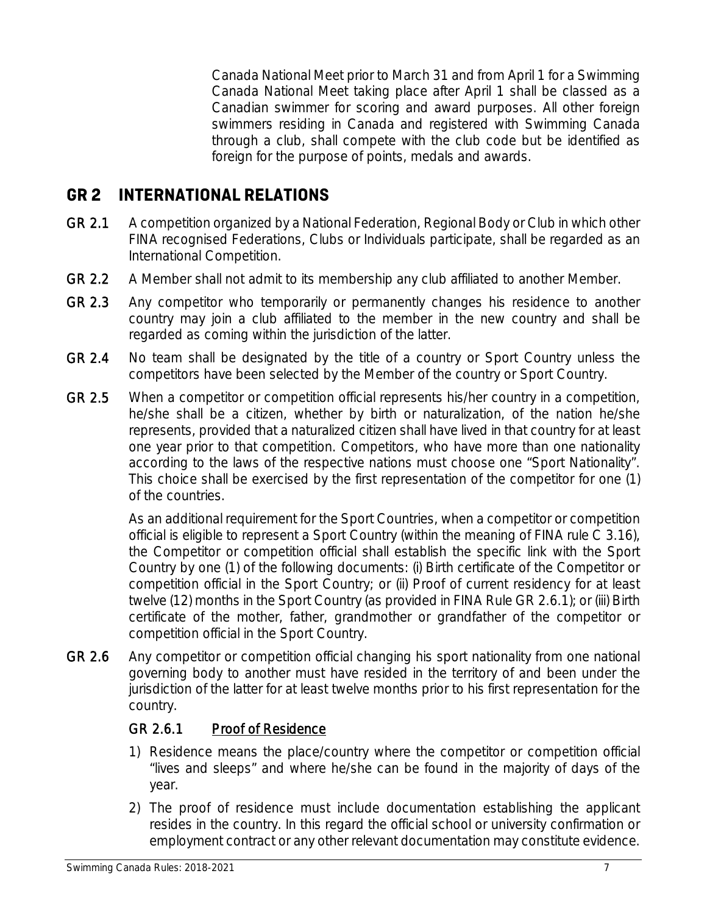Canada National Meet prior to March 31 and from April 1 for a Swimming Canada National Meet taking place after April 1 shall be classed as a Canadian swimmer for scoring and award purposes. All other foreign swimmers residing in Canada and registered with Swimming Canada through a club, shall compete with the club code but be identified as foreign for the purpose of points, medals and awards.

## GR 2 INTERNATIONAL RELATIONS

**GR 2.1** A competition organized by a National Federation, Regional Body or Club in which other FINA recognised Federations, Clubs or Individuals participate, shall be regarded as an International Competition.

**GR 2.2** A Member shall not admit to its membership any club affiliated to another Member.

**GR 2.3** Any competitor who temporarily or permanently changes his residence to another country may join a club affiliated to the member in the new country and shall be regarded as coming within the jurisdiction of the latter.

**GR 2.4** No team shall be designated by the title of a country or Sport Country unless the competitors have been selected by the Member of the country or Sport Country.

**GR 2.5** When a competitor or competition official represents his/her country in a competition, he/she shall be a citizen, whether by birth or naturalization, of the nation he/she represents, provided that a naturalized citizen shall have lived in that country for at least one year prior to that competition. Competitors, who have more than one nationality according to the laws of the respective nations must choose one "Sport Nationality". This choice shall be exercised by the first representation of the competitor for one (1) of the countries.

As an additional requirement for the Sport Countries, when a competitor or competition official is eligible to represent a Sport Country (within the meaning of FINA rule C 3.16), the Competitor or competition official shall establish the specific link with the Sport Country by one (1) of the following documents: (i) Birth certificate of the Competitor or competition official in the Sport Country; or (ii) Proof of current residency for at least twelve (12) months in the Sport Country (as provided in FINA Rule GR 2.6.1); or (iii) Birth certificate of the mother, father, grandmother or grandfather of the competitor or competition official in the Sport Country.

**GR 2.6** Any competitor or competition official changing his sport nationality from one national governing body to another must have resided in the territory of and been under the jurisdiction of the latter for at least twelve months prior to his first representation for the country.

### GR 2.6.1 Proof of Residence

1) Residence means the place/country where the competitor or competition official "lives and sleeps" and where he/she can be found in the majority of days of the year.
2) The proof of residence must include documentation establishing the applicant resides in the country. In this regard the official school or university confirmation or employment contract or any other relevant documentation may constitute evidence.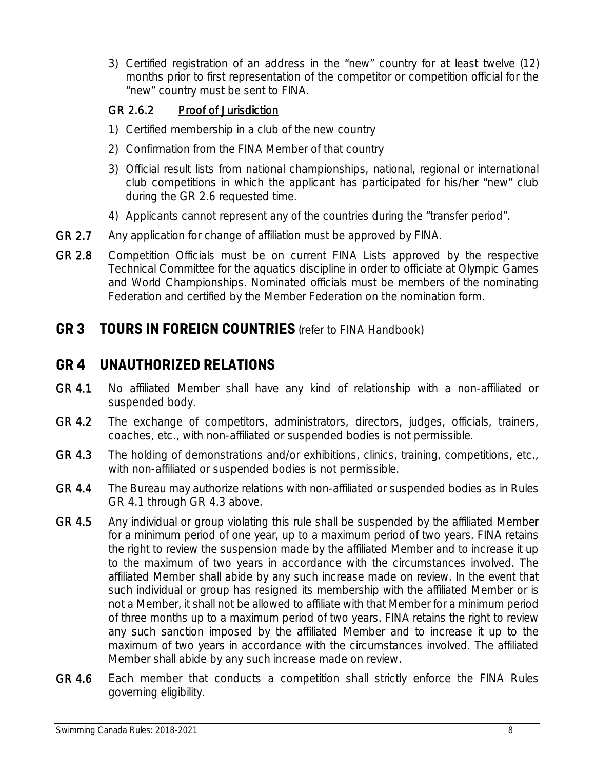3) Certified registration of an address in the "new" country for at least twelve (12) months prior to first representation of the competitor or competition official for the "new" country must be sent to FINA.

**GR 2.6.2 Proof of Jurisdiction**

1) Certified membership in a club of the new country
2) Confirmation from the FINA Member of that country
3) Official result lists from national championships, national, regional or international club competitions in which the applicant has participated for his/her "new" club during the GR 2.6 requested time.
4) Applicants cannot represent any of the countries during the "transfer period".

**GR 2.7** Any application for change of affiliation must be approved by FINA.

**GR 2.8** Competition Officials must be on current FINA Lists approved by the respective Technical Committee for the aquatics discipline in order to officiate at Olympic Games and World Championships. Nominated officials must be members of the nominating Federation and certified by the Member Federation on the nomination form.

## GR 3 TOURS IN FOREIGN COUNTRIES (refer to FINA Handbook)

## GR 4 UNAUTHORIZED RELATIONS

**GR 4.1** No affiliated Member shall have any kind of relationship with a non-affiliated or suspended body.

**GR 4.2** The exchange of competitors, administrators, directors, judges, officials, trainers, coaches, etc., with non-affiliated or suspended bodies is not permissible.

**GR 4.3** The holding of demonstrations and/or exhibitions, clinics, training, competitions, etc., with non-affiliated or suspended bodies is not permissible.

**GR 4.4** The Bureau may authorize relations with non-affiliated or suspended bodies as in Rules GR 4.1 through GR 4.3 above.

**GR 4.5** Any individual or group violating this rule shall be suspended by the affiliated Member for a minimum period of one year, up to a maximum period of two years. FINA retains the right to review the suspension made by the affiliated Member and to increase it up to the maximum of two years in accordance with the circumstances involved. The affiliated Member shall abide by any such increase made on review. In the event that such individual or group has resigned its membership with the affiliated Member or is not a Member, it shall not be allowed to affiliate with that Member for a minimum period of three months up to a maximum period of two years. FINA retains the right to review any such sanction imposed by the affiliated Member and to increase it up to the maximum of two years in accordance with the circumstances involved. The affiliated Member shall abide by any such increase made on review.

**GR 4.6** Each member that conducts a competition shall strictly enforce the FINA Rules governing eligibility.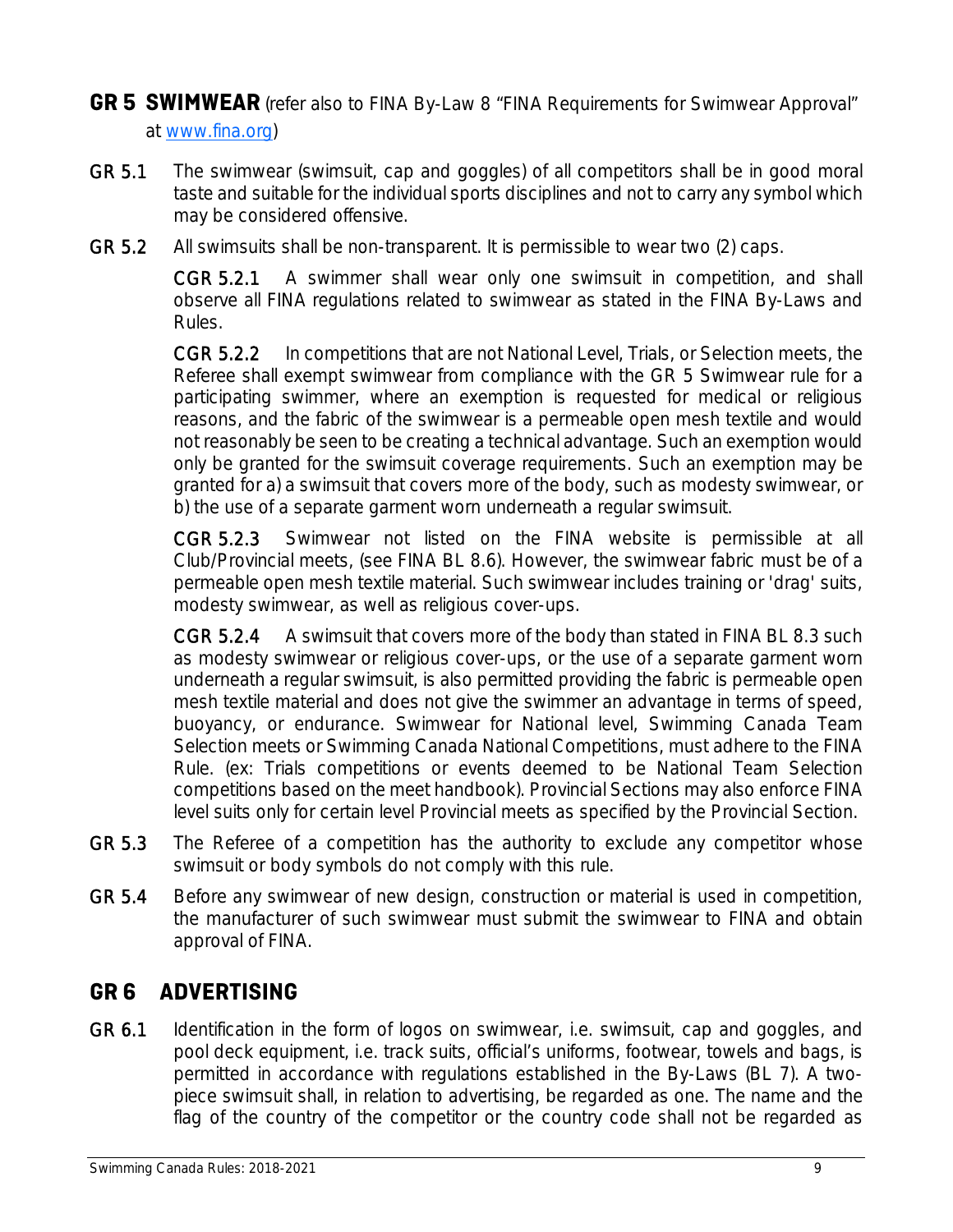## GR 5 SWIMWEAR (refer also to FINA By-Law 8 "FINA Requirements for Swimwear Approval" at [www.fina.org](www.fina.org))

**GR 5.1** The swimwear (swimsuit, cap and goggles) of all competitors shall be in good moral taste and suitable for the individual sports disciplines and not to carry any symbol which may be considered offensive.

**GR 5.2** All swimsuits shall be non-transparent. It is permissible to wear two (2) caps.

> **CGR 5.2.1** A swimmer shall wear only one swimsuit in competition, and shall observe all FINA regulations related to swimwear as stated in the FINA By-Laws and Rules.
>
> **CGR 5.2.2** In competitions that are not National Level, Trials, or Selection meets, the Referee shall exempt swimwear from compliance with the GR 5 Swimwear rule for a participating swimmer, where an exemption is requested for medical or religious reasons, and the fabric of the swimwear is a permeable open mesh textile and would not reasonably be seen to be creating a technical advantage. Such an exemption would only be granted for the swimsuit coverage requirements. Such an exemption may be granted for a) a swimsuit that covers more of the body, such as modesty swimwear, or b) the use of a separate garment worn underneath a regular swimsuit.
>
> **CGR 5.2.3** Swimwear not listed on the FINA website is permissible at all Club/Provincial meets, (see FINA BL 8.6). However, the swimwear fabric must be of a permeable open mesh textile material. Such swimwear includes training or 'drag' suits, modesty swimwear, as well as religious cover-ups.
>
> **CGR 5.2.4** A swimsuit that covers more of the body than stated in FINA BL 8.3 such as modesty swimwear or religious cover-ups, or the use of a separate garment worn underneath a regular swimsuit, is also permitted providing the fabric is permeable open mesh textile material and does not give the swimmer an advantage in terms of speed, buoyancy, or endurance. Swimwear for National level, Swimming Canada Team Selection meets or Swimming Canada National Competitions, must adhere to the FINA Rule. (ex: Trials competitions or events deemed to be National Team Selection competitions based on the meet handbook). Provincial Sections may also enforce FINA level suits only for certain level Provincial meets as specified by the Provincial Section.

**GR 5.3** The Referee of a competition has the authority to exclude any competitor whose swimsuit or body symbols do not comply with this rule.

**GR 5.4** Before any swimwear of new design, construction or material is used in competition, the manufacturer of such swimwear must submit the swimwear to FINA and obtain approval of FINA.

## GR 6 ADVERTISING

**GR 6.1** Identification in the form of logos on swimwear, i.e. swimsuit, cap and goggles, and pool deck equipment, i.e. track suits, official's uniforms, footwear, towels and bags, is permitted in accordance with regulations established in the By-Laws (BL 7). A two-piece swimsuit shall, in relation to advertising, be regarded as one. The name and the flag of the country of the competitor or the country code shall not be regarded as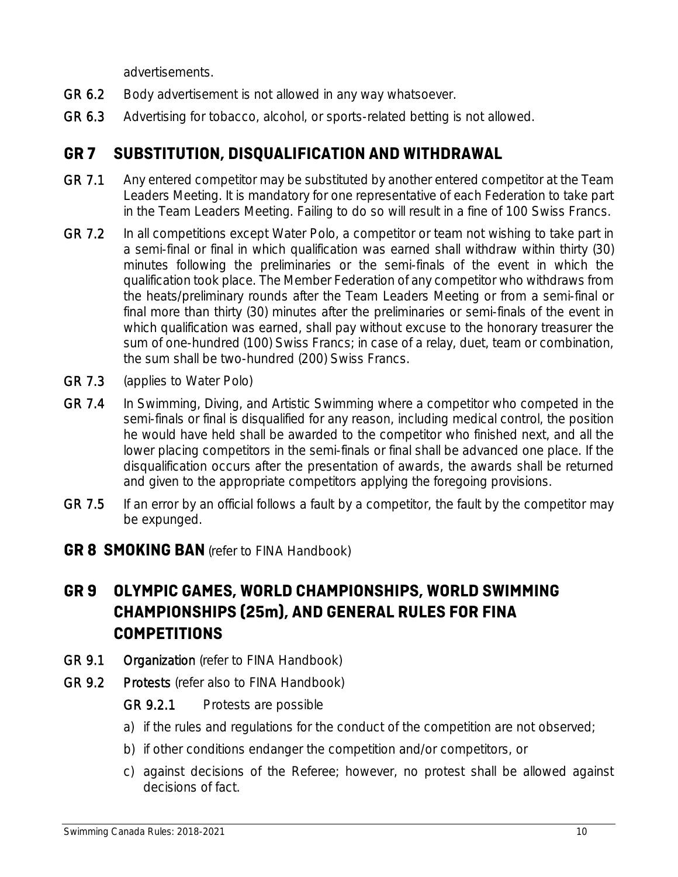advertisements.

**GR 6.2** Body advertisement is not allowed in any way whatsoever.

**GR 6.3** Advertising for tobacco, alcohol, or sports-related betting is not allowed.

## GR 7 SUBSTITUTION, DISQUALIFICATION AND WITHDRAWAL

**GR 7.1** Any entered competitor may be substituted by another entered competitor at the Team Leaders Meeting. It is mandatory for one representative of each Federation to take part in the Team Leaders Meeting. Failing to do so will result in a fine of 100 Swiss Francs.

**GR 7.2** In all competitions except Water Polo, a competitor or team not wishing to take part in a semi-final or final in which qualification was earned shall withdraw within thirty (30) minutes following the preliminaries or the semi-finals of the event in which the qualification took place. The Member Federation of any competitor who withdraws from the heats/preliminary rounds after the Team Leaders Meeting or from a semi-final or final more than thirty (30) minutes after the preliminaries or semi-finals of the event in which qualification was earned, shall pay without excuse to the honorary treasurer the sum of one-hundred (100) Swiss Francs; in case of a relay, duet, team or combination, the sum shall be two-hundred (200) Swiss Francs.

**GR 7.3** (applies to Water Polo)

**GR 7.4** In Swimming, Diving, and Artistic Swimming where a competitor who competed in the semi-finals or final is disqualified for any reason, including medical control, the position he would have held shall be awarded to the competitor who finished next, and all the lower placing competitors in the semi-finals or final shall be advanced one place. If the disqualification occurs after the presentation of awards, the awards shall be returned and given to the appropriate competitors applying the foregoing provisions.

**GR 7.5** If an error by an official follows a fault by a competitor, the fault by the competitor may be expunged.

## GR 8 SMOKING BAN (refer to FINA Handbook)

## GR 9 OLYMPIC GAMES, WORLD CHAMPIONSHIPS, WORLD SWIMMING CHAMPIONSHIPS (25m), AND GENERAL RULES FOR FINA COMPETITIONS

**GR 9.1** **Organization** (refer to FINA Handbook)

**GR 9.2** **Protests** (refer also to FINA Handbook)

**GR 9.2.1** Protests are possible

a) if the rules and regulations for the conduct of the competition are not observed;

b) if other conditions endanger the competition and/or competitors, or

c) against decisions of the Referee; however, no protest shall be allowed against decisions of fact.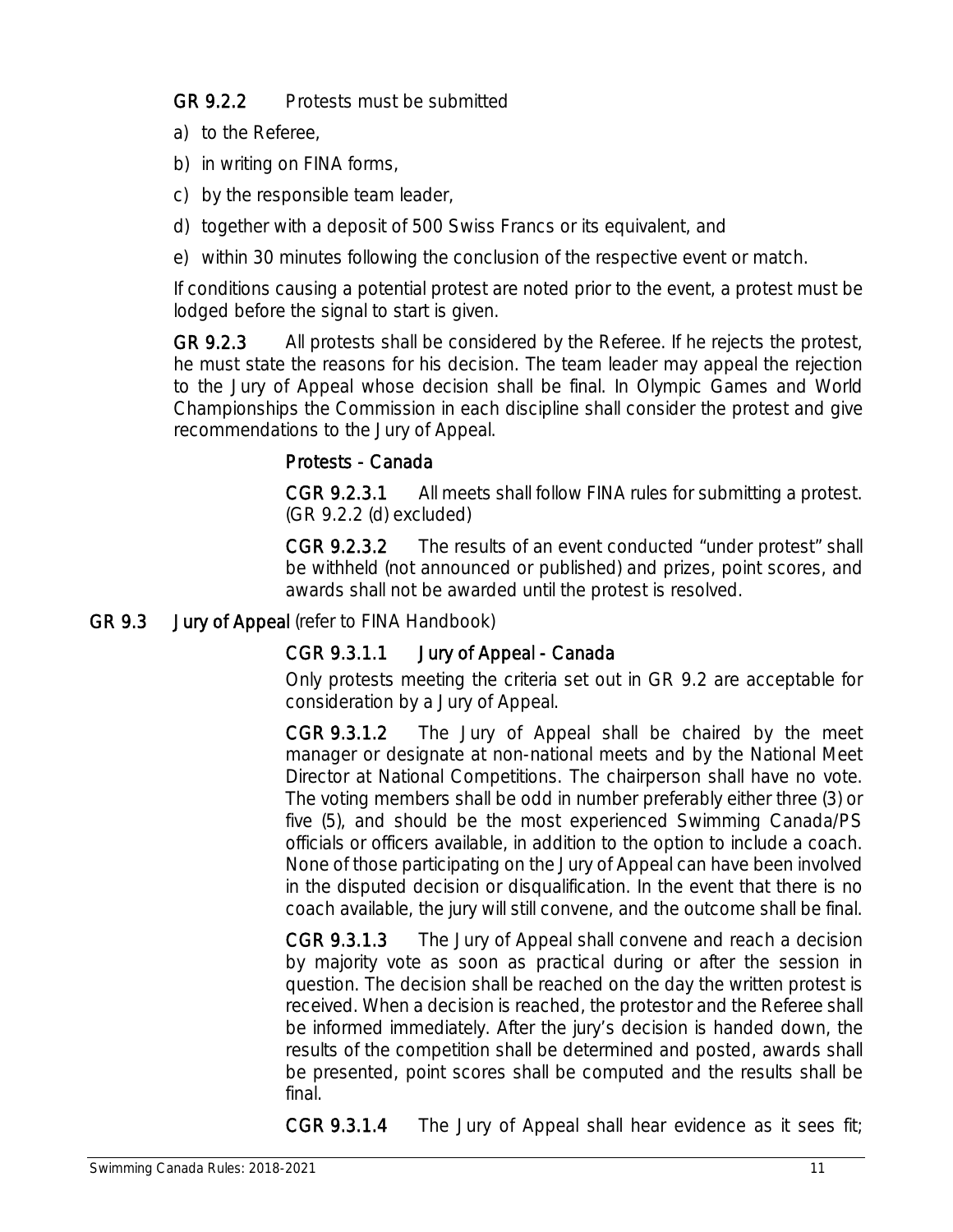**GR 9.2.2** Protests must be submitted

a) to the Referee,

b) in writing on FINA forms,

c) by the responsible team leader,

d) together with a deposit of 500 Swiss Francs or its equivalent, and

e) within 30 minutes following the conclusion of the respective event or match.

If conditions causing a potential protest are noted prior to the event, a protest must be lodged before the signal to start is given.

**GR 9.2.3** All protests shall be considered by the Referee. If he rejects the protest, he must state the reasons for his decision. The team leader may appeal the rejection to the Jury of Appeal whose decision shall be final. In Olympic Games and World Championships the Commission in each discipline shall consider the protest and give recommendations to the Jury of Appeal.

**Protests - Canada**

**CGR 9.2.3.1** All meets shall follow FINA rules for submitting a protest. (GR 9.2.2 (d) excluded)

**CGR 9.2.3.2** The results of an event conducted "under protest" shall be withheld (not announced or published) and prizes, point scores, and awards shall not be awarded until the protest is resolved.

**GR 9.3 Jury of Appeal** (refer to FINA Handbook)

**CGR 9.3.1.1 Jury of Appeal - Canada**

Only protests meeting the criteria set out in GR 9.2 are acceptable for consideration by a Jury of Appeal.

**CGR 9.3.1.2** The Jury of Appeal shall be chaired by the meet manager or designate at non-national meets and by the National Meet Director at National Competitions. The chairperson shall have no vote. The voting members shall be odd in number preferably either three (3) or five (5), and should be the most experienced Swimming Canada/PS officials or officers available, in addition to the option to include a coach. None of those participating on the Jury of Appeal can have been involved in the disputed decision or disqualification. In the event that there is no coach available, the jury will still convene, and the outcome shall be final.

**CGR 9.3.1.3** The Jury of Appeal shall convene and reach a decision by majority vote as soon as practical during or after the session in question. The decision shall be reached on the day the written protest is received. When a decision is reached, the protestor and the Referee shall be informed immediately. After the jury's decision is handed down, the results of the competition shall be determined and posted, awards shall be presented, point scores shall be computed and the results shall be final.

**CGR 9.3.1.4** The Jury of Appeal shall hear evidence as it sees fit;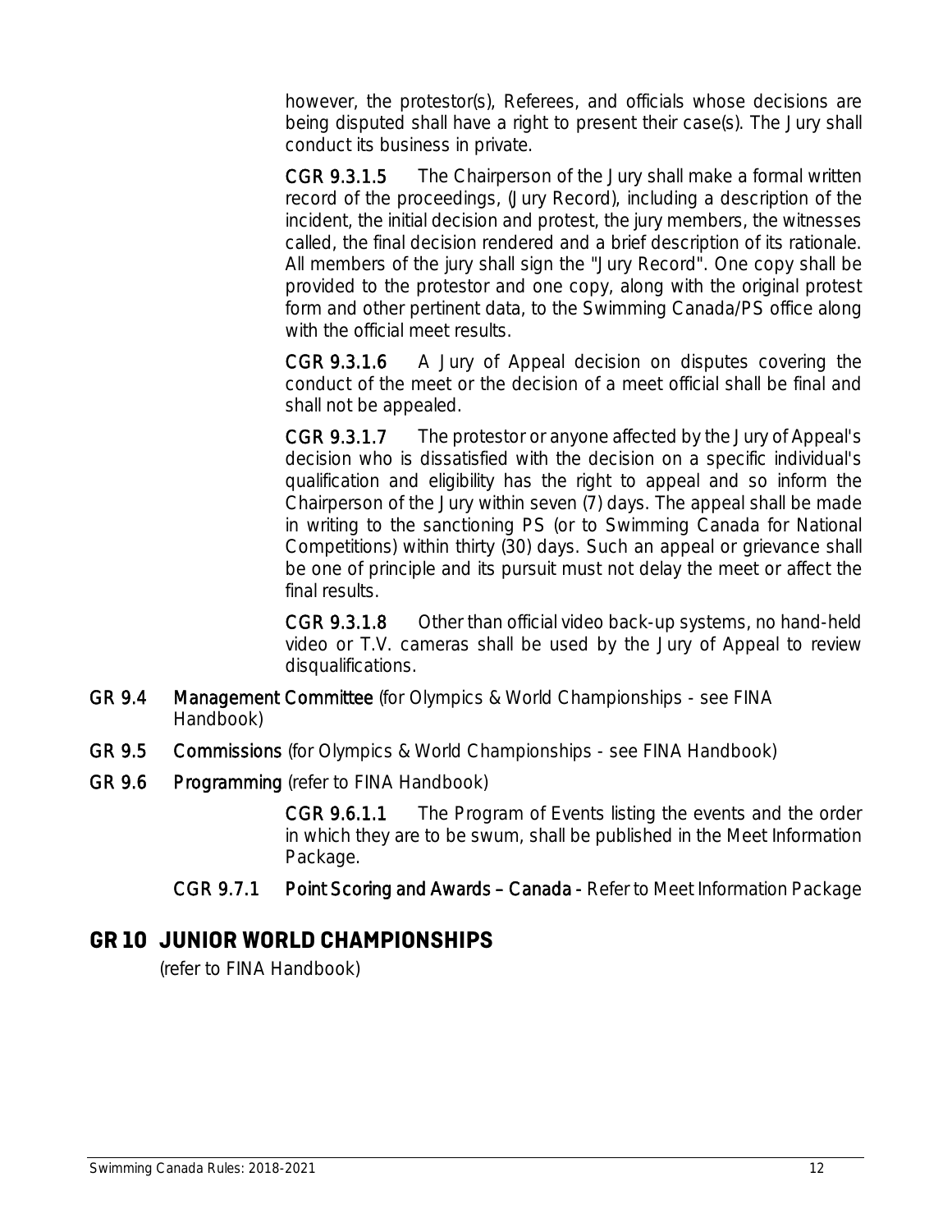however, the protestor(s), Referees, and officials whose decisions are being disputed shall have a right to present their case(s). The Jury shall conduct its business in private.

**CGR 9.3.1.5** The Chairperson of the Jury shall make a formal written record of the proceedings, (Jury Record), including a description of the incident, the initial decision and protest, the jury members, the witnesses called, the final decision rendered and a brief description of its rationale. All members of the jury shall sign the "Jury Record". One copy shall be provided to the protestor and one copy, along with the original protest form and other pertinent data, to the Swimming Canada/PS office along with the official meet results.

**CGR 9.3.1.6** A Jury of Appeal decision on disputes covering the conduct of the meet or the decision of a meet official shall be final and shall not be appealed.

**CGR 9.3.1.7** The protestor or anyone affected by the Jury of Appeal's decision who is dissatisfied with the decision on a specific individual's qualification and eligibility has the right to appeal and so inform the Chairperson of the Jury within seven (7) days. The appeal shall be made in writing to the sanctioning PS (or to Swimming Canada for National Competitions) within thirty (30) days. Such an appeal or grievance shall be one of principle and its pursuit must not delay the meet or affect the final results.

**CGR 9.3.1.8** Other than official video back-up systems, no hand-held video or T.V. cameras shall be used by the Jury of Appeal to review disqualifications.

**GR 9.4 Management Committee** (for Olympics & World Championships - see FINA Handbook)

**GR 9.5 Commissions** (for Olympics & World Championships - see FINA Handbook)

**GR 9.6 Programming** (refer to FINA Handbook)

**CGR 9.6.1.1** The Program of Events listing the events and the order in which they are to be swum, shall be published in the Meet Information Package.

**CGR 9.7.1 Point Scoring and Awards – Canada -** Refer to Meet Information Package

## GR 10 JUNIOR WORLD CHAMPIONSHIPS

(refer to FINA Handbook)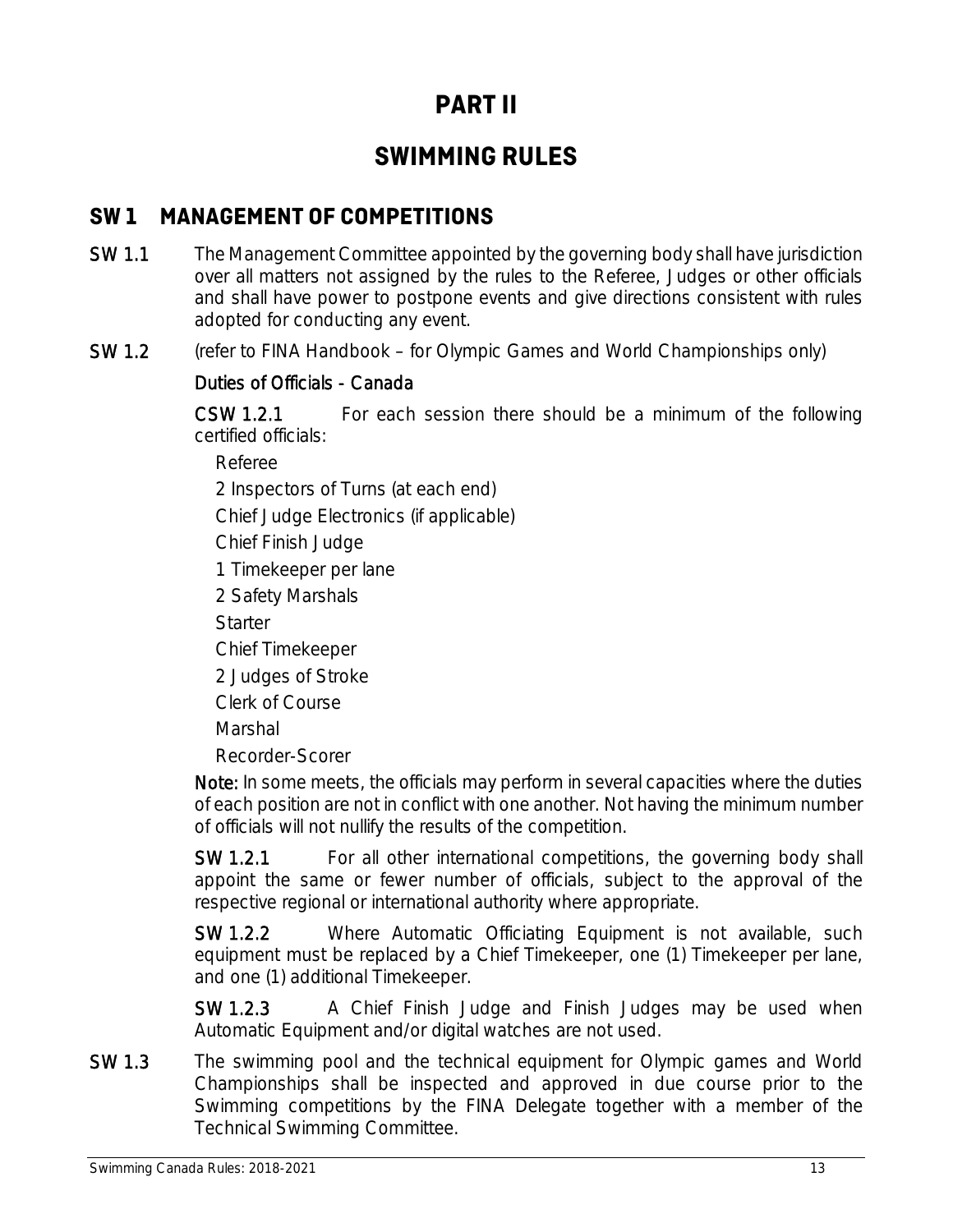# PART II

# SWIMMING RULES

## SW 1 MANAGEMENT OF COMPETITIONS

**SW 1.1** The Management Committee appointed by the governing body shall have jurisdiction over all matters not assigned by the rules to the Referee, Judges or other officials and shall have power to postpone events and give directions consistent with rules adopted for conducting any event.

**SW 1.2** (refer to FINA Handbook – for Olympic Games and World Championships only)

**Duties of Officials - Canada**

**CSW 1.2.1** For each session there should be a minimum of the following certified officials:

Referee
2 Inspectors of Turns (at each end)
Chief Judge Electronics (if applicable)
Chief Finish Judge
1 Timekeeper per lane
2 Safety Marshals
Starter
Chief Timekeeper
2 Judges of Stroke
Clerk of Course
Marshal
Recorder-Scorer

**Note:** In some meets, the officials may perform in several capacities where the duties of each position are not in conflict with one another. Not having the minimum number of officials will not nullify the results of the competition.

**SW 1.2.1** For all other international competitions, the governing body shall appoint the same or fewer number of officials, subject to the approval of the respective regional or international authority where appropriate.

**SW 1.2.2** Where Automatic Officiating Equipment is not available, such equipment must be replaced by a Chief Timekeeper, one (1) Timekeeper per lane, and one (1) additional Timekeeper.

**SW 1.2.3** A Chief Finish Judge and Finish Judges may be used when Automatic Equipment and/or digital watches are not used.

**SW 1.3** The swimming pool and the technical equipment for Olympic games and World Championships shall be inspected and approved in due course prior to the Swimming competitions by the FINA Delegate together with a member of the Technical Swimming Committee.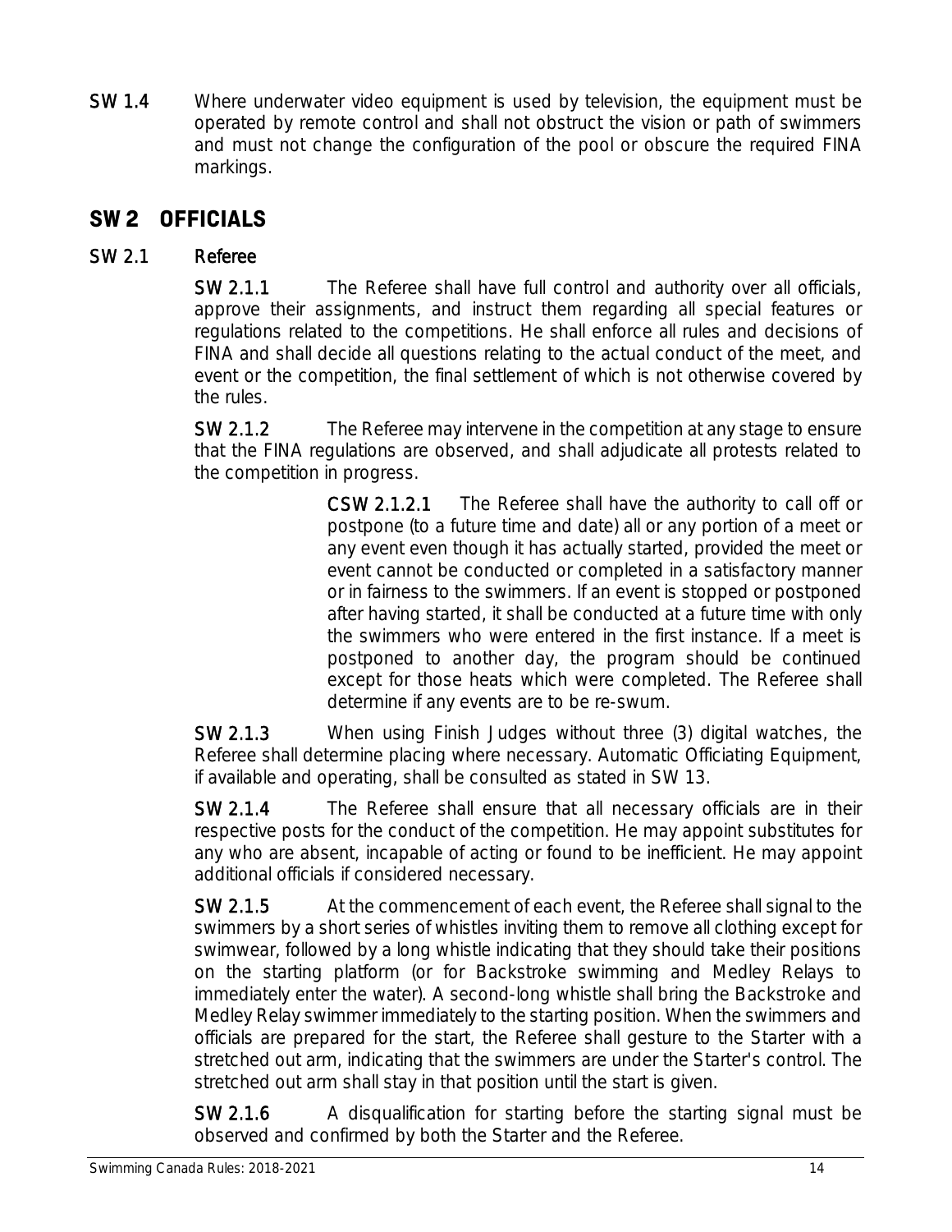**SW 1.4** Where underwater video equipment is used by television, the equipment must be operated by remote control and shall not obstruct the vision or path of swimmers and must not change the configuration of the pool or obscure the required FINA markings.

## SW 2 OFFICIALS

### SW 2.1 Referee

**SW 2.1.1** The Referee shall have full control and authority over all officials, approve their assignments, and instruct them regarding all special features or regulations related to the competitions. He shall enforce all rules and decisions of FINA and shall decide all questions relating to the actual conduct of the meet, and event or the competition, the final settlement of which is not otherwise covered by the rules.

**SW 2.1.2** The Referee may intervene in the competition at any stage to ensure that the FINA regulations are observed, and shall adjudicate all protests related to the competition in progress.

**CSW 2.1.2.1** The Referee shall have the authority to call off or postpone (to a future time and date) all or any portion of a meet or any event even though it has actually started, provided the meet or event cannot be conducted or completed in a satisfactory manner or in fairness to the swimmers. If an event is stopped or postponed after having started, it shall be conducted at a future time with only the swimmers who were entered in the first instance. If a meet is postponed to another day, the program should be continued except for those heats which were completed. The Referee shall determine if any events are to be re-swum.

**SW 2.1.3** When using Finish Judges without three (3) digital watches, the Referee shall determine placing where necessary. Automatic Officiating Equipment, if available and operating, shall be consulted as stated in SW 13.

**SW 2.1.4** The Referee shall ensure that all necessary officials are in their respective posts for the conduct of the competition. He may appoint substitutes for any who are absent, incapable of acting or found to be inefficient. He may appoint additional officials if considered necessary.

**SW 2.1.5** At the commencement of each event, the Referee shall signal to the swimmers by a short series of whistles inviting them to remove all clothing except for swimwear, followed by a long whistle indicating that they should take their positions on the starting platform (or for Backstroke swimming and Medley Relays to immediately enter the water). A second-long whistle shall bring the Backstroke and Medley Relay swimmer immediately to the starting position. When the swimmers and officials are prepared for the start, the Referee shall gesture to the Starter with a stretched out arm, indicating that the swimmers are under the Starter's control. The stretched out arm shall stay in that position until the start is given.

**SW 2.1.6** A disqualification for starting before the starting signal must be observed and confirmed by both the Starter and the Referee.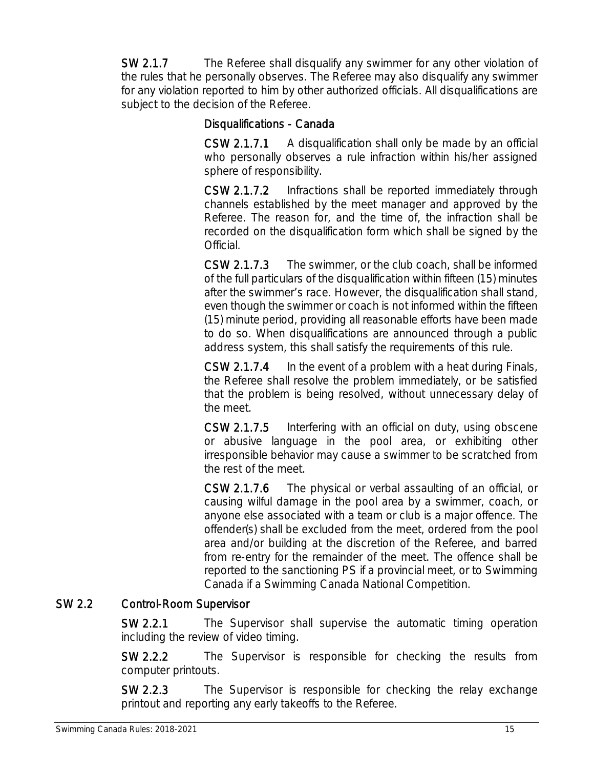**SW 2.1.7** The Referee shall disqualify any swimmer for any other violation of the rules that he personally observes. The Referee may also disqualify any swimmer for any violation reported to him by other authorized officials. All disqualifications are subject to the decision of the Referee.

### Disqualifications - Canada

**CSW 2.1.7.1** A disqualification shall only be made by an official who personally observes a rule infraction within his/her assigned sphere of responsibility.

**CSW 2.1.7.2** Infractions shall be reported immediately through channels established by the meet manager and approved by the Referee. The reason for, and the time of, the infraction shall be recorded on the disqualification form which shall be signed by the Official.

**CSW 2.1.7.3** The swimmer, or the club coach, shall be informed of the full particulars of the disqualification within fifteen (15) minutes after the swimmer's race. However, the disqualification shall stand, even though the swimmer or coach is not informed within the fifteen (15) minute period, providing all reasonable efforts have been made to do so. When disqualifications are announced through a public address system, this shall satisfy the requirements of this rule.

**CSW 2.1.7.4** In the event of a problem with a heat during Finals, the Referee shall resolve the problem immediately, or be satisfied that the problem is being resolved, without unnecessary delay of the meet.

**CSW 2.1.7.5** Interfering with an official on duty, using obscene or abusive language in the pool area, or exhibiting other irresponsible behavior may cause a swimmer to be scratched from the rest of the meet.

**CSW 2.1.7.6** The physical or verbal assaulting of an official, or causing wilful damage in the pool area by a swimmer, coach, or anyone else associated with a team or club is a major offence. The offender(s) shall be excluded from the meet, ordered from the pool area and/or building at the discretion of the Referee, and barred from re-entry for the remainder of the meet. The offence shall be reported to the sanctioning PS if a provincial meet, or to Swimming Canada if a Swimming Canada National Competition.

## SW 2.2 Control-Room Supervisor

**SW 2.2.1** The Supervisor shall supervise the automatic timing operation including the review of video timing.

**SW 2.2.2** The Supervisor is responsible for checking the results from computer printouts.

**SW 2.2.3** The Supervisor is responsible for checking the relay exchange printout and reporting any early takeoffs to the Referee.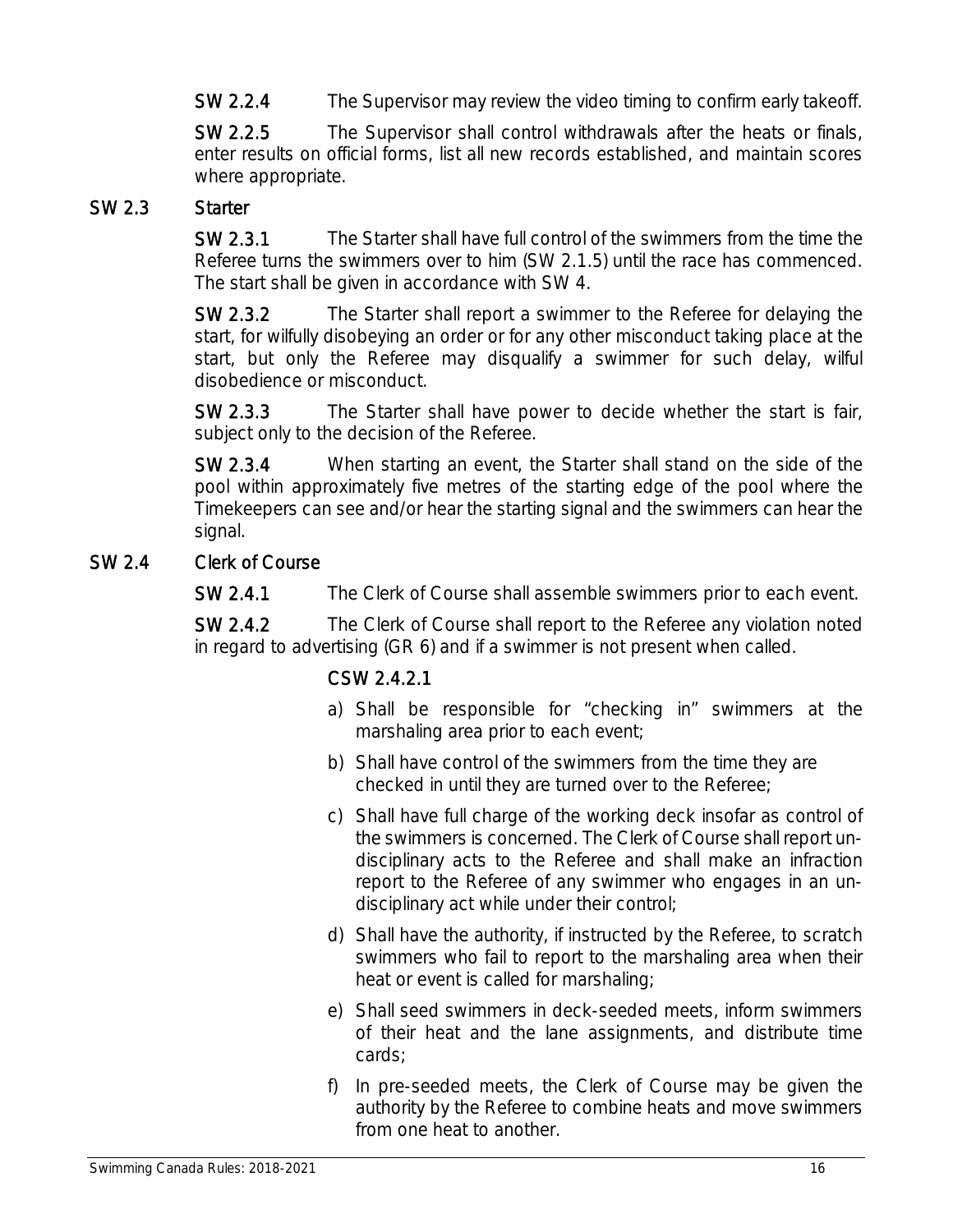**SW 2.2.4** The Supervisor may review the video timing to confirm early takeoff.

**SW 2.2.5** The Supervisor shall control withdrawals after the heats or finals, enter results on official forms, list all new records established, and maintain scores where appropriate.

## SW 2.3 Starter

**SW 2.3.1** The Starter shall have full control of the swimmers from the time the Referee turns the swimmers over to him (SW 2.1.5) until the race has commenced. The start shall be given in accordance with SW 4.

**SW 2.3.2** The Starter shall report a swimmer to the Referee for delaying the start, for wilfully disobeying an order or for any other misconduct taking place at the start, but only the Referee may disqualify a swimmer for such delay, wilful disobedience or misconduct.

**SW 2.3.3** The Starter shall have power to decide whether the start is fair, subject only to the decision of the Referee.

**SW 2.3.4** When starting an event, the Starter shall stand on the side of the pool within approximately five metres of the starting edge of the pool where the Timekeepers can see and/or hear the starting signal and the swimmers can hear the signal.

## SW 2.4 Clerk of Course

**SW 2.4.1** The Clerk of Course shall assemble swimmers prior to each event.

**SW 2.4.2** The Clerk of Course shall report to the Referee any violation noted in regard to advertising (GR 6) and if a swimmer is not present when called.

**CSW 2.4.2.1**

a) Shall be responsible for "checking in" swimmers at the marshaling area prior to each event;

b) Shall have control of the swimmers from the time they are checked in until they are turned over to the Referee;

c) Shall have full charge of the working deck insofar as control of the swimmers is concerned. The Clerk of Course shall report un-disciplinary acts to the Referee and shall make an infraction report to the Referee of any swimmer who engages in an un-disciplinary act while under their control;

d) Shall have the authority, if instructed by the Referee, to scratch swimmers who fail to report to the marshaling area when their heat or event is called for marshaling;

e) Shall seed swimmers in deck-seeded meets, inform swimmers of their heat and the lane assignments, and distribute time cards;

f) In pre-seeded meets, the Clerk of Course may be given the authority by the Referee to combine heats and move swimmers from one heat to another.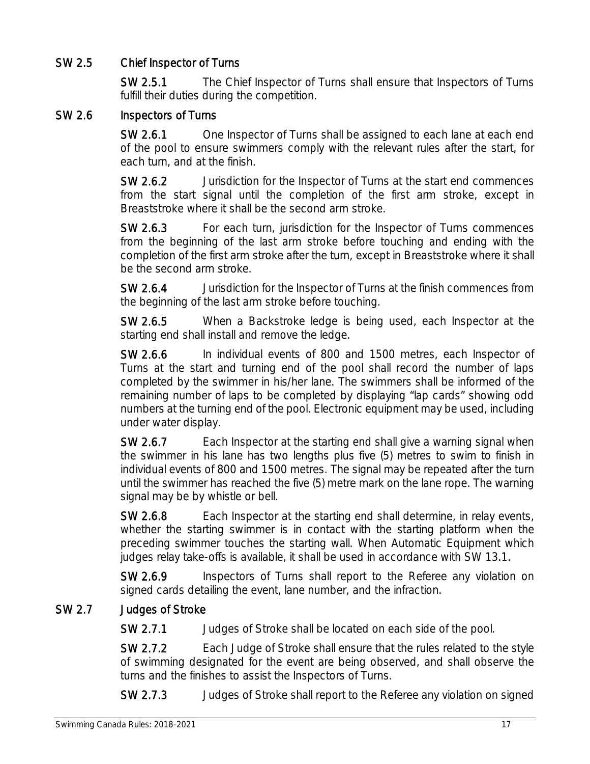## SW 2.5 Chief Inspector of Turns

**SW 2.5.1** The Chief Inspector of Turns shall ensure that Inspectors of Turns fulfill their duties during the competition.

## SW 2.6 Inspectors of Turns

**SW 2.6.1** One Inspector of Turns shall be assigned to each lane at each end of the pool to ensure swimmers comply with the relevant rules after the start, for each turn, and at the finish.

**SW 2.6.2** Jurisdiction for the Inspector of Turns at the start end commences from the start signal until the completion of the first arm stroke, except in Breaststroke where it shall be the second arm stroke.

**SW 2.6.3** For each turn, jurisdiction for the Inspector of Turns commences from the beginning of the last arm stroke before touching and ending with the completion of the first arm stroke after the turn, except in Breaststroke where it shall be the second arm stroke.

**SW 2.6.4** Jurisdiction for the Inspector of Turns at the finish commences from the beginning of the last arm stroke before touching.

**SW 2.6.5** When a Backstroke ledge is being used, each Inspector at the starting end shall install and remove the ledge.

**SW 2.6.6** In individual events of 800 and 1500 metres, each Inspector of Turns at the start and turning end of the pool shall record the number of laps completed by the swimmer in his/her lane. The swimmers shall be informed of the remaining number of laps to be completed by displaying "lap cards" showing odd numbers at the turning end of the pool. Electronic equipment may be used, including under water display.

**SW 2.6.7** Each Inspector at the starting end shall give a warning signal when the swimmer in his lane has two lengths plus five (5) metres to swim to finish in individual events of 800 and 1500 metres. The signal may be repeated after the turn until the swimmer has reached the five (5) metre mark on the lane rope. The warning signal may be by whistle or bell.

**SW 2.6.8** Each Inspector at the starting end shall determine, in relay events, whether the starting swimmer is in contact with the starting platform when the preceding swimmer touches the starting wall. When Automatic Equipment which judges relay take-offs is available, it shall be used in accordance with SW 13.1.

**SW 2.6.9** Inspectors of Turns shall report to the Referee any violation on signed cards detailing the event, lane number, and the infraction.

## SW 2.7 Judges of Stroke

**SW 2.7.1** Judges of Stroke shall be located on each side of the pool.

**SW 2.7.2** Each Judge of Stroke shall ensure that the rules related to the style of swimming designated for the event are being observed, and shall observe the turns and the finishes to assist the Inspectors of Turns.

**SW 2.7.3** Judges of Stroke shall report to the Referee any violation on signed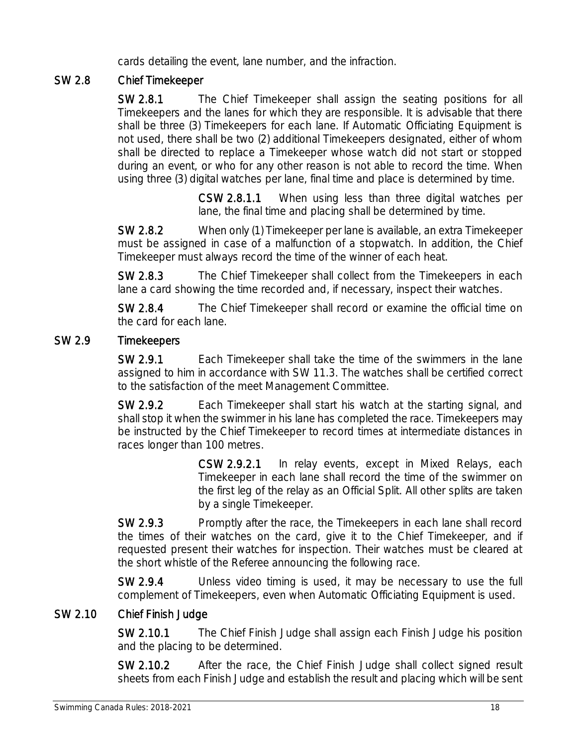cards detailing the event, lane number, and the infraction.

## SW 2.8 Chief Timekeeper

**SW 2.8.1** The Chief Timekeeper shall assign the seating positions for all Timekeepers and the lanes for which they are responsible. It is advisable that there shall be three (3) Timekeepers for each lane. If Automatic Officiating Equipment is not used, there shall be two (2) additional Timekeepers designated, either of whom shall be directed to replace a Timekeeper whose watch did not start or stopped during an event, or who for any other reason is not able to record the time. When using three (3) digital watches per lane, final time and place is determined by time.

**CSW 2.8.1.1** When using less than three digital watches per lane, the final time and placing shall be determined by time.

**SW 2.8.2** When only (1) Timekeeper per lane is available, an extra Timekeeper must be assigned in case of a malfunction of a stopwatch. In addition, the Chief Timekeeper must always record the time of the winner of each heat.

**SW 2.8.3** The Chief Timekeeper shall collect from the Timekeepers in each lane a card showing the time recorded and, if necessary, inspect their watches.

**SW 2.8.4** The Chief Timekeeper shall record or examine the official time on the card for each lane.

## SW 2.9 Timekeepers

**SW 2.9.1** Each Timekeeper shall take the time of the swimmers in the lane assigned to him in accordance with SW 11.3. The watches shall be certified correct to the satisfaction of the meet Management Committee.

**SW 2.9.2** Each Timekeeper shall start his watch at the starting signal, and shall stop it when the swimmer in his lane has completed the race. Timekeepers may be instructed by the Chief Timekeeper to record times at intermediate distances in races longer than 100 metres.

**CSW 2.9.2.1** In relay events, except in Mixed Relays, each Timekeeper in each lane shall record the time of the swimmer on the first leg of the relay as an Official Split. All other splits are taken by a single Timekeeper.

**SW 2.9.3** Promptly after the race, the Timekeepers in each lane shall record the times of their watches on the card, give it to the Chief Timekeeper, and if requested present their watches for inspection. Their watches must be cleared at the short whistle of the Referee announcing the following race.

**SW 2.9.4** Unless video timing is used, it may be necessary to use the full complement of Timekeepers, even when Automatic Officiating Equipment is used.

## SW 2.10 Chief Finish Judge

**SW 2.10.1** The Chief Finish Judge shall assign each Finish Judge his position and the placing to be determined.

**SW 2.10.2** After the race, the Chief Finish Judge shall collect signed result sheets from each Finish Judge and establish the result and placing which will be sent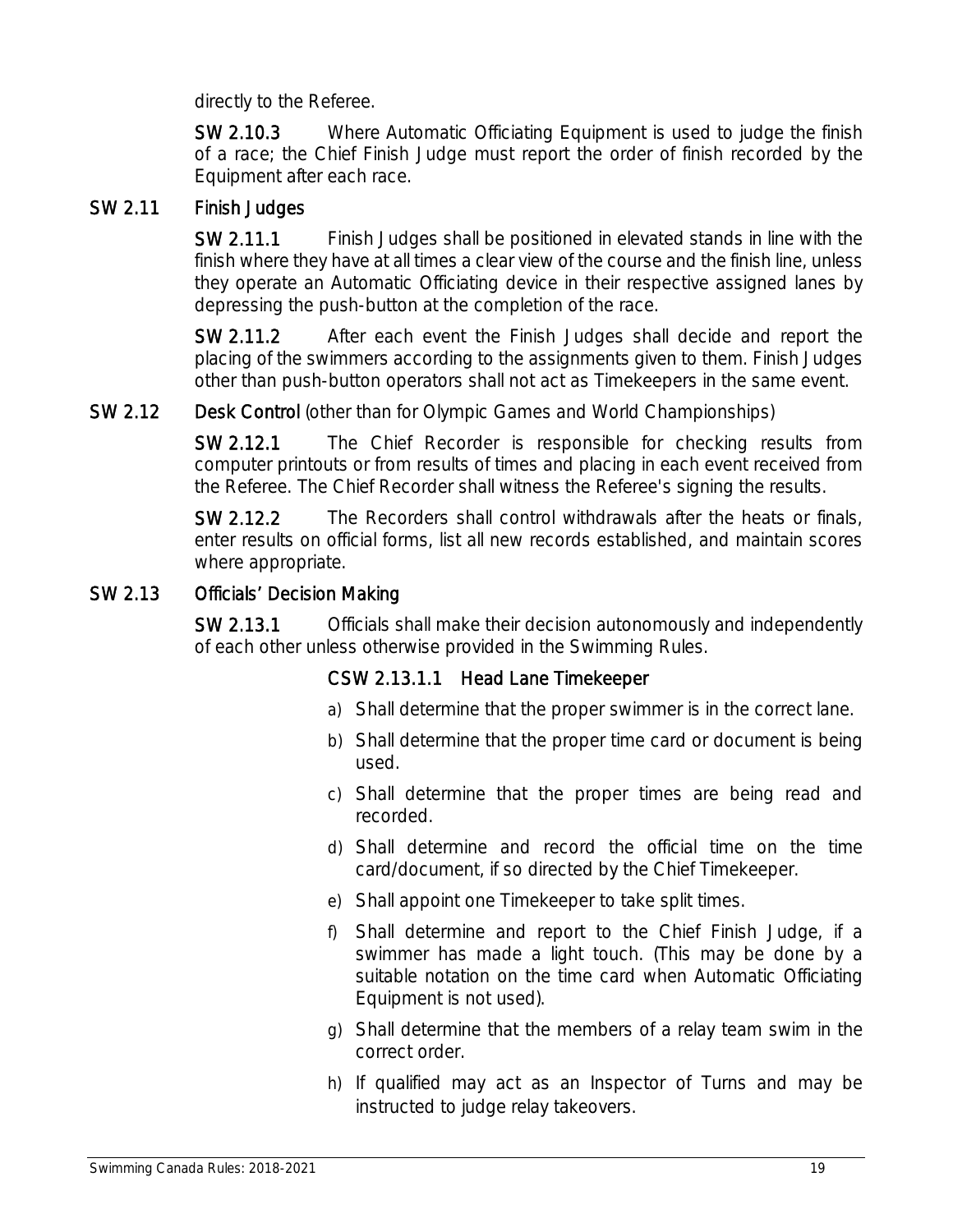directly to the Referee.

**SW 2.10.3** Where Automatic Officiating Equipment is used to judge the finish of a race; the Chief Finish Judge must report the order of finish recorded by the Equipment after each race.

## SW 2.11 Finish Judges

**SW 2.11.1** Finish Judges shall be positioned in elevated stands in line with the finish where they have at all times a clear view of the course and the finish line, unless they operate an Automatic Officiating device in their respective assigned lanes by depressing the push-button at the completion of the race.

**SW 2.11.2** After each event the Finish Judges shall decide and report the placing of the swimmers according to the assignments given to them. Finish Judges other than push-button operators shall not act as Timekeepers in the same event.

## SW 2.12 Desk Control (other than for Olympic Games and World Championships)

**SW 2.12.1** The Chief Recorder is responsible for checking results from computer printouts or from results of times and placing in each event received from the Referee. The Chief Recorder shall witness the Referee's signing the results.

**SW 2.12.2** The Recorders shall control withdrawals after the heats or finals, enter results on official forms, list all new records established, and maintain scores where appropriate.

## SW 2.13 Officials' Decision Making

**SW 2.13.1** Officials shall make their decision autonomously and independently of each other unless otherwise provided in the Swimming Rules.

### CSW 2.13.1.1 Head Lane Timekeeper

a) Shall determine that the proper swimmer is in the correct lane.

b) Shall determine that the proper time card or document is being used.

c) Shall determine that the proper times are being read and recorded.

d) Shall determine and record the official time on the time card/document, if so directed by the Chief Timekeeper.

e) Shall appoint one Timekeeper to take split times.

f) Shall determine and report to the Chief Finish Judge, if a swimmer has made a light touch. (This may be done by a suitable notation on the time card when Automatic Officiating Equipment is not used).

g) Shall determine that the members of a relay team swim in the correct order.

h) If qualified may act as an Inspector of Turns and may be instructed to judge relay takeovers.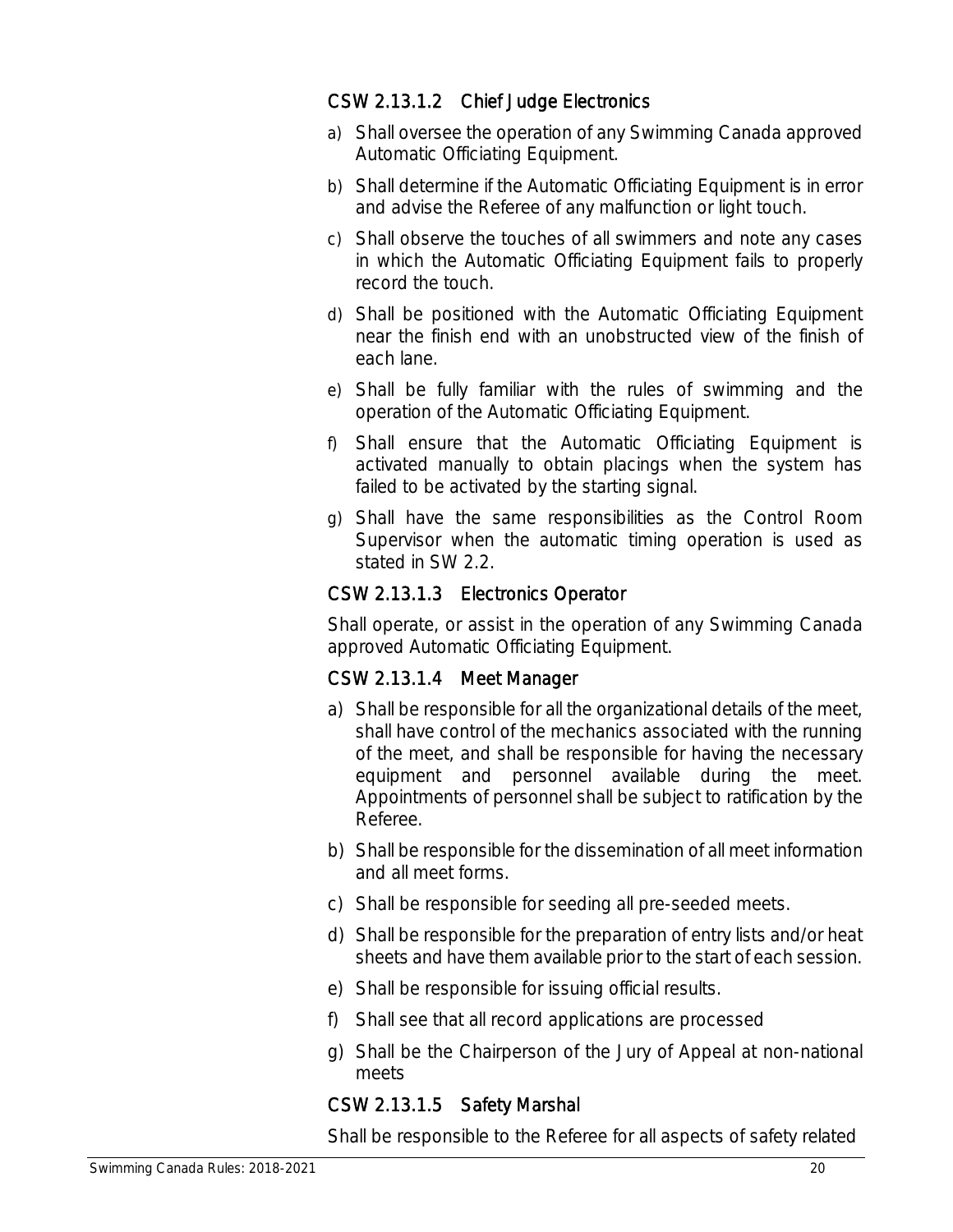### CSW 2.13.1.2 Chief Judge Electronics

a) Shall oversee the operation of any Swimming Canada approved Automatic Officiating Equipment.

b) Shall determine if the Automatic Officiating Equipment is in error and advise the Referee of any malfunction or light touch.

c) Shall observe the touches of all swimmers and note any cases in which the Automatic Officiating Equipment fails to properly record the touch.

d) Shall be positioned with the Automatic Officiating Equipment near the finish end with an unobstructed view of the finish of each lane.

e) Shall be fully familiar with the rules of swimming and the operation of the Automatic Officiating Equipment.

f) Shall ensure that the Automatic Officiating Equipment is activated manually to obtain placings when the system has failed to be activated by the starting signal.

g) Shall have the same responsibilities as the Control Room Supervisor when the automatic timing operation is used as stated in SW 2.2.

### CSW 2.13.1.3 Electronics Operator

Shall operate, or assist in the operation of any Swimming Canada approved Automatic Officiating Equipment.

### CSW 2.13.1.4 Meet Manager

a) Shall be responsible for all the organizational details of the meet, shall have control of the mechanics associated with the running of the meet, and shall be responsible for having the necessary equipment and personnel available during the meet. Appointments of personnel shall be subject to ratification by the Referee.

b) Shall be responsible for the dissemination of all meet information and all meet forms.

c) Shall be responsible for seeding all pre-seeded meets.

d) Shall be responsible for the preparation of entry lists and/or heat sheets and have them available prior to the start of each session.

e) Shall be responsible for issuing official results.

f) Shall see that all record applications are processed

g) Shall be the Chairperson of the Jury of Appeal at non-national meets

### CSW 2.13.1.5 Safety Marshal

Shall be responsible to the Referee for all aspects of safety related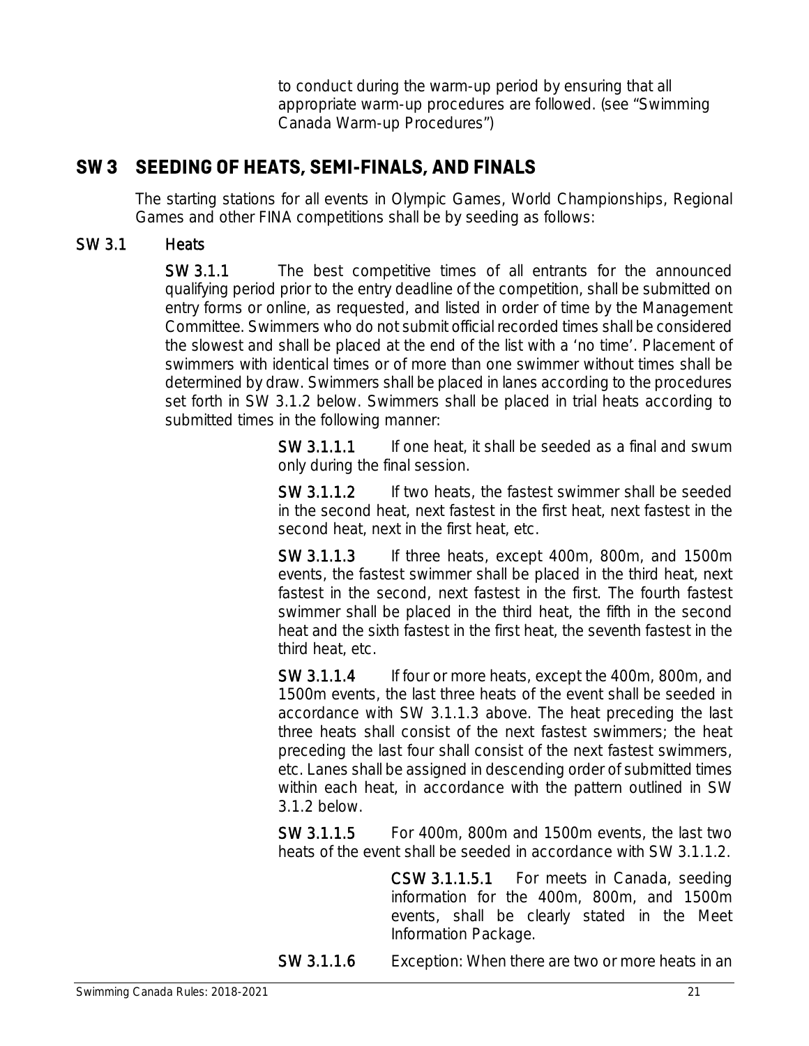to conduct during the warm-up period by ensuring that all appropriate warm-up procedures are followed. (see "Swimming Canada Warm-up Procedures")

## SW 3 SEEDING OF HEATS, SEMI-FINALS, AND FINALS

The starting stations for all events in Olympic Games, World Championships, Regional Games and other FINA competitions shall be by seeding as follows:

### SW 3.1 Heats

**SW 3.1.1** The best competitive times of all entrants for the announced qualifying period prior to the entry deadline of the competition, shall be submitted on entry forms or online, as requested, and listed in order of time by the Management Committee. Swimmers who do not submit official recorded times shall be considered the slowest and shall be placed at the end of the list with a 'no time'. Placement of swimmers with identical times or of more than one swimmer without times shall be determined by draw. Swimmers shall be placed in lanes according to the procedures set forth in SW 3.1.2 below. Swimmers shall be placed in trial heats according to submitted times in the following manner:

**SW 3.1.1.1** If one heat, it shall be seeded as a final and swum only during the final session.

**SW 3.1.1.2** If two heats, the fastest swimmer shall be seeded in the second heat, next fastest in the first heat, next fastest in the second heat, next in the first heat, etc.

**SW 3.1.1.3** If three heats, except 400m, 800m, and 1500m events, the fastest swimmer shall be placed in the third heat, next fastest in the second, next fastest in the first. The fourth fastest swimmer shall be placed in the third heat, the fifth in the second heat and the sixth fastest in the first heat, the seventh fastest in the third heat, etc.

**SW 3.1.1.4** If four or more heats, except the 400m, 800m, and 1500m events, the last three heats of the event shall be seeded in accordance with SW 3.1.1.3 above. The heat preceding the last three heats shall consist of the next fastest swimmers; the heat preceding the last four shall consist of the next fastest swimmers, etc. Lanes shall be assigned in descending order of submitted times within each heat, in accordance with the pattern outlined in SW 3.1.2 below.

**SW 3.1.1.5** For 400m, 800m and 1500m events, the last two heats of the event shall be seeded in accordance with SW 3.1.1.2.

**CSW 3.1.1.5.1** For meets in Canada, seeding information for the 400m, 800m, and 1500m events, shall be clearly stated in the Meet Information Package.

**SW 3.1.1.6** Exception: When there are two or more heats in an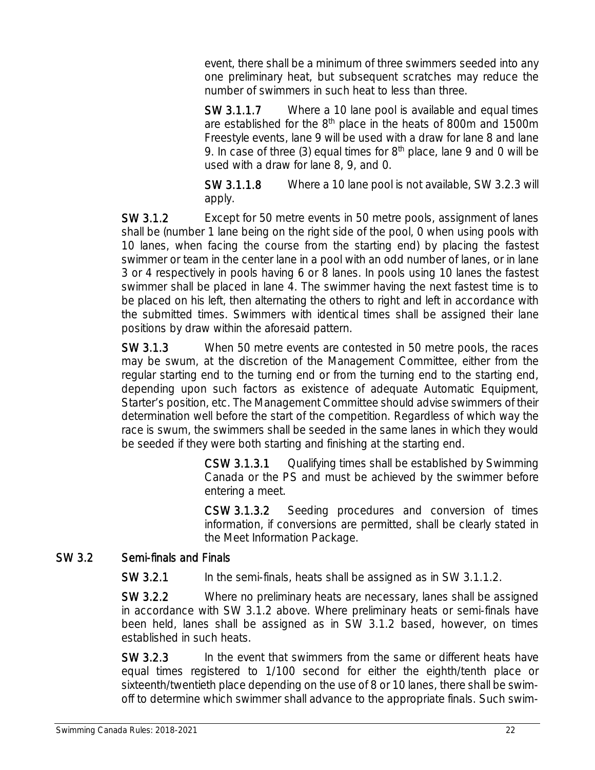event, there shall be a minimum of three swimmers seeded into any one preliminary heat, but subsequent scratches may reduce the number of swimmers in such heat to less than three.

**SW 3.1.1.7** Where a 10 lane pool is available and equal times are established for the 8th place in the heats of 800m and 1500m Freestyle events, lane 9 will be used with a draw for lane 8 and lane 9. In case of three (3) equal times for 8th place, lane 9 and 0 will be used with a draw for lane 8, 9, and 0.

**SW 3.1.1.8** Where a 10 lane pool is not available, SW 3.2.3 will apply.

**SW 3.1.2** Except for 50 metre events in 50 metre pools, assignment of lanes shall be (number 1 lane being on the right side of the pool, 0 when using pools with 10 lanes, when facing the course from the starting end) by placing the fastest swimmer or team in the center lane in a pool with an odd number of lanes, or in lane 3 or 4 respectively in pools having 6 or 8 lanes. In pools using 10 lanes the fastest swimmer shall be placed in lane 4. The swimmer having the next fastest time is to be placed on his left, then alternating the others to right and left in accordance with the submitted times. Swimmers with identical times shall be assigned their lane positions by draw within the aforesaid pattern.

**SW 3.1.3** When 50 metre events are contested in 50 metre pools, the races may be swum, at the discretion of the Management Committee, either from the regular starting end to the turning end or from the turning end to the starting end, depending upon such factors as existence of adequate Automatic Equipment, Starter's position, etc. The Management Committee should advise swimmers of their determination well before the start of the competition. Regardless of which way the race is swum, the swimmers shall be seeded in the same lanes in which they would be seeded if they were both starting and finishing at the starting end.

**CSW 3.1.3.1** Qualifying times shall be established by Swimming Canada or the PS and must be achieved by the swimmer before entering a meet.

**CSW 3.1.3.2** Seeding procedures and conversion of times information, if conversions are permitted, shall be clearly stated in the Meet Information Package.

## SW 3.2 Semi-finals and Finals

**SW 3.2.1** In the semi-finals, heats shall be assigned as in SW 3.1.1.2.

**SW 3.2.2** Where no preliminary heats are necessary, lanes shall be assigned in accordance with SW 3.1.2 above. Where preliminary heats or semi-finals have been held, lanes shall be assigned as in SW 3.1.2 based, however, on times established in such heats.

**SW 3.2.3** In the event that swimmers from the same or different heats have equal times registered to 1/100 second for either the eighth/tenth place or sixteenth/twentieth place depending on the use of 8 or 10 lanes, there shall be swim-off to determine which swimmer shall advance to the appropriate finals. Such swim-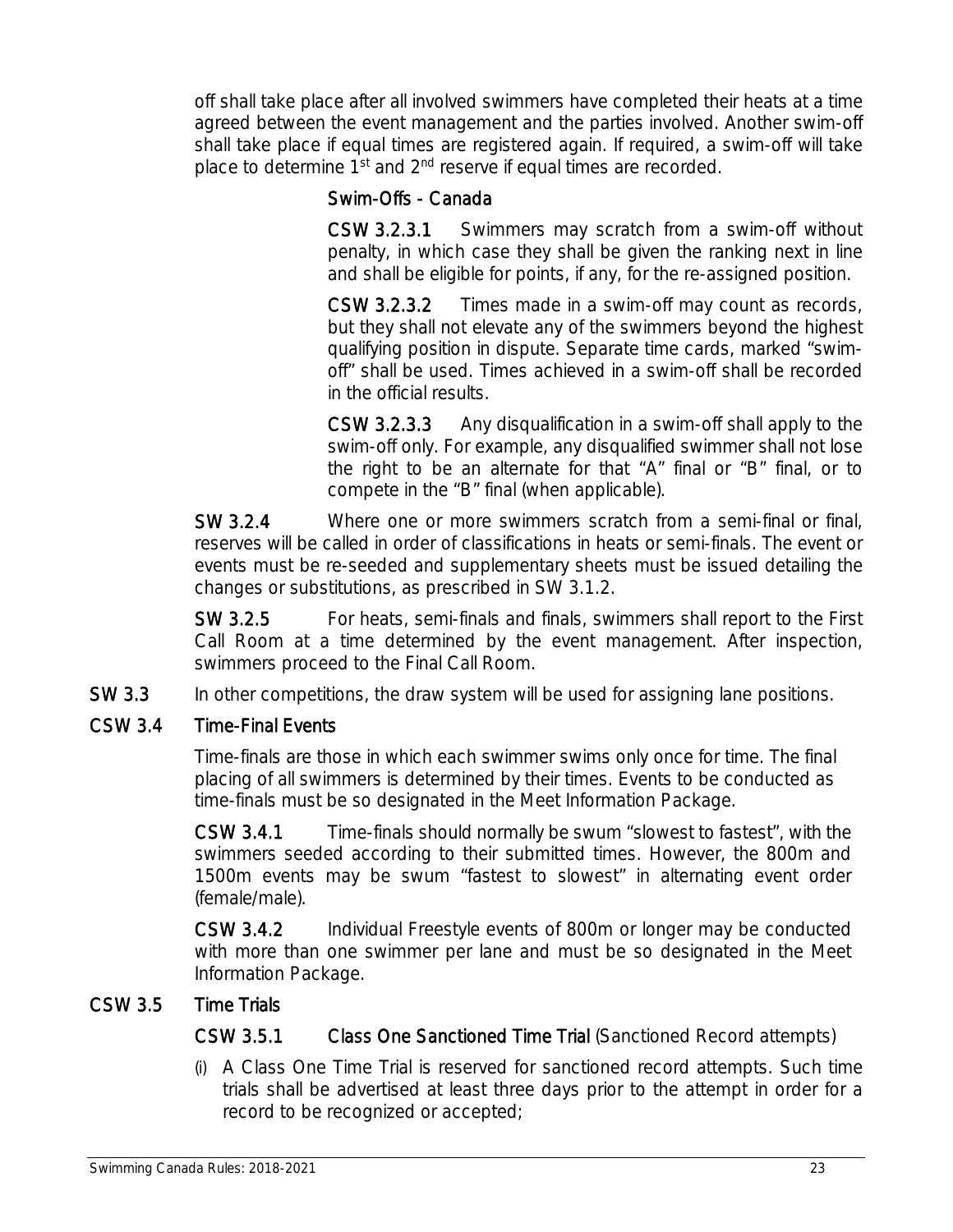off shall take place after all involved swimmers have completed their heats at a time agreed between the event management and the parties involved. Another swim-off shall take place if equal times are registered again. If required, a swim-off will take place to determine 1st and 2nd reserve if equal times are recorded.

**Swim-Offs - Canada**

**CSW 3.2.3.1** Swimmers may scratch from a swim-off without penalty, in which case they shall be given the ranking next in line and shall be eligible for points, if any, for the re-assigned position.

**CSW 3.2.3.2** Times made in a swim-off may count as records, but they shall not elevate any of the swimmers beyond the highest qualifying position in dispute. Separate time cards, marked "swim-off" shall be used. Times achieved in a swim-off shall be recorded in the official results.

**CSW 3.2.3.3** Any disqualification in a swim-off shall apply to the swim-off only. For example, any disqualified swimmer shall not lose the right to be an alternate for that "A" final or "B" final, or to compete in the "B" final (when applicable).

**SW 3.2.4** Where one or more swimmers scratch from a semi-final or final, reserves will be called in order of classifications in heats or semi-finals. The event or events must be re-seeded and supplementary sheets must be issued detailing the changes or substitutions, as prescribed in SW 3.1.2.

**SW 3.2.5** For heats, semi-finals and finals, swimmers shall report to the First Call Room at a time determined by the event management. After inspection, swimmers proceed to the Final Call Room.

**SW 3.3** In other competitions, the draw system will be used for assigning lane positions.

## CSW 3.4 Time-Final Events

Time-finals are those in which each swimmer swims only once for time. The final placing of all swimmers is determined by their times. Events to be conducted as time-finals must be so designated in the Meet Information Package.

**CSW 3.4.1** Time-finals should normally be swum "slowest to fastest", with the swimmers seeded according to their submitted times. However, the 800m and 1500m events may be swum "fastest to slowest" in alternating event order (female/male).

**CSW 3.4.2** Individual Freestyle events of 800m or longer may be conducted with more than one swimmer per lane and must be so designated in the Meet Information Package.

## CSW 3.5 Time Trials

**CSW 3.5.1 Class One Sanctioned Time Trial** (Sanctioned Record attempts)

(i) A Class One Time Trial is reserved for sanctioned record attempts. Such time trials shall be advertised at least three days prior to the attempt in order for a record to be recognized or accepted;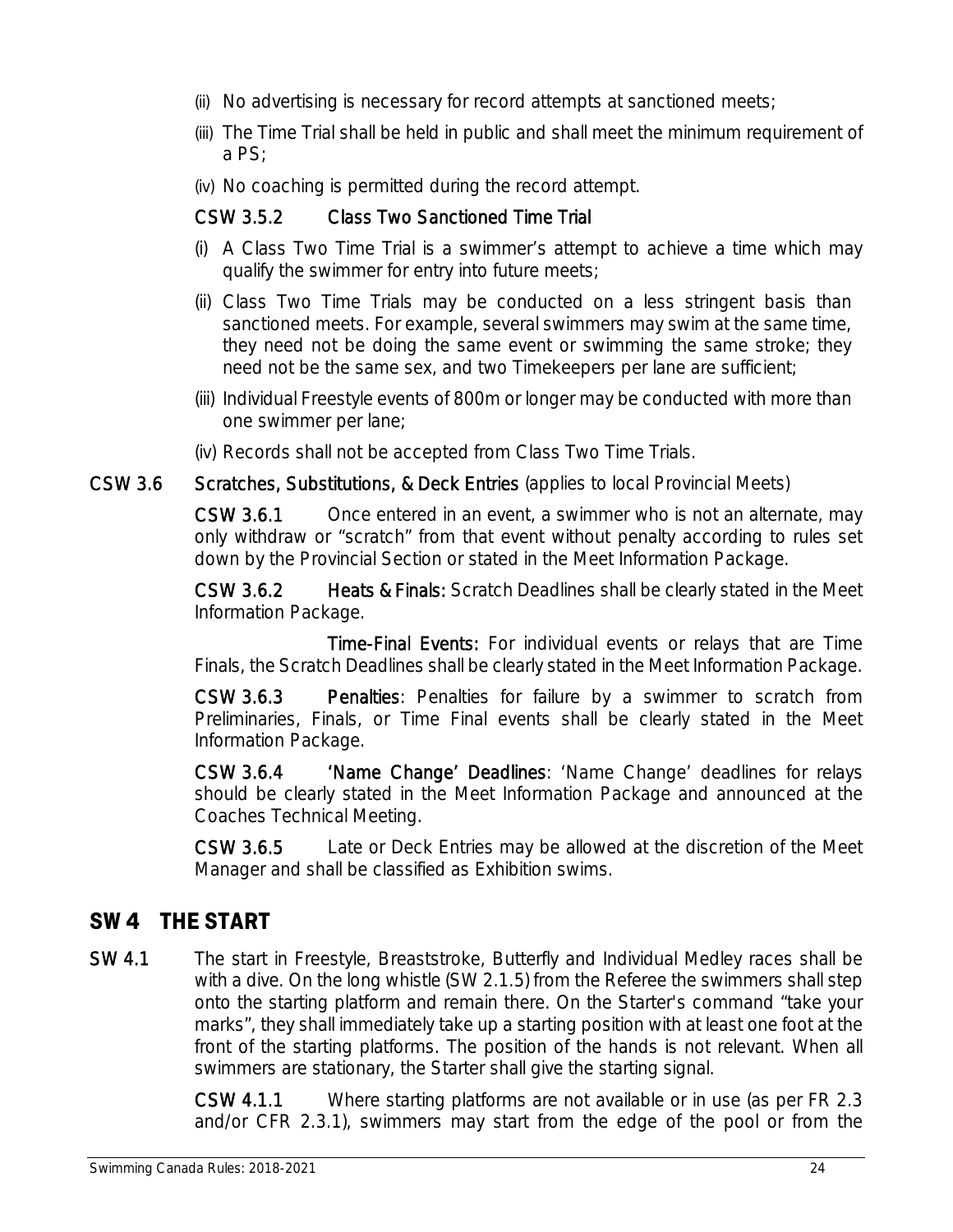(ii) No advertising is necessary for record attempts at sanctioned meets;

(iii) The Time Trial shall be held in public and shall meet the minimum requirement of a PS;

(iv) No coaching is permitted during the record attempt.

**CSW 3.5.2 Class Two Sanctioned Time Trial**

(i) A Class Two Time Trial is a swimmer's attempt to achieve a time which may qualify the swimmer for entry into future meets;

(ii) Class Two Time Trials may be conducted on a less stringent basis than sanctioned meets. For example, several swimmers may swim at the same time, they need not be doing the same event or swimming the same stroke; they need not be the same sex, and two Timekeepers per lane are sufficient;

(iii) Individual Freestyle events of 800m or longer may be conducted with more than one swimmer per lane;

(iv) Records shall not be accepted from Class Two Time Trials.

**CSW 3.6 Scratches, Substitutions, & Deck Entries** (applies to local Provincial Meets)

**CSW 3.6.1** Once entered in an event, a swimmer who is not an alternate, may only withdraw or "scratch" from that event without penalty according to rules set down by the Provincial Section or stated in the Meet Information Package.

**CSW 3.6.2** **Heats & Finals:** Scratch Deadlines shall be clearly stated in the Meet Information Package.

**Time-Final Events:** For individual events or relays that are Time Finals, the Scratch Deadlines shall be clearly stated in the Meet Information Package.

**CSW 3.6.3** **Penalties**: Penalties for failure by a swimmer to scratch from Preliminaries, Finals, or Time Final events shall be clearly stated in the Meet Information Package.

**CSW 3.6.4** **'Name Change' Deadlines**: 'Name Change' deadlines for relays should be clearly stated in the Meet Information Package and announced at the Coaches Technical Meeting.

**CSW 3.6.5** Late or Deck Entries may be allowed at the discretion of the Meet Manager and shall be classified as Exhibition swims.

## SW 4 THE START

**SW 4.1** The start in Freestyle, Breaststroke, Butterfly and Individual Medley races shall be with a dive. On the long whistle (SW 2.1.5) from the Referee the swimmers shall step onto the starting platform and remain there. On the Starter's command "take your marks", they shall immediately take up a starting position with at least one foot at the front of the starting platforms. The position of the hands is not relevant. When all swimmers are stationary, the Starter shall give the starting signal.

**CSW 4.1.1** Where starting platforms are not available or in use (as per FR 2.3 and/or CFR 2.3.1), swimmers may start from the edge of the pool or from the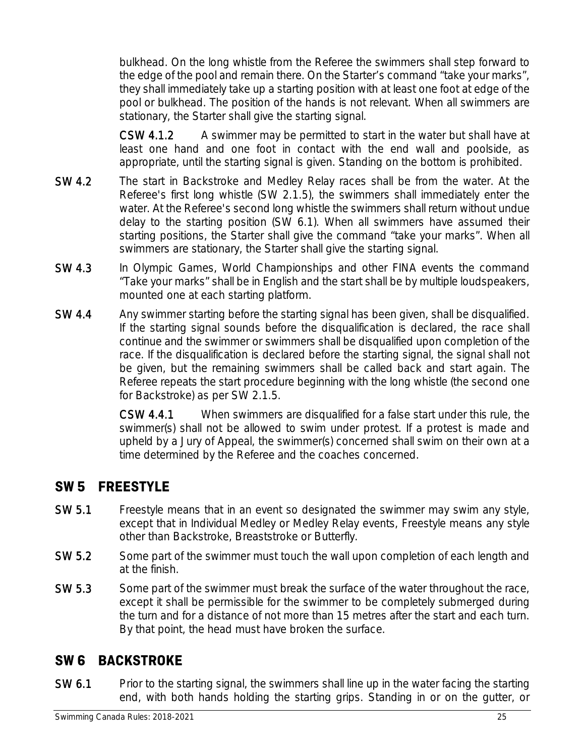bulkhead. On the long whistle from the Referee the swimmers shall step forward to the edge of the pool and remain there. On the Starter's command "take your marks", they shall immediately take up a starting position with at least one foot at edge of the pool or bulkhead. The position of the hands is not relevant. When all swimmers are stationary, the Starter shall give the starting signal.

**CSW 4.1.2** A swimmer may be permitted to start in the water but shall have at least one hand and one foot in contact with the end wall and poolside, as appropriate, until the starting signal is given. Standing on the bottom is prohibited.

**SW 4.2** The start in Backstroke and Medley Relay races shall be from the water. At the Referee's first long whistle (SW 2.1.5), the swimmers shall immediately enter the water. At the Referee's second long whistle the swimmers shall return without undue delay to the starting position (SW 6.1). When all swimmers have assumed their starting positions, the Starter shall give the command "take your marks". When all swimmers are stationary, the Starter shall give the starting signal.

**SW 4.3** In Olympic Games, World Championships and other FINA events the command "Take your marks" shall be in English and the start shall be by multiple loudspeakers, mounted one at each starting platform.

**SW 4.4** Any swimmer starting before the starting signal has been given, shall be disqualified. If the starting signal sounds before the disqualification is declared, the race shall continue and the swimmer or swimmers shall be disqualified upon completion of the race. If the disqualification is declared before the starting signal, the signal shall not be given, but the remaining swimmers shall be called back and start again. The Referee repeats the start procedure beginning with the long whistle (the second one for Backstroke) as per SW 2.1.5.

**CSW 4.4.1** When swimmers are disqualified for a false start under this rule, the swimmer(s) shall not be allowed to swim under protest. If a protest is made and upheld by a Jury of Appeal, the swimmer(s) concerned shall swim on their own at a time determined by the Referee and the coaches concerned.

## SW 5 FREESTYLE

**SW 5.1** Freestyle means that in an event so designated the swimmer may swim any style, except that in Individual Medley or Medley Relay events, Freestyle means any style other than Backstroke, Breaststroke or Butterfly.

**SW 5.2** Some part of the swimmer must touch the wall upon completion of each length and at the finish.

**SW 5.3** Some part of the swimmer must break the surface of the water throughout the race, except it shall be permissible for the swimmer to be completely submerged during the turn and for a distance of not more than 15 metres after the start and each turn. By that point, the head must have broken the surface.

## SW 6 BACKSTROKE

**SW 6.1** Prior to the starting signal, the swimmers shall line up in the water facing the starting end, with both hands holding the starting grips. Standing in or on the gutter, or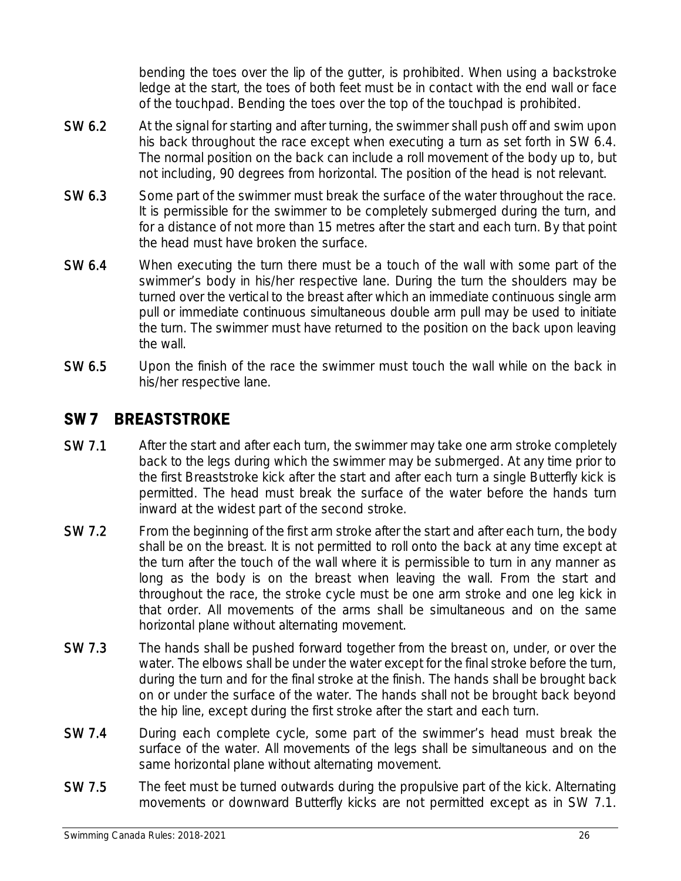bending the toes over the lip of the gutter, is prohibited. When using a backstroke ledge at the start, the toes of both feet must be in contact with the end wall or face of the touchpad. Bending the toes over the top of the touchpad is prohibited.

**SW 6.2** At the signal for starting and after turning, the swimmer shall push off and swim upon his back throughout the race except when executing a turn as set forth in SW 6.4. The normal position on the back can include a roll movement of the body up to, but not including, 90 degrees from horizontal. The position of the head is not relevant.

**SW 6.3** Some part of the swimmer must break the surface of the water throughout the race. It is permissible for the swimmer to be completely submerged during the turn, and for a distance of not more than 15 metres after the start and each turn. By that point the head must have broken the surface.

**SW 6.4** When executing the turn there must be a touch of the wall with some part of the swimmer's body in his/her respective lane. During the turn the shoulders may be turned over the vertical to the breast after which an immediate continuous single arm pull or immediate continuous simultaneous double arm pull may be used to initiate the turn. The swimmer must have returned to the position on the back upon leaving the wall.

**SW 6.5** Upon the finish of the race the swimmer must touch the wall while on the back in his/her respective lane.

## SW 7 BREASTSTROKE

**SW 7.1** After the start and after each turn, the swimmer may take one arm stroke completely back to the legs during which the swimmer may be submerged. At any time prior to the first Breaststroke kick after the start and after each turn a single Butterfly kick is permitted. The head must break the surface of the water before the hands turn inward at the widest part of the second stroke.

**SW 7.2** From the beginning of the first arm stroke after the start and after each turn, the body shall be on the breast. It is not permitted to roll onto the back at any time except at the turn after the touch of the wall where it is permissible to turn in any manner as long as the body is on the breast when leaving the wall. From the start and throughout the race, the stroke cycle must be one arm stroke and one leg kick in that order. All movements of the arms shall be simultaneous and on the same horizontal plane without alternating movement.

**SW 7.3** The hands shall be pushed forward together from the breast on, under, or over the water. The elbows shall be under the water except for the final stroke before the turn, during the turn and for the final stroke at the finish. The hands shall be brought back on or under the surface of the water. The hands shall not be brought back beyond the hip line, except during the first stroke after the start and each turn.

**SW 7.4** During each complete cycle, some part of the swimmer's head must break the surface of the water. All movements of the legs shall be simultaneous and on the same horizontal plane without alternating movement.

**SW 7.5** The feet must be turned outwards during the propulsive part of the kick. Alternating movements or downward Butterfly kicks are not permitted except as in SW 7.1.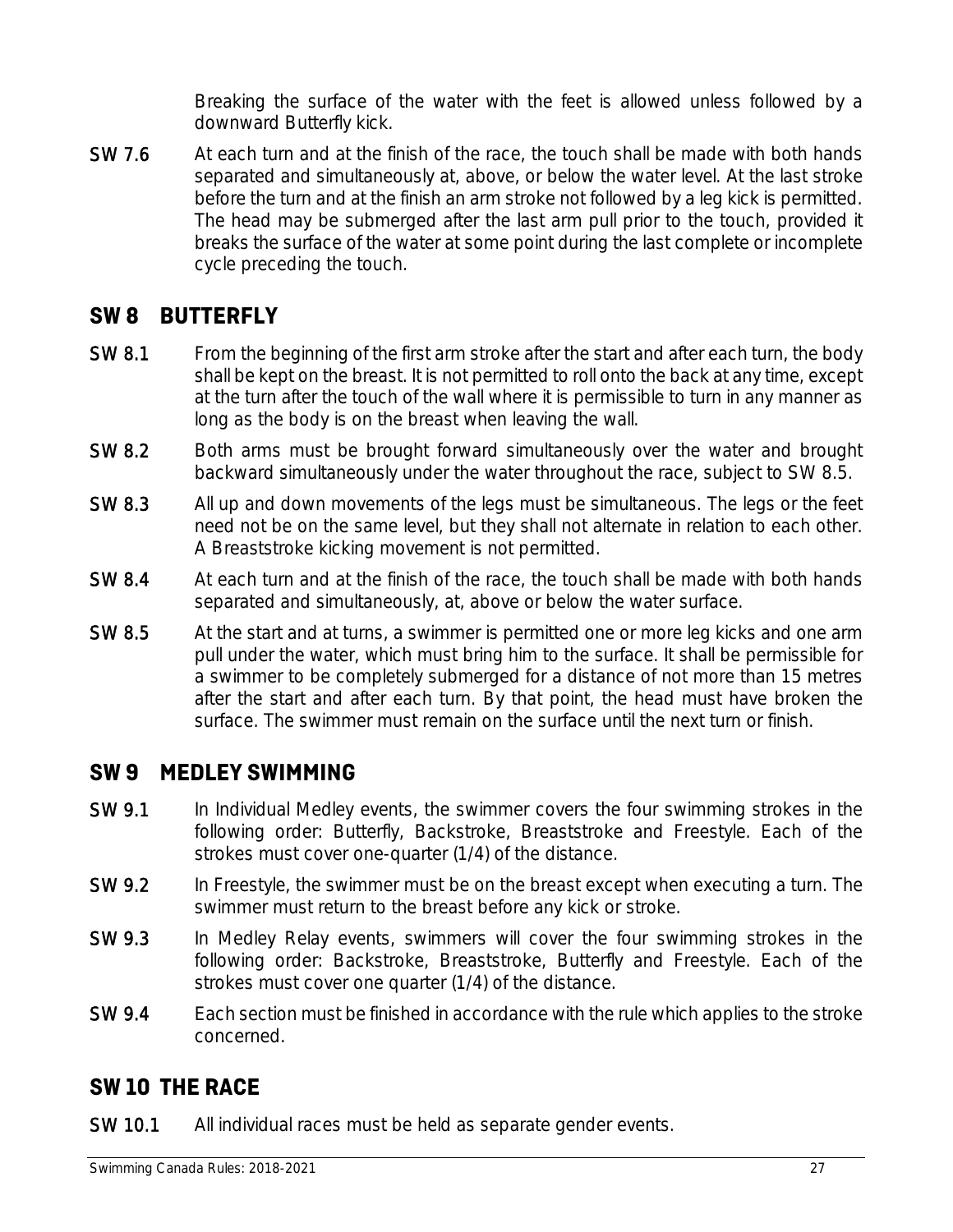Breaking the surface of the water with the feet is allowed unless followed by a downward Butterfly kick.

**SW 7.6** At each turn and at the finish of the race, the touch shall be made with both hands separated and simultaneously at, above, or below the water level. At the last stroke before the turn and at the finish an arm stroke not followed by a leg kick is permitted. The head may be submerged after the last arm pull prior to the touch, provided it breaks the surface of the water at some point during the last complete or incomplete cycle preceding the touch.

## SW 8 BUTTERFLY

**SW 8.1** From the beginning of the first arm stroke after the start and after each turn, the body shall be kept on the breast. It is not permitted to roll onto the back at any time, except at the turn after the touch of the wall where it is permissible to turn in any manner as long as the body is on the breast when leaving the wall.

**SW 8.2** Both arms must be brought forward simultaneously over the water and brought backward simultaneously under the water throughout the race, subject to SW 8.5.

**SW 8.3** All up and down movements of the legs must be simultaneous. The legs or the feet need not be on the same level, but they shall not alternate in relation to each other. A Breaststroke kicking movement is not permitted.

**SW 8.4** At each turn and at the finish of the race, the touch shall be made with both hands separated and simultaneously, at, above or below the water surface.

**SW 8.5** At the start and at turns, a swimmer is permitted one or more leg kicks and one arm pull under the water, which must bring him to the surface. It shall be permissible for a swimmer to be completely submerged for a distance of not more than 15 metres after the start and after each turn. By that point, the head must have broken the surface. The swimmer must remain on the surface until the next turn or finish.

## SW 9 MEDLEY SWIMMING

**SW 9.1** In Individual Medley events, the swimmer covers the four swimming strokes in the following order: Butterfly, Backstroke, Breaststroke and Freestyle. Each of the strokes must cover one-quarter (1/4) of the distance.

**SW 9.2** In Freestyle, the swimmer must be on the breast except when executing a turn. The swimmer must return to the breast before any kick or stroke.

**SW 9.3** In Medley Relay events, swimmers will cover the four swimming strokes in the following order: Backstroke, Breaststroke, Butterfly and Freestyle. Each of the strokes must cover one quarter (1/4) of the distance.

**SW 9.4** Each section must be finished in accordance with the rule which applies to the stroke concerned.

## SW 10 THE RACE

**SW 10.1** All individual races must be held as separate gender events.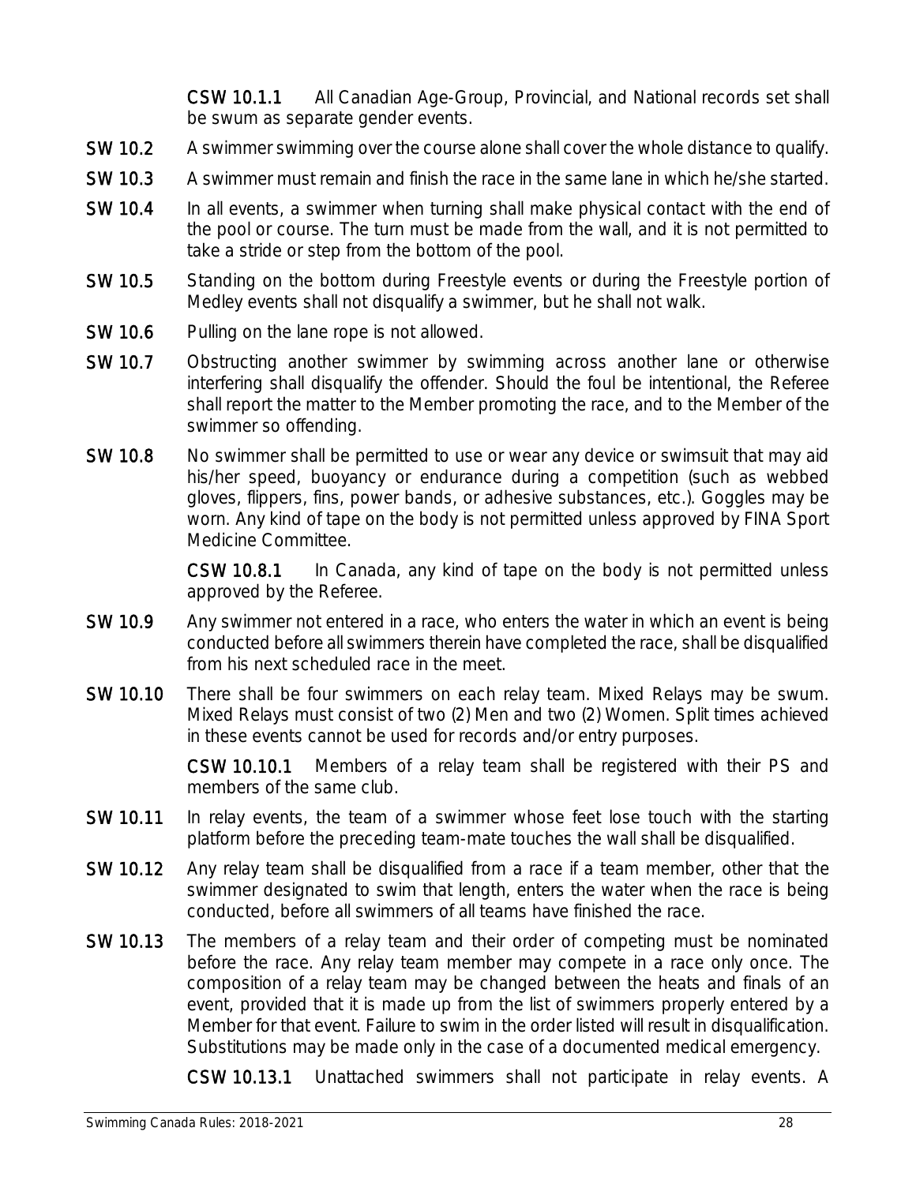**CSW 10.1.1** All Canadian Age-Group, Provincial, and National records set shall be swum as separate gender events.

**SW 10.2** A swimmer swimming over the course alone shall cover the whole distance to qualify.

**SW 10.3** A swimmer must remain and finish the race in the same lane in which he/she started.

**SW 10.4** In all events, a swimmer when turning shall make physical contact with the end of the pool or course. The turn must be made from the wall, and it is not permitted to take a stride or step from the bottom of the pool.

**SW 10.5** Standing on the bottom during Freestyle events or during the Freestyle portion of Medley events shall not disqualify a swimmer, but he shall not walk.

**SW 10.6** Pulling on the lane rope is not allowed.

**SW 10.7** Obstructing another swimmer by swimming across another lane or otherwise interfering shall disqualify the offender. Should the foul be intentional, the Referee shall report the matter to the Member promoting the race, and to the Member of the swimmer so offending.

**SW 10.8** No swimmer shall be permitted to use or wear any device or swimsuit that may aid his/her speed, buoyancy or endurance during a competition (such as webbed gloves, flippers, fins, power bands, or adhesive substances, etc.). Goggles may be worn. Any kind of tape on the body is not permitted unless approved by FINA Sport Medicine Committee.

**CSW 10.8.1** In Canada, any kind of tape on the body is not permitted unless approved by the Referee.

**SW 10.9** Any swimmer not entered in a race, who enters the water in which an event is being conducted before all swimmers therein have completed the race, shall be disqualified from his next scheduled race in the meet.

**SW 10.10** There shall be four swimmers on each relay team. Mixed Relays may be swum. Mixed Relays must consist of two (2) Men and two (2) Women. Split times achieved in these events cannot be used for records and/or entry purposes.

**CSW 10.10.1** Members of a relay team shall be registered with their PS and members of the same club.

**SW 10.11** In relay events, the team of a swimmer whose feet lose touch with the starting platform before the preceding team-mate touches the wall shall be disqualified.

**SW 10.12** Any relay team shall be disqualified from a race if a team member, other that the swimmer designated to swim that length, enters the water when the race is being conducted, before all swimmers of all teams have finished the race.

**SW 10.13** The members of a relay team and their order of competing must be nominated before the race. Any relay team member may compete in a race only once. The composition of a relay team may be changed between the heats and finals of an event, provided that it is made up from the list of swimmers properly entered by a Member for that event. Failure to swim in the order listed will result in disqualification. Substitutions may be made only in the case of a documented medical emergency.

**CSW 10.13.1** Unattached swimmers shall not participate in relay events. A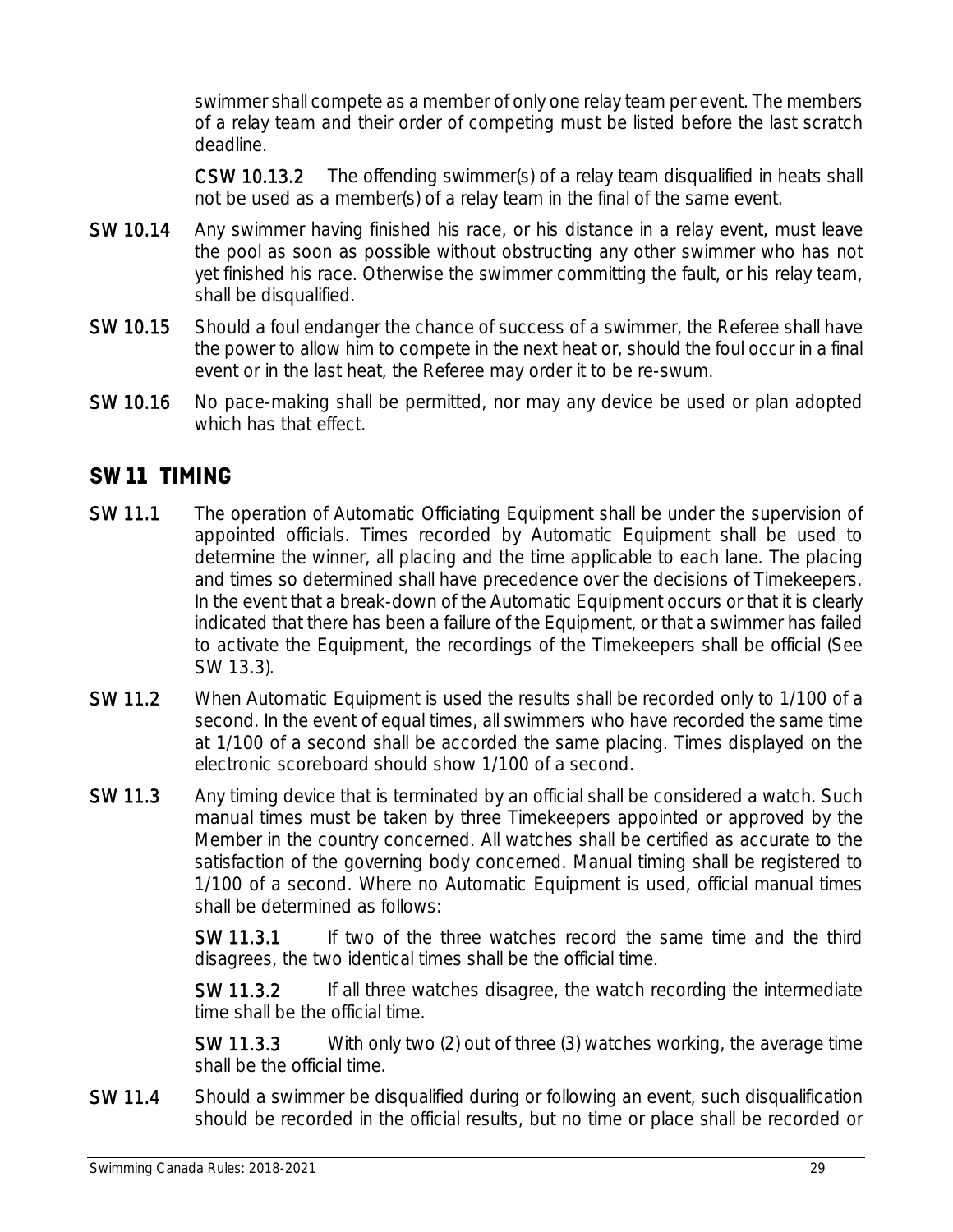swimmer shall compete as a member of only one relay team per event. The members of a relay team and their order of competing must be listed before the last scratch deadline.

**CSW 10.13.2** The offending swimmer(s) of a relay team disqualified in heats shall not be used as a member(s) of a relay team in the final of the same event.

**SW 10.14** Any swimmer having finished his race, or his distance in a relay event, must leave the pool as soon as possible without obstructing any other swimmer who has not yet finished his race. Otherwise the swimmer committing the fault, or his relay team, shall be disqualified.

**SW 10.15** Should a foul endanger the chance of success of a swimmer, the Referee shall have the power to allow him to compete in the next heat or, should the foul occur in a final event or in the last heat, the Referee may order it to be re-swum.

**SW 10.16** No pace-making shall be permitted, nor may any device be used or plan adopted which has that effect.

## SW 11 TIMING

**SW 11.1** The operation of Automatic Officiating Equipment shall be under the supervision of appointed officials. Times recorded by Automatic Equipment shall be used to determine the winner, all placing and the time applicable to each lane. The placing and times so determined shall have precedence over the decisions of Timekeepers. In the event that a break-down of the Automatic Equipment occurs or that it is clearly indicated that there has been a failure of the Equipment, or that a swimmer has failed to activate the Equipment, the recordings of the Timekeepers shall be official (See SW 13.3).

**SW 11.2** When Automatic Equipment is used the results shall be recorded only to 1/100 of a second. In the event of equal times, all swimmers who have recorded the same time at 1/100 of a second shall be accorded the same placing. Times displayed on the electronic scoreboard should show 1/100 of a second.

**SW 11.3** Any timing device that is terminated by an official shall be considered a watch. Such manual times must be taken by three Timekeepers appointed or approved by the Member in the country concerned. All watches shall be certified as accurate to the satisfaction of the governing body concerned. Manual timing shall be registered to 1/100 of a second. Where no Automatic Equipment is used, official manual times shall be determined as follows:

**SW 11.3.1** If two of the three watches record the same time and the third disagrees, the two identical times shall be the official time.

**SW 11.3.2** If all three watches disagree, the watch recording the intermediate time shall be the official time.

**SW 11.3.3** With only two (2) out of three (3) watches working, the average time shall be the official time.

**SW 11.4** Should a swimmer be disqualified during or following an event, such disqualification should be recorded in the official results, but no time or place shall be recorded or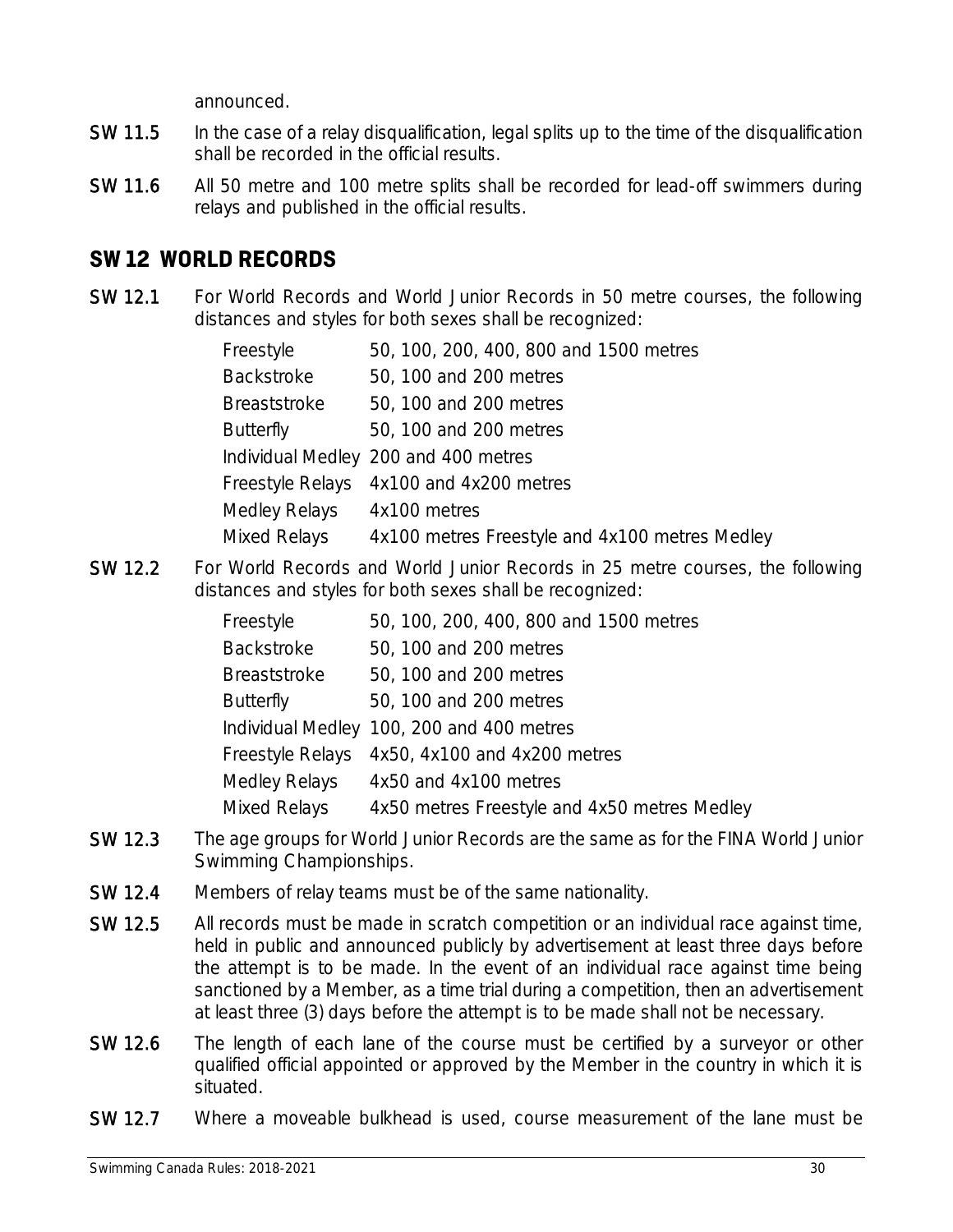announced.

**SW 11.5** In the case of a relay disqualification, legal splits up to the time of the disqualification shall be recorded in the official results.

**SW 11.6** All 50 metre and 100 metre splits shall be recorded for lead-off swimmers during relays and published in the official results.

## SW 12 WORLD RECORDS

**SW 12.1** For World Records and World Junior Records in 50 metre courses, the following distances and styles for both sexes shall be recognized:

| | |
|---|---|
| Freestyle | 50, 100, 200, 400, 800 and 1500 metres |
| Backstroke | 50, 100 and 200 metres |
| Breaststroke | 50, 100 and 200 metres |
| Butterfly | 50, 100 and 200 metres |
| Individual Medley | 200 and 400 metres |
| Freestyle Relays | 4x100 and 4x200 metres |
| Medley Relays | 4x100 metres |
| Mixed Relays | 4x100 metres Freestyle and 4x100 metres Medley |

**SW 12.2** For World Records and World Junior Records in 25 metre courses, the following distances and styles for both sexes shall be recognized:

| | |
|---|---|
| Freestyle | 50, 100, 200, 400, 800 and 1500 metres |
| Backstroke | 50, 100 and 200 metres |
| Breaststroke | 50, 100 and 200 metres |
| Butterfly | 50, 100 and 200 metres |
| Individual Medley | 100, 200 and 400 metres |
| Freestyle Relays | 4x50, 4x100 and 4x200 metres |
| Medley Relays | 4x50 and 4x100 metres |
| Mixed Relays | 4x50 metres Freestyle and 4x50 metres Medley |

**SW 12.3** The age groups for World Junior Records are the same as for the FINA World Junior Swimming Championships.

**SW 12.4** Members of relay teams must be of the same nationality.

**SW 12.5** All records must be made in scratch competition or an individual race against time, held in public and announced publicly by advertisement at least three days before the attempt is to be made. In the event of an individual race against time being sanctioned by a Member, as a time trial during a competition, then an advertisement at least three (3) days before the attempt is to be made shall not be necessary.

**SW 12.6** The length of each lane of the course must be certified by a surveyor or other qualified official appointed or approved by the Member in the country in which it is situated.

**SW 12.7** Where a moveable bulkhead is used, course measurement of the lane must be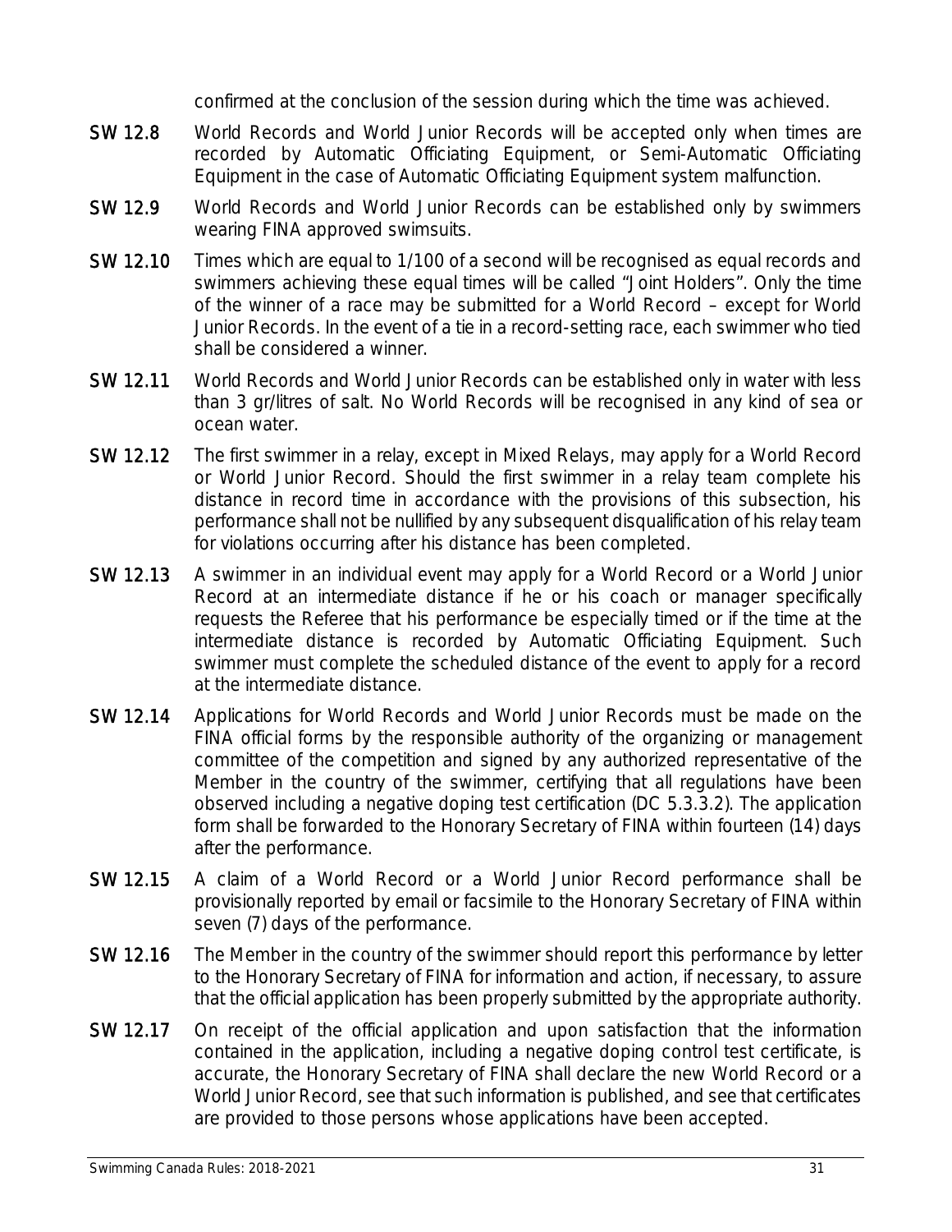confirmed at the conclusion of the session during which the time was achieved.

**SW 12.8** World Records and World Junior Records will be accepted only when times are recorded by Automatic Officiating Equipment, or Semi-Automatic Officiating Equipment in the case of Automatic Officiating Equipment system malfunction.

**SW 12.9** World Records and World Junior Records can be established only by swimmers wearing FINA approved swimsuits.

**SW 12.10** Times which are equal to 1/100 of a second will be recognised as equal records and swimmers achieving these equal times will be called "Joint Holders". Only the time of the winner of a race may be submitted for a World Record – except for World Junior Records. In the event of a tie in a record-setting race, each swimmer who tied shall be considered a winner.

**SW 12.11** World Records and World Junior Records can be established only in water with less than 3 gr/litres of salt. No World Records will be recognised in any kind of sea or ocean water.

**SW 12.12** The first swimmer in a relay, except in Mixed Relays, may apply for a World Record or World Junior Record. Should the first swimmer in a relay team complete his distance in record time in accordance with the provisions of this subsection, his performance shall not be nullified by any subsequent disqualification of his relay team for violations occurring after his distance has been completed.

**SW 12.13** A swimmer in an individual event may apply for a World Record or a World Junior Record at an intermediate distance if he or his coach or manager specifically requests the Referee that his performance be especially timed or if the time at the intermediate distance is recorded by Automatic Officiating Equipment. Such swimmer must complete the scheduled distance of the event to apply for a record at the intermediate distance.

**SW 12.14** Applications for World Records and World Junior Records must be made on the FINA official forms by the responsible authority of the organizing or management committee of the competition and signed by any authorized representative of the Member in the country of the swimmer, certifying that all regulations have been observed including a negative doping test certification (DC 5.3.3.2). The application form shall be forwarded to the Honorary Secretary of FINA within fourteen (14) days after the performance.

**SW 12.15** A claim of a World Record or a World Junior Record performance shall be provisionally reported by email or facsimile to the Honorary Secretary of FINA within seven (7) days of the performance.

**SW 12.16** The Member in the country of the swimmer should report this performance by letter to the Honorary Secretary of FINA for information and action, if necessary, to assure that the official application has been properly submitted by the appropriate authority.

**SW 12.17** On receipt of the official application and upon satisfaction that the information contained in the application, including a negative doping control test certificate, is accurate, the Honorary Secretary of FINA shall declare the new World Record or a World Junior Record, see that such information is published, and see that certificates are provided to those persons whose applications have been accepted.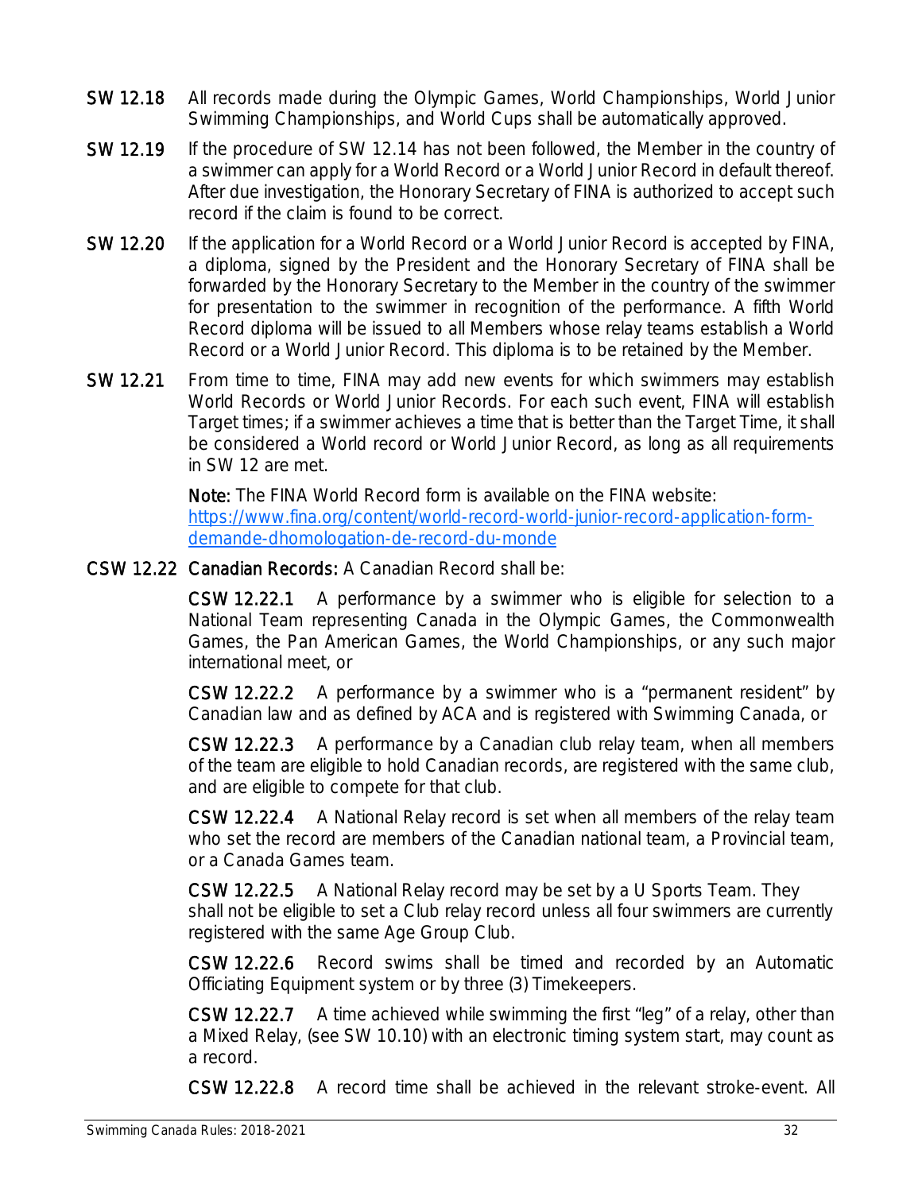**SW 12.18** All records made during the Olympic Games, World Championships, World Junior Swimming Championships, and World Cups shall be automatically approved.

**SW 12.19** If the procedure of SW 12.14 has not been followed, the Member in the country of a swimmer can apply for a World Record or a World Junior Record in default thereof. After due investigation, the Honorary Secretary of FINA is authorized to accept such record if the claim is found to be correct.

**SW 12.20** If the application for a World Record or a World Junior Record is accepted by FINA, a diploma, signed by the President and the Honorary Secretary of FINA shall be forwarded by the Honorary Secretary to the Member in the country of the swimmer for presentation to the swimmer in recognition of the performance. A fifth World Record diploma will be issued to all Members whose relay teams establish a World Record or a World Junior Record. This diploma is to be retained by the Member.

**SW 12.21** From time to time, FINA may add new events for which swimmers may establish World Records or World Junior Records. For each such event, FINA will establish Target times; if a swimmer achieves a time that is better than the Target Time, it shall be considered a World record or World Junior Record, as long as all requirements in SW 12 are met.

**Note:** The FINA World Record form is available on the FINA website: [https://www.fina.org/content/world-record-world-junior-record-application-form-demande-dhomologation-de-record-du-monde](https://www.fina.org/content/world-record-world-junior-record-application-form-demande-dhomologation-de-record-du-monde)

**CSW 12.22 Canadian Records:** A Canadian Record shall be:

**CSW 12.22.1** A performance by a swimmer who is eligible for selection to a National Team representing Canada in the Olympic Games, the Commonwealth Games, the Pan American Games, the World Championships, or any such major international meet, or

**CSW 12.22.2** A performance by a swimmer who is a "permanent resident" by Canadian law and as defined by ACA and is registered with Swimming Canada, or

**CSW 12.22.3** A performance by a Canadian club relay team, when all members of the team are eligible to hold Canadian records, are registered with the same club, and are eligible to compete for that club.

**CSW 12.22.4** A National Relay record is set when all members of the relay team who set the record are members of the Canadian national team, a Provincial team, or a Canada Games team.

**CSW 12.22.5** A National Relay record may be set by a U Sports Team. They shall not be eligible to set a Club relay record unless all four swimmers are currently registered with the same Age Group Club.

**CSW 12.22.6** Record swims shall be timed and recorded by an Automatic Officiating Equipment system or by three (3) Timekeepers.

**CSW 12.22.7** A time achieved while swimming the first "leg" of a relay, other than a Mixed Relay, (see SW 10.10) with an electronic timing system start, may count as a record.

**CSW 12.22.8** A record time shall be achieved in the relevant stroke-event. All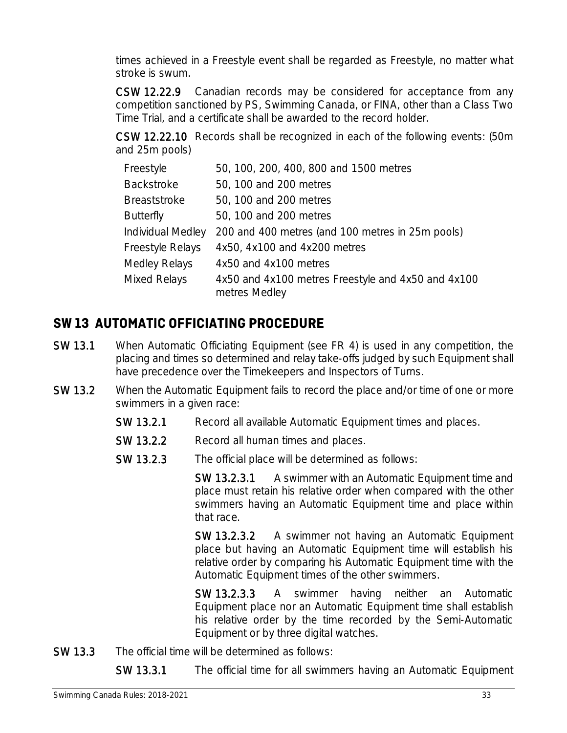times achieved in a Freestyle event shall be regarded as Freestyle, no matter what stroke is swum.

**CSW 12.22.9** Canadian records may be considered for acceptance from any competition sanctioned by PS, Swimming Canada, or FINA, other than a Class Two Time Trial, and a certificate shall be awarded to the record holder.

**CSW 12.22.10** Records shall be recognized in each of the following events: (50m and 25m pools)

| | |
|---|---|
| Freestyle | 50, 100, 200, 400, 800 and 1500 metres |
| Backstroke | 50, 100 and 200 metres |
| Breaststroke | 50, 100 and 200 metres |
| Butterfly | 50, 100 and 200 metres |
| Individual Medley | 200 and 400 metres (and 100 metres in 25m pools) |
| Freestyle Relays | 4x50, 4x100 and 4x200 metres |
| Medley Relays | 4x50 and 4x100 metres |
| Mixed Relays | 4x50 and 4x100 metres Freestyle and 4x50 and 4x100 metres Medley |

## SW 13 AUTOMATIC OFFICIATING PROCEDURE

**SW 13.1** When Automatic Officiating Equipment (see FR 4) is used in any competition, the placing and times so determined and relay take-offs judged by such Equipment shall have precedence over the Timekeepers and Inspectors of Turns.

**SW 13.2** When the Automatic Equipment fails to record the place and/or time of one or more swimmers in a given race:

**SW 13.2.1** Record all available Automatic Equipment times and places.

**SW 13.2.2** Record all human times and places.

**SW 13.2.3** The official place will be determined as follows:

**SW 13.2.3.1** A swimmer with an Automatic Equipment time and place must retain his relative order when compared with the other swimmers having an Automatic Equipment time and place within that race.

**SW 13.2.3.2** A swimmer not having an Automatic Equipment place but having an Automatic Equipment time will establish his relative order by comparing his Automatic Equipment time with the Automatic Equipment times of the other swimmers.

**SW 13.2.3.3** A swimmer having neither an Automatic Equipment place nor an Automatic Equipment time shall establish his relative order by the time recorded by the Semi-Automatic Equipment or by three digital watches.

**SW 13.3** The official time will be determined as follows:

**SW 13.3.1** The official time for all swimmers having an Automatic Equipment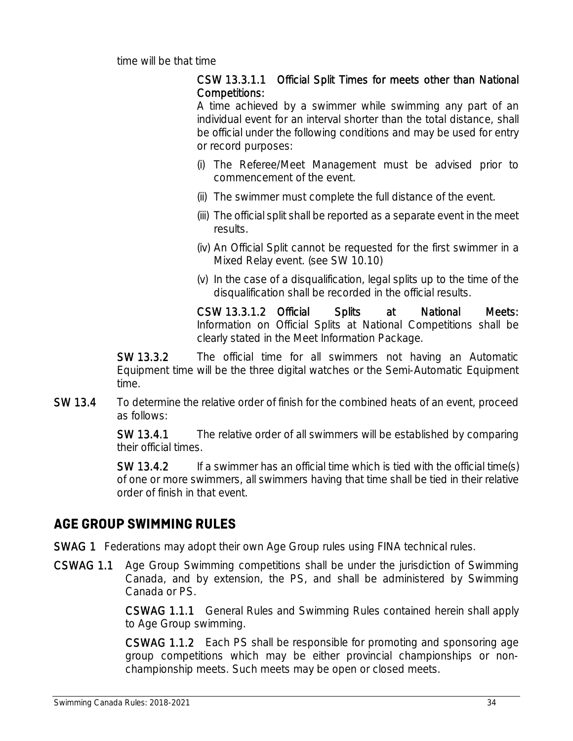time will be that time

**CSW 13.3.1.1 Official Split Times for meets other than National Competitions:** A time achieved by a swimmer while swimming any part of an individual event for an interval shorter than the total distance, shall be official under the following conditions and may be used for entry or record purposes:

(i) The Referee/Meet Management must be advised prior to commencement of the event.

(ii) The swimmer must complete the full distance of the event.

(iii) The official split shall be reported as a separate event in the meet results.

(iv) An Official Split cannot be requested for the first swimmer in a Mixed Relay event. (see SW 10.10)

(v) In the case of a disqualification, legal splits up to the time of the disqualification shall be recorded in the official results.

**CSW 13.3.1.2 Official Splits at National Meets**: Information on Official Splits at National Competitions shall be clearly stated in the Meet Information Package.

**SW 13.3.2** The official time for all swimmers not having an Automatic Equipment time will be the three digital watches or the Semi-Automatic Equipment time.

**SW 13.4** To determine the relative order of finish for the combined heats of an event, proceed as follows:

**SW 13.4.1** The relative order of all swimmers will be established by comparing their official times.

**SW 13.4.2** If a swimmer has an official time which is tied with the official time(s) of one or more swimmers, all swimmers having that time shall be tied in their relative order of finish in that event.

## AGE GROUP SWIMMING RULES

**SWAG 1** Federations may adopt their own Age Group rules using FINA technical rules.

**CSWAG 1.1** Age Group Swimming competitions shall be under the jurisdiction of Swimming Canada, and by extension, the PS, and shall be administered by Swimming Canada or PS.

**CSWAG 1.1.1** General Rules and Swimming Rules contained herein shall apply to Age Group swimming.

**CSWAG 1.1.2** Each PS shall be responsible for promoting and sponsoring age group competitions which may be either provincial championships or non-championship meets. Such meets may be open or closed meets.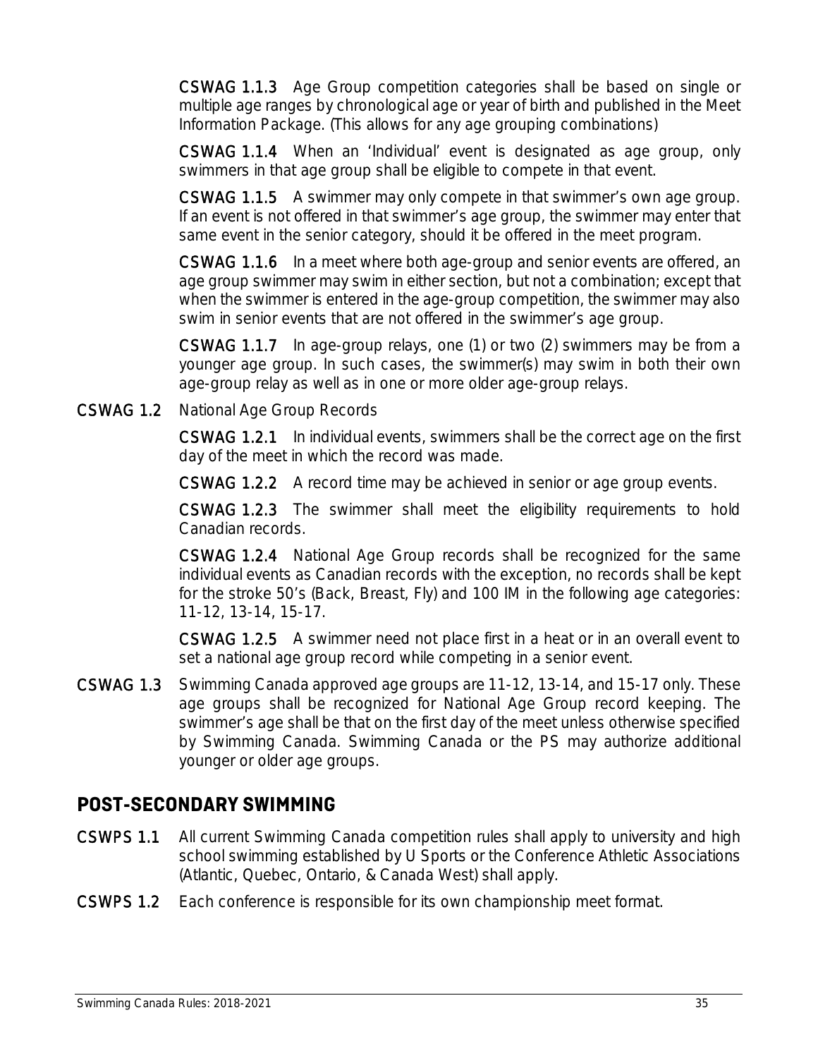**CSWAG 1.1.3** Age Group competition categories shall be based on single or multiple age ranges by chronological age or year of birth and published in the Meet Information Package. (This allows for any age grouping combinations)

**CSWAG 1.1.4** When an 'Individual' event is designated as age group, only swimmers in that age group shall be eligible to compete in that event.

**CSWAG 1.1.5** A swimmer may only compete in that swimmer's own age group. If an event is not offered in that swimmer's age group, the swimmer may enter that same event in the senior category, should it be offered in the meet program.

**CSWAG 1.1.6** In a meet where both age-group and senior events are offered, an age group swimmer may swim in either section, but not a combination; except that when the swimmer is entered in the age-group competition, the swimmer may also swim in senior events that are not offered in the swimmer's age group.

**CSWAG 1.1.7** In age-group relays, one (1) or two (2) swimmers may be from a younger age group. In such cases, the swimmer(s) may swim in both their own age-group relay as well as in one or more older age-group relays.

**CSWAG 1.2** National Age Group Records

**CSWAG 1.2.1** In individual events, swimmers shall be the correct age on the first day of the meet in which the record was made.

**CSWAG 1.2.2** A record time may be achieved in senior or age group events.

**CSWAG 1.2.3** The swimmer shall meet the eligibility requirements to hold Canadian records.

**CSWAG 1.2.4** National Age Group records shall be recognized for the same individual events as Canadian records with the exception, no records shall be kept for the stroke 50's (Back, Breast, Fly) and 100 IM in the following age categories: 11-12, 13-14, 15-17.

**CSWAG 1.2.5** A swimmer need not place first in a heat or in an overall event to set a national age group record while competing in a senior event.

**CSWAG 1.3** Swimming Canada approved age groups are 11-12, 13-14, and 15-17 only. These age groups shall be recognized for National Age Group record keeping. The swimmer's age shall be that on the first day of the meet unless otherwise specified by Swimming Canada. Swimming Canada or the PS may authorize additional younger or older age groups.

## POST-SECONDARY SWIMMING

**CSWPS 1.1** All current Swimming Canada competition rules shall apply to university and high school swimming established by U Sports or the Conference Athletic Associations (Atlantic, Quebec, Ontario, & Canada West) shall apply.

**CSWPS 1.2** Each conference is responsible for its own championship meet format.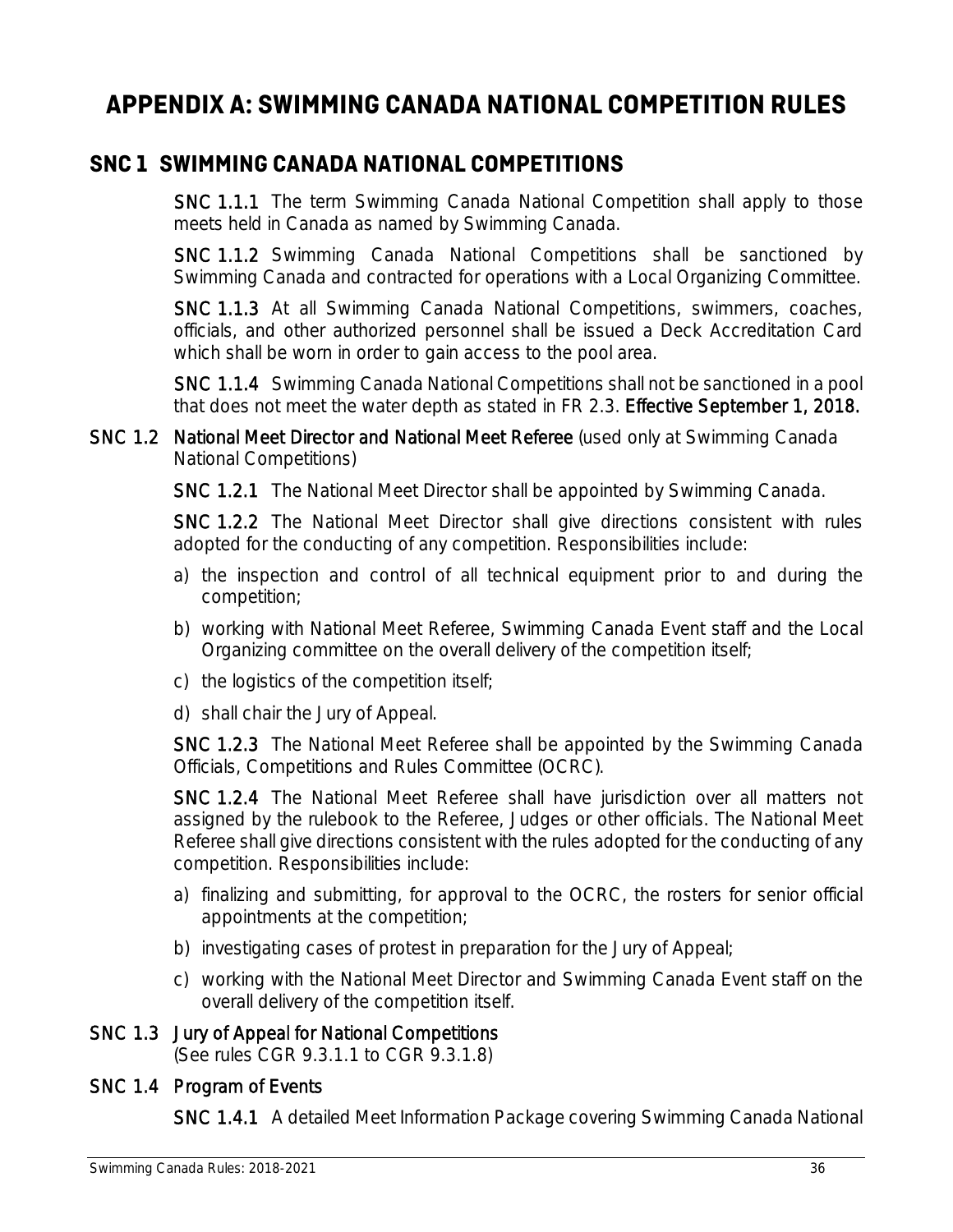# APPENDIX A: SWIMMING CANADA NATIONAL COMPETITION RULES

## SNC 1 SWIMMING CANADA NATIONAL COMPETITIONS

**SNC 1.1.1** The term Swimming Canada National Competition shall apply to those meets held in Canada as named by Swimming Canada.

**SNC 1.1.2** Swimming Canada National Competitions shall be sanctioned by Swimming Canada and contracted for operations with a Local Organizing Committee.

**SNC 1.1.3** At all Swimming Canada National Competitions, swimmers, coaches, officials, and other authorized personnel shall be issued a Deck Accreditation Card which shall be worn in order to gain access to the pool area.

**SNC 1.1.4** Swimming Canada National Competitions shall not be sanctioned in a pool that does not meet the water depth as stated in FR 2.3. **Effective September 1, 2018.**

**SNC 1.2 National Meet Director and National Meet Referee** (used only at Swimming Canada National Competitions)

**SNC 1.2.1** The National Meet Director shall be appointed by Swimming Canada.

**SNC 1.2.2** The National Meet Director shall give directions consistent with rules adopted for the conducting of any competition. Responsibilities include:

a) the inspection and control of all technical equipment prior to and during the competition;
b) working with National Meet Referee, Swimming Canada Event staff and the Local Organizing committee on the overall delivery of the competition itself;
c) the logistics of the competition itself;
d) shall chair the Jury of Appeal.

**SNC 1.2.3** The National Meet Referee shall be appointed by the Swimming Canada Officials, Competitions and Rules Committee (OCRC).

**SNC 1.2.4** The National Meet Referee shall have jurisdiction over all matters not assigned by the rulebook to the Referee, Judges or other officials. The National Meet Referee shall give directions consistent with the rules adopted for the conducting of any competition. Responsibilities include:

a) finalizing and submitting, for approval to the OCRC, the rosters for senior official appointments at the competition;
b) investigating cases of protest in preparation for the Jury of Appeal;
c) working with the National Meet Director and Swimming Canada Event staff on the overall delivery of the competition itself.

**SNC 1.3 Jury of Appeal for National Competitions**
(See rules CGR 9.3.1.1 to CGR 9.3.1.8)

**SNC 1.4 Program of Events**

**SNC 1.4.1** A detailed Meet Information Package covering Swimming Canada National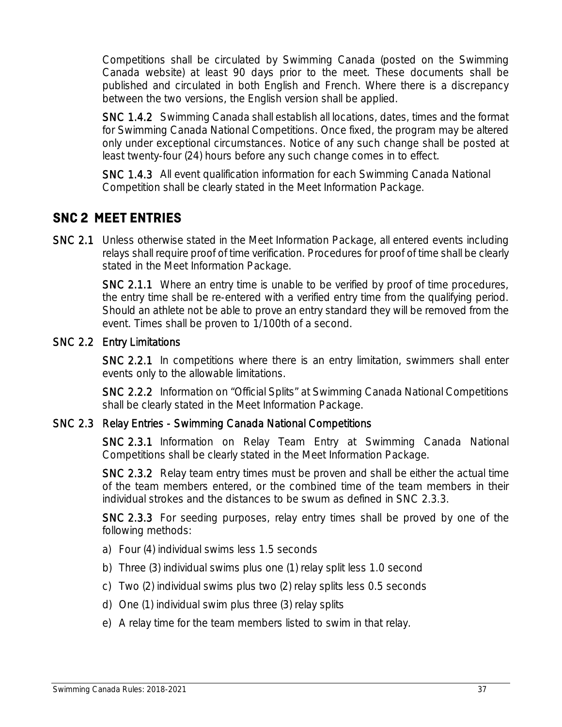Competitions shall be circulated by Swimming Canada (posted on the Swimming Canada website) at least 90 days prior to the meet. These documents shall be published and circulated in both English and French. Where there is a discrepancy between the two versions, the English version shall be applied.

**SNC 1.4.2** Swimming Canada shall establish all locations, dates, times and the format for Swimming Canada National Competitions. Once fixed, the program may be altered only under exceptional circumstances. Notice of any such change shall be posted at least twenty-four (24) hours before any such change comes in to effect.

**SNC 1.4.3** All event qualification information for each Swimming Canada National Competition shall be clearly stated in the Meet Information Package.

## SNC 2 MEET ENTRIES

**SNC 2.1** Unless otherwise stated in the Meet Information Package, all entered events including relays shall require proof of time verification. Procedures for proof of time shall be clearly stated in the Meet Information Package.

**SNC 2.1.1** Where an entry time is unable to be verified by proof of time procedures, the entry time shall be re-entered with a verified entry time from the qualifying period. Should an athlete not be able to prove an entry standard they will be removed from the event. Times shall be proven to 1/100th of a second.

### SNC 2.2 Entry Limitations

**SNC 2.2.1** In competitions where there is an entry limitation, swimmers shall enter events only to the allowable limitations.

**SNC 2.2.2** Information on "Official Splits" at Swimming Canada National Competitions shall be clearly stated in the Meet Information Package.

### SNC 2.3 Relay Entries - Swimming Canada National Competitions

**SNC 2.3.1** Information on Relay Team Entry at Swimming Canada National Competitions shall be clearly stated in the Meet Information Package.

**SNC 2.3.2** Relay team entry times must be proven and shall be either the actual time of the team members entered, or the combined time of the team members in their individual strokes and the distances to be swum as defined in SNC 2.3.3.

**SNC 2.3.3** For seeding purposes, relay entry times shall be proved by one of the following methods:

a) Four (4) individual swims less 1.5 seconds

b) Three (3) individual swims plus one (1) relay split less 1.0 second

c) Two (2) individual swims plus two (2) relay splits less 0.5 seconds

d) One (1) individual swim plus three (3) relay splits

e) A relay time for the team members listed to swim in that relay.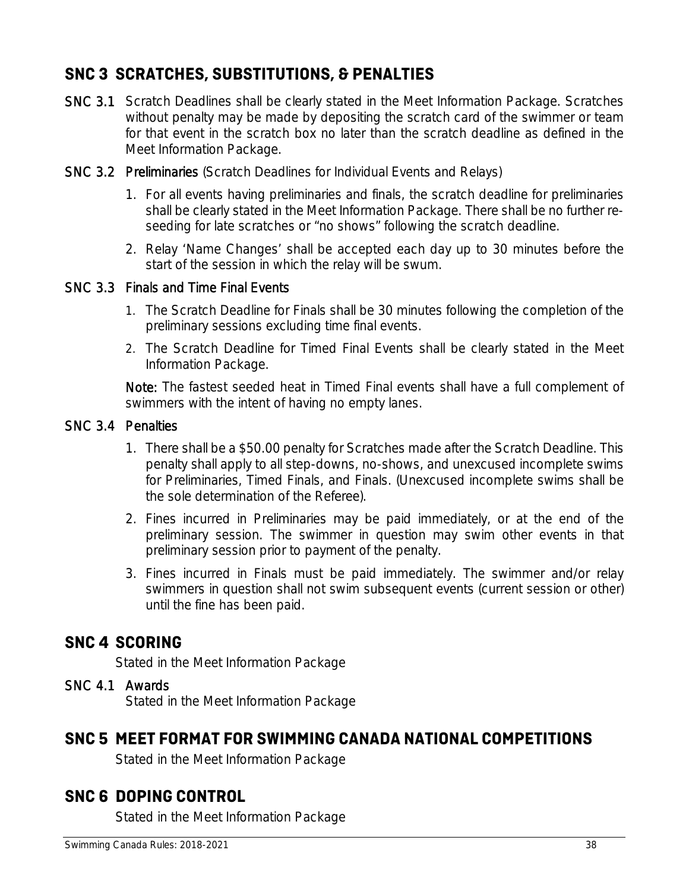## SNC 3 SCRATCHES, SUBSTITUTIONS, & PENALTIES

**SNC 3.1** Scratch Deadlines shall be clearly stated in the Meet Information Package. Scratches without penalty may be made by depositing the scratch card of the swimmer or team for that event in the scratch box no later than the scratch deadline as defined in the Meet Information Package.

**SNC 3.2 Preliminaries** (Scratch Deadlines for Individual Events and Relays)

1. For all events having preliminaries and finals, the scratch deadline for preliminaries shall be clearly stated in the Meet Information Package. There shall be no further re-seeding for late scratches or "no shows" following the scratch deadline.
2. Relay 'Name Changes' shall be accepted each day up to 30 minutes before the start of the session in which the relay will be swum.

**SNC 3.3 Finals and Time Final Events**

1. The Scratch Deadline for Finals shall be 30 minutes following the completion of the preliminary sessions excluding time final events.
2. The Scratch Deadline for Timed Final Events shall be clearly stated in the Meet Information Package.

**Note:** The fastest seeded heat in Timed Final events shall have a full complement of swimmers with the intent of having no empty lanes.

**SNC 3.4 Penalties**

1. There shall be a $50.00 penalty for Scratches made after the Scratch Deadline. This penalty shall apply to all step-downs, no-shows, and unexcused incomplete swims for Preliminaries, Timed Finals, and Finals. (Unexcused incomplete swims shall be the sole determination of the Referee).
2. Fines incurred in Preliminaries may be paid immediately, or at the end of the preliminary session. The swimmer in question may swim other events in that preliminary session prior to payment of the penalty.
3. Fines incurred in Finals must be paid immediately. The swimmer and/or relay swimmers in question shall not swim subsequent events (current session or other) until the fine has been paid.

## SNC 4 SCORING

Stated in the Meet Information Package

**SNC 4.1 Awards**

Stated in the Meet Information Package

## SNC 5 MEET FORMAT FOR SWIMMING CANADA NATIONAL COMPETITIONS

Stated in the Meet Information Package

## SNC 6 DOPING CONTROL

Stated in the Meet Information Package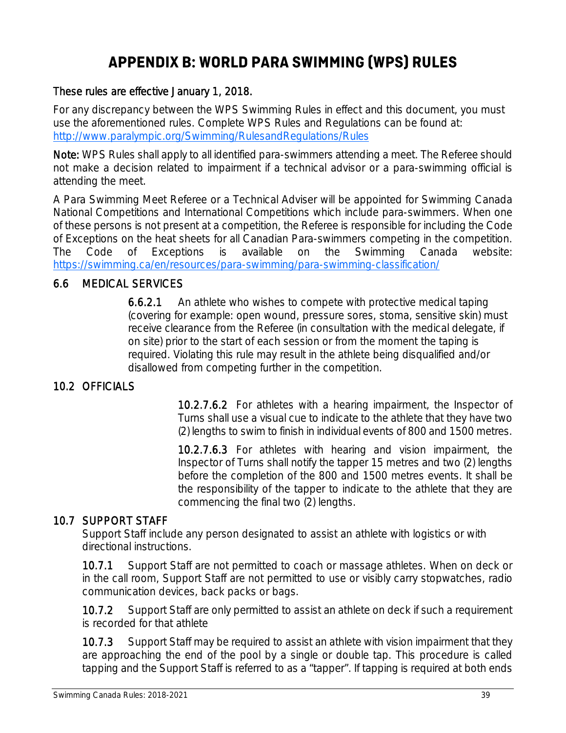# APPENDIX B: WORLD PARA SWIMMING (WPS) RULES

**These rules are effective January 1, 2018.**

For any discrepancy between the WPS Swimming Rules in effect and this document, you must use the aforementioned rules. Complete WPS Rules and Regulations can be found at: http://www.paralympic.org/Swimming/RulesandRegulations/Rules

**Note:** WPS Rules shall apply to all identified para-swimmers attending a meet. The Referee should not make a decision related to impairment if a technical advisor or a para-swimming official is attending the meet.

A Para Swimming Meet Referee or a Technical Adviser will be appointed for Swimming Canada National Competitions and International Competitions which include para-swimmers. When one of these persons is not present at a competition, the Referee is responsible for including the Code of Exceptions on the heat sheets for all Canadian Para-swimmers competing in the competition. The Code of Exceptions is available on the Swimming Canada website: https://swimming.ca/en/resources/para-swimming/para-swimming-classification/

## 6.6 MEDICAL SERVICES

**6.6.2.1** An athlete who wishes to compete with protective medical taping (covering for example: open wound, pressure sores, stoma, sensitive skin) must receive clearance from the Referee (in consultation with the medical delegate, if on site) prior to the start of each session or from the moment the taping is required. Violating this rule may result in the athlete being disqualified and/or disallowed from competing further in the competition.

## 10.2 OFFICIALS

**10.2.7.6.2** For athletes with a hearing impairment, the Inspector of Turns shall use a visual cue to indicate to the athlete that they have two (2) lengths to swim to finish in individual events of 800 and 1500 metres.

**10.2.7.6.3** For athletes with hearing and vision impairment, the Inspector of Turns shall notify the tapper 15 metres and two (2) lengths before the completion of the 800 and 1500 metres events. It shall be the responsibility of the tapper to indicate to the athlete that they are commencing the final two (2) lengths.

## 10.7 SUPPORT STAFF

Support Staff include any person designated to assist an athlete with logistics or with directional instructions.

**10.7.1** Support Staff are not permitted to coach or massage athletes. When on deck or in the call room, Support Staff are not permitted to use or visibly carry stopwatches, radio communication devices, back packs or bags.

**10.7.2** Support Staff are only permitted to assist an athlete on deck if such a requirement is recorded for that athlete

**10.7.3** Support Staff may be required to assist an athlete with vision impairment that they are approaching the end of the pool by a single or double tap. This procedure is called tapping and the Support Staff is referred to as a "tapper". If tapping is required at both ends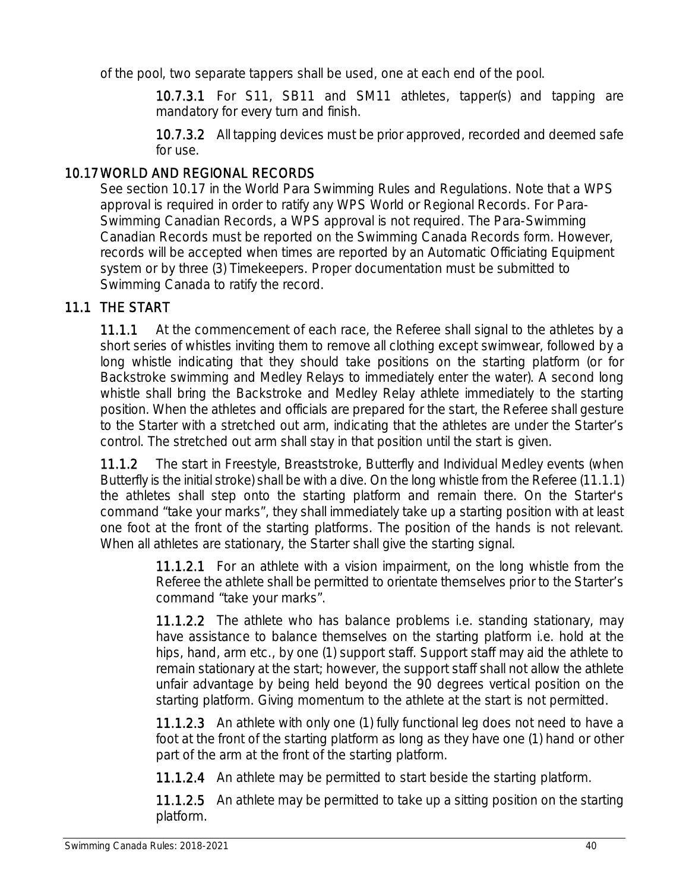of the pool, two separate tappers shall be used, one at each end of the pool.

**10.7.3.1** For S11, SB11 and SM11 athletes, tapper(s) and tapping are mandatory for every turn and finish.

**10.7.3.2** All tapping devices must be prior approved, recorded and deemed safe for use.

## 10.17 WORLD AND REGIONAL RECORDS

See section 10.17 in the World Para Swimming Rules and Regulations. Note that a WPS approval is required in order to ratify any WPS World or Regional Records. For Para-Swimming Canadian Records, a WPS approval is not required. The Para-Swimming Canadian Records must be reported on the Swimming Canada Records form. However, records will be accepted when times are reported by an Automatic Officiating Equipment system or by three (3) Timekeepers. Proper documentation must be submitted to Swimming Canada to ratify the record.

## 11.1 THE START

**11.1.1** At the commencement of each race, the Referee shall signal to the athletes by a short series of whistles inviting them to remove all clothing except swimwear, followed by a long whistle indicating that they should take positions on the starting platform (or for Backstroke swimming and Medley Relays to immediately enter the water). A second long whistle shall bring the Backstroke and Medley Relay athlete immediately to the starting position. When the athletes and officials are prepared for the start, the Referee shall gesture to the Starter with a stretched out arm, indicating that the athletes are under the Starter's control. The stretched out arm shall stay in that position until the start is given.

**11.1.2** The start in Freestyle, Breaststroke, Butterfly and Individual Medley events (when Butterfly is the initial stroke) shall be with a dive. On the long whistle from the Referee (11.1.1) the athletes shall step onto the starting platform and remain there. On the Starter's command "take your marks", they shall immediately take up a starting position with at least one foot at the front of the starting platforms. The position of the hands is not relevant. When all athletes are stationary, the Starter shall give the starting signal.

**11.1.2.1** For an athlete with a vision impairment, on the long whistle from the Referee the athlete shall be permitted to orientate themselves prior to the Starter's command "take your marks".

**11.1.2.2** The athlete who has balance problems i.e. standing stationary, may have assistance to balance themselves on the starting platform i.e. hold at the hips, hand, arm etc., by one (1) support staff. Support staff may aid the athlete to remain stationary at the start; however, the support staff shall not allow the athlete unfair advantage by being held beyond the 90 degrees vertical position on the starting platform. Giving momentum to the athlete at the start is not permitted.

**11.1.2.3** An athlete with only one (1) fully functional leg does not need to have a foot at the front of the starting platform as long as they have one (1) hand or other part of the arm at the front of the starting platform.

**11.1.2.4** An athlete may be permitted to start beside the starting platform.

**11.1.2.5** An athlete may be permitted to take up a sitting position on the starting platform.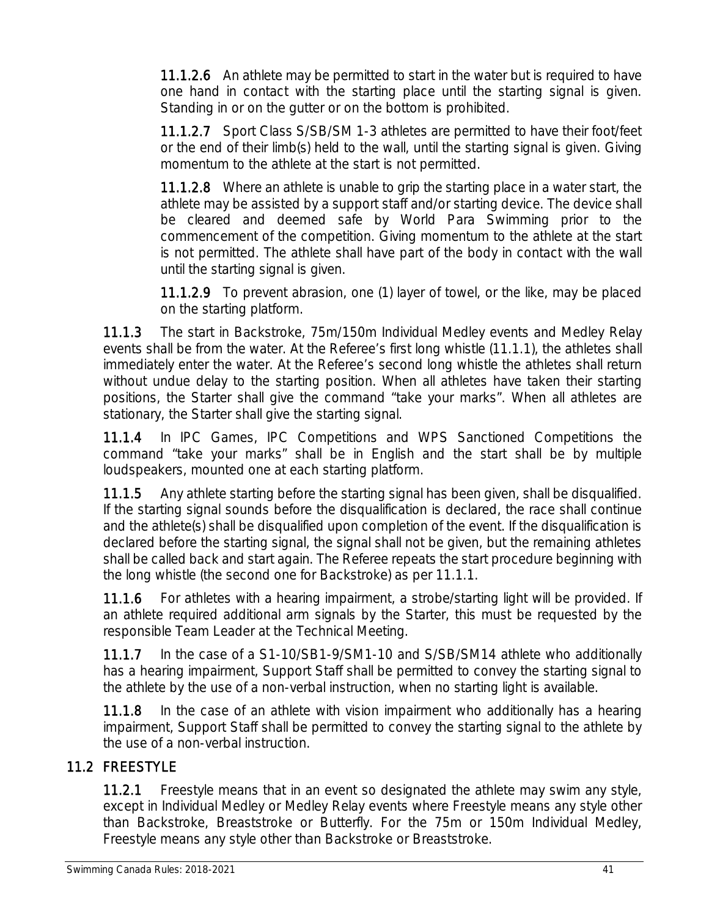**11.1.2.6** An athlete may be permitted to start in the water but is required to have one hand in contact with the starting place until the starting signal is given. Standing in or on the gutter or on the bottom is prohibited.

**11.1.2.7** Sport Class S/SB/SM 1-3 athletes are permitted to have their foot/feet or the end of their limb(s) held to the wall, until the starting signal is given. Giving momentum to the athlete at the start is not permitted.

**11.1.2.8** Where an athlete is unable to grip the starting place in a water start, the athlete may be assisted by a support staff and/or starting device. The device shall be cleared and deemed safe by World Para Swimming prior to the commencement of the competition. Giving momentum to the athlete at the start is not permitted. The athlete shall have part of the body in contact with the wall until the starting signal is given.

**11.1.2.9** To prevent abrasion, one (1) layer of towel, or the like, may be placed on the starting platform.

**11.1.3** The start in Backstroke, 75m/150m Individual Medley events and Medley Relay events shall be from the water. At the Referee's first long whistle (11.1.1), the athletes shall immediately enter the water. At the Referee's second long whistle the athletes shall return without undue delay to the starting position. When all athletes have taken their starting positions, the Starter shall give the command "take your marks". When all athletes are stationary, the Starter shall give the starting signal.

**11.1.4** In IPC Games, IPC Competitions and WPS Sanctioned Competitions the command "take your marks" shall be in English and the start shall be by multiple loudspeakers, mounted one at each starting platform.

**11.1.5** Any athlete starting before the starting signal has been given, shall be disqualified. If the starting signal sounds before the disqualification is declared, the race shall continue and the athlete(s) shall be disqualified upon completion of the event. If the disqualification is declared before the starting signal, the signal shall not be given, but the remaining athletes shall be called back and start again. The Referee repeats the start procedure beginning with the long whistle (the second one for Backstroke) as per 11.1.1.

**11.1.6** For athletes with a hearing impairment, a strobe/starting light will be provided. If an athlete required additional arm signals by the Starter, this must be requested by the responsible Team Leader at the Technical Meeting.

**11.1.7** In the case of a S1-10/SB1-9/SM1-10 and S/SB/SM14 athlete who additionally has a hearing impairment, Support Staff shall be permitted to convey the starting signal to the athlete by the use of a non-verbal instruction, when no starting light is available.

**11.1.8** In the case of an athlete with vision impairment who additionally has a hearing impairment, Support Staff shall be permitted to convey the starting signal to the athlete by the use of a non-verbal instruction.

## 11.2 FREESTYLE

**11.2.1** Freestyle means that in an event so designated the athlete may swim any style, except in Individual Medley or Medley Relay events where Freestyle means any style other than Backstroke, Breaststroke or Butterfly. For the 75m or 150m Individual Medley, Freestyle means any style other than Backstroke or Breaststroke.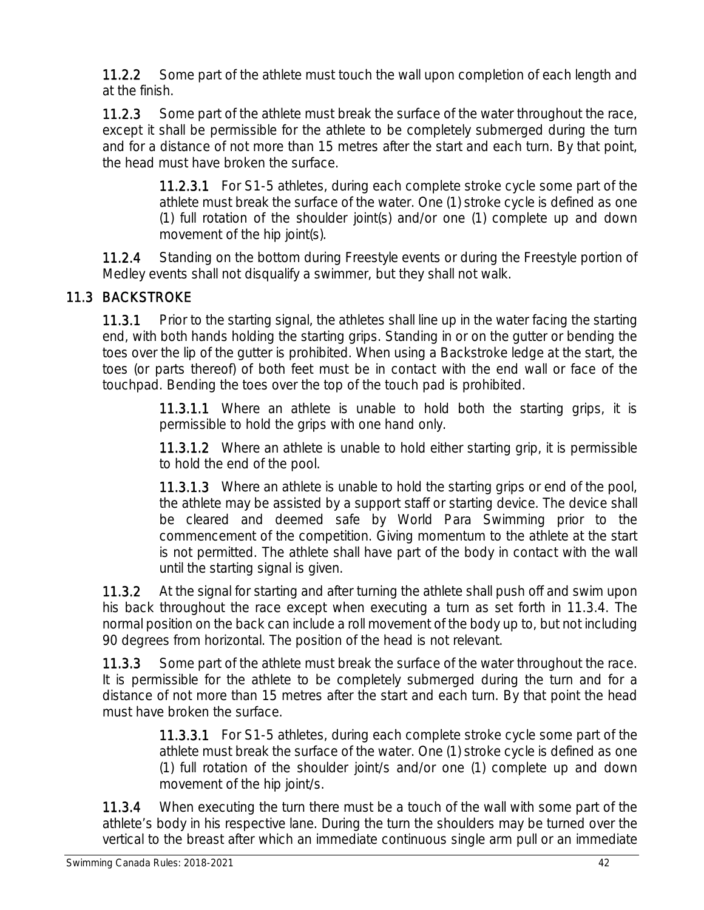**11.2.2** Some part of the athlete must touch the wall upon completion of each length and at the finish.

**11.2.3** Some part of the athlete must break the surface of the water throughout the race, except it shall be permissible for the athlete to be completely submerged during the turn and for a distance of not more than 15 metres after the start and each turn. By that point, the head must have broken the surface.

> **11.2.3.1** For S1-5 athletes, during each complete stroke cycle some part of the athlete must break the surface of the water. One (1) stroke cycle is defined as one (1) full rotation of the shoulder joint(s) and/or one (1) complete up and down movement of the hip joint(s).

**11.2.4** Standing on the bottom during Freestyle events or during the Freestyle portion of Medley events shall not disqualify a swimmer, but they shall not walk.

## 11.3 BACKSTROKE

**11.3.1** Prior to the starting signal, the athletes shall line up in the water facing the starting end, with both hands holding the starting grips. Standing in or on the gutter or bending the toes over the lip of the gutter is prohibited. When using a Backstroke ledge at the start, the toes (or parts thereof) of both feet must be in contact with the end wall or face of the touchpad. Bending the toes over the top of the touch pad is prohibited.

> **11.3.1.1** Where an athlete is unable to hold both the starting grips, it is permissible to hold the grips with one hand only.
>
> **11.3.1.2** Where an athlete is unable to hold either starting grip, it is permissible to hold the end of the pool.
>
> **11.3.1.3** Where an athlete is unable to hold the starting grips or end of the pool, the athlete may be assisted by a support staff or starting device. The device shall be cleared and deemed safe by World Para Swimming prior to the commencement of the competition. Giving momentum to the athlete at the start is not permitted. The athlete shall have part of the body in contact with the wall until the starting signal is given.

**11.3.2** At the signal for starting and after turning the athlete shall push off and swim upon his back throughout the race except when executing a turn as set forth in 11.3.4. The normal position on the back can include a roll movement of the body up to, but not including 90 degrees from horizontal. The position of the head is not relevant.

**11.3.3** Some part of the athlete must break the surface of the water throughout the race. It is permissible for the athlete to be completely submerged during the turn and for a distance of not more than 15 metres after the start and each turn. By that point the head must have broken the surface.

> **11.3.3.1** For S1-5 athletes, during each complete stroke cycle some part of the athlete must break the surface of the water. One (1) stroke cycle is defined as one (1) full rotation of the shoulder joint/s and/or one (1) complete up and down movement of the hip joint/s.

**11.3.4** When executing the turn there must be a touch of the wall with some part of the athlete's body in his respective lane. During the turn the shoulders may be turned over the vertical to the breast after which an immediate continuous single arm pull or an immediate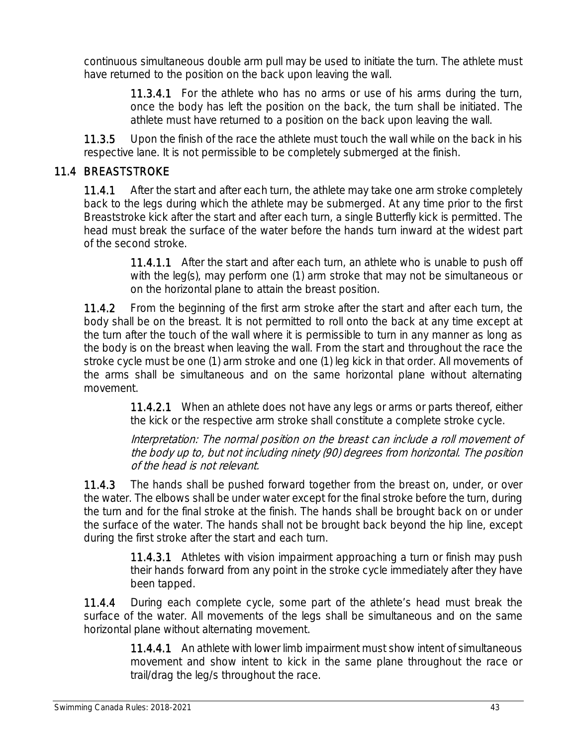continuous simultaneous double arm pull may be used to initiate the turn. The athlete must have returned to the position on the back upon leaving the wall.

> **11.3.4.1** For the athlete who has no arms or use of his arms during the turn, once the body has left the position on the back, the turn shall be initiated. The athlete must have returned to a position on the back upon leaving the wall.

**11.3.5** Upon the finish of the race the athlete must touch the wall while on the back in his respective lane. It is not permissible to be completely submerged at the finish.

## 11.4 BREASTSTROKE

**11.4.1** After the start and after each turn, the athlete may take one arm stroke completely back to the legs during which the athlete may be submerged. At any time prior to the first Breaststroke kick after the start and after each turn, a single Butterfly kick is permitted. The head must break the surface of the water before the hands turn inward at the widest part of the second stroke.

> **11.4.1.1** After the start and after each turn, an athlete who is unable to push off with the leg(s), may perform one (1) arm stroke that may not be simultaneous or on the horizontal plane to attain the breast position.

**11.4.2** From the beginning of the first arm stroke after the start and after each turn, the body shall be on the breast. It is not permitted to roll onto the back at any time except at the turn after the touch of the wall where it is permissible to turn in any manner as long as the body is on the breast when leaving the wall. From the start and throughout the race the stroke cycle must be one (1) arm stroke and one (1) leg kick in that order. All movements of the arms shall be simultaneous and on the same horizontal plane without alternating movement.

> **11.4.2.1** When an athlete does not have any legs or arms or parts thereof, either the kick or the respective arm stroke shall constitute a complete stroke cycle.
>
> *Interpretation: The normal position on the breast can include a roll movement of the body up to, but not including ninety (90) degrees from horizontal. The position of the head is not relevant.*

**11.4.3** The hands shall be pushed forward together from the breast on, under, or over the water. The elbows shall be under water except for the final stroke before the turn, during the turn and for the final stroke at the finish. The hands shall be brought back on or under the surface of the water. The hands shall not be brought back beyond the hip line, except during the first stroke after the start and each turn.

> **11.4.3.1** Athletes with vision impairment approaching a turn or finish may push their hands forward from any point in the stroke cycle immediately after they have been tapped.

**11.4.4** During each complete cycle, some part of the athlete's head must break the surface of the water. All movements of the legs shall be simultaneous and on the same horizontal plane without alternating movement.

> **11.4.4.1** An athlete with lower limb impairment must show intent of simultaneous movement and show intent to kick in the same plane throughout the race or trail/drag the leg/s throughout the race.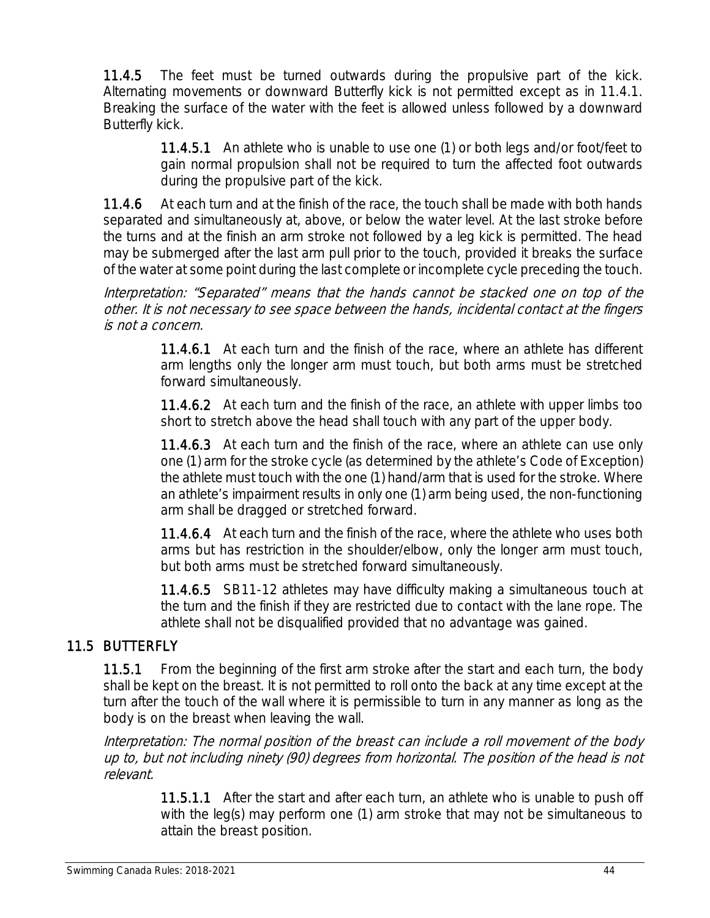**11.4.5** The feet must be turned outwards during the propulsive part of the kick. Alternating movements or downward Butterfly kick is not permitted except as in 11.4.1. Breaking the surface of the water with the feet is allowed unless followed by a downward Butterfly kick.

> **11.4.5.1** An athlete who is unable to use one (1) or both legs and/or foot/feet to gain normal propulsion shall not be required to turn the affected foot outwards during the propulsive part of the kick.

**11.4.6** At each turn and at the finish of the race, the touch shall be made with both hands separated and simultaneously at, above, or below the water level. At the last stroke before the turns and at the finish an arm stroke not followed by a leg kick is permitted. The head may be submerged after the last arm pull prior to the touch, provided it breaks the surface of the water at some point during the last complete or incomplete cycle preceding the touch.

*Interpretation: "Separated" means that the hands cannot be stacked one on top of the other. It is not necessary to see space between the hands, incidental contact at the fingers is not a concern.*

> **11.4.6.1** At each turn and the finish of the race, where an athlete has different arm lengths only the longer arm must touch, but both arms must be stretched forward simultaneously.
>
> **11.4.6.2** At each turn and the finish of the race, an athlete with upper limbs too short to stretch above the head shall touch with any part of the upper body.
>
> **11.4.6.3** At each turn and the finish of the race, where an athlete can use only one (1) arm for the stroke cycle (as determined by the athlete's Code of Exception) the athlete must touch with the one (1) hand/arm that is used for the stroke. Where an athlete's impairment results in only one (1) arm being used, the non-functioning arm shall be dragged or stretched forward.
>
> **11.4.6.4** At each turn and the finish of the race, where the athlete who uses both arms but has restriction in the shoulder/elbow, only the longer arm must touch, but both arms must be stretched forward simultaneously.
>
> **11.4.6.5** SB11-12 athletes may have difficulty making a simultaneous touch at the turn and the finish if they are restricted due to contact with the lane rope. The athlete shall not be disqualified provided that no advantage was gained.

## 11.5 BUTTERFLY

**11.5.1** From the beginning of the first arm stroke after the start and each turn, the body shall be kept on the breast. It is not permitted to roll onto the back at any time except at the turn after the touch of the wall where it is permissible to turn in any manner as long as the body is on the breast when leaving the wall.

*Interpretation: The normal position of the breast can include a roll movement of the body up to, but not including ninety (90) degrees from horizontal. The position of the head is not relevant.*

> **11.5.1.1** After the start and after each turn, an athlete who is unable to push off with the leg(s) may perform one (1) arm stroke that may not be simultaneous to attain the breast position.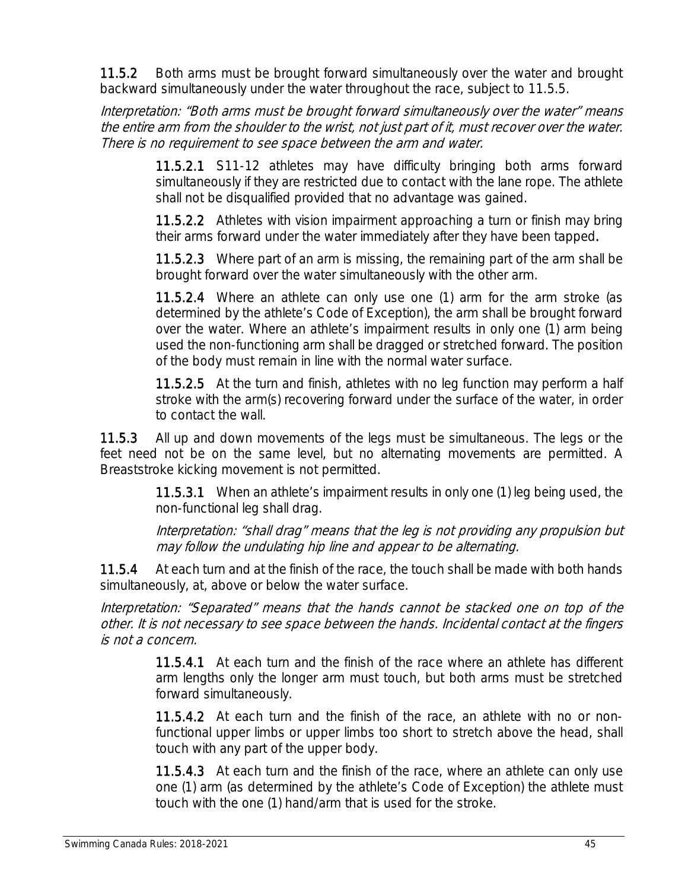**11.5.2** Both arms must be brought forward simultaneously over the water and brought backward simultaneously under the water throughout the race, subject to 11.5.5.

*Interpretation: "Both arms must be brought forward simultaneously over the water" means the entire arm from the shoulder to the wrist, not just part of it, must recover over the water. There is no requirement to see space between the arm and water.*

> **11.5.2.1** S11-12 athletes may have difficulty bringing both arms forward simultaneously if they are restricted due to contact with the lane rope. The athlete shall not be disqualified provided that no advantage was gained.
>
> **11.5.2.2** Athletes with vision impairment approaching a turn or finish may bring their arms forward under the water immediately after they have been tapped**.**
>
> **11.5.2.3** Where part of an arm is missing, the remaining part of the arm shall be brought forward over the water simultaneously with the other arm.
>
> **11.5.2.4** Where an athlete can only use one (1) arm for the arm stroke (as determined by the athlete's Code of Exception), the arm shall be brought forward over the water. Where an athlete's impairment results in only one (1) arm being used the non-functioning arm shall be dragged or stretched forward. The position of the body must remain in line with the normal water surface.
>
> **11.5.2.5** At the turn and finish, athletes with no leg function may perform a half stroke with the arm(s) recovering forward under the surface of the water, in order to contact the wall.

**11.5.3** All up and down movements of the legs must be simultaneous. The legs or the feet need not be on the same level, but no alternating movements are permitted. A Breaststroke kicking movement is not permitted.

> **11.5.3.1** When an athlete's impairment results in only one (1) leg being used, the non-functional leg shall drag.
>
> *Interpretation: "shall drag" means that the leg is not providing any propulsion but may follow the undulating hip line and appear to be alternating.*

**11.5.4** At each turn and at the finish of the race, the touch shall be made with both hands simultaneously, at, above or below the water surface.

*Interpretation: "Separated" means that the hands cannot be stacked one on top of the other. It is not necessary to see space between the hands. Incidental contact at the fingers is not a concern.*

> **11.5.4.1** At each turn and the finish of the race where an athlete has different arm lengths only the longer arm must touch, but both arms must be stretched forward simultaneously.
>
> **11.5.4.2** At each turn and the finish of the race, an athlete with no or non-functional upper limbs or upper limbs too short to stretch above the head, shall touch with any part of the upper body.
>
> **11.5.4.3** At each turn and the finish of the race, where an athlete can only use one (1) arm (as determined by the athlete's Code of Exception) the athlete must touch with the one (1) hand/arm that is used for the stroke.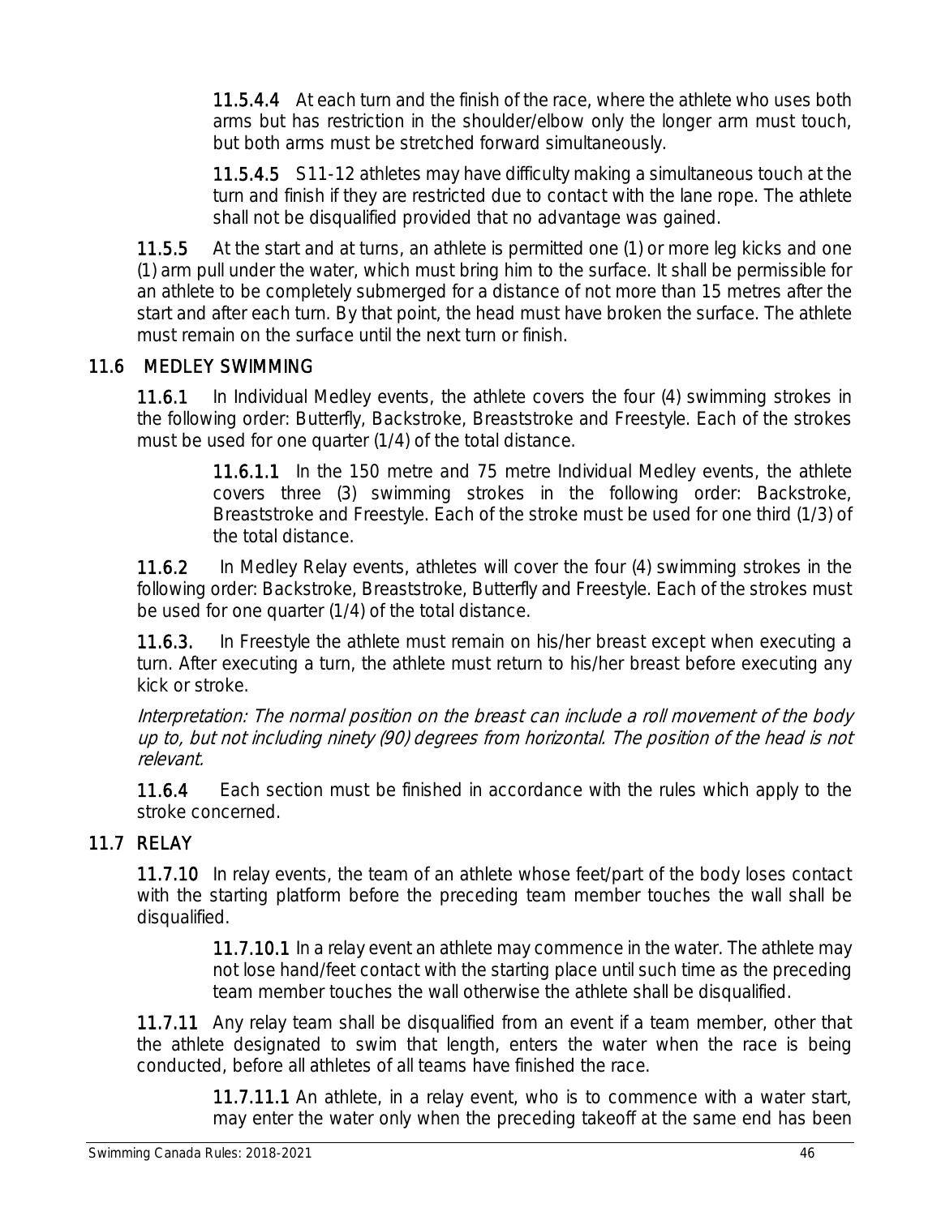**11.5.4.4** At each turn and the finish of the race, where the athlete who uses both arms but has restriction in the shoulder/elbow only the longer arm must touch, but both arms must be stretched forward simultaneously.

**11.5.4.5** S11-12 athletes may have difficulty making a simultaneous touch at the turn and finish if they are restricted due to contact with the lane rope. The athlete shall not be disqualified provided that no advantage was gained.

**11.5.5** At the start and at turns, an athlete is permitted one (1) or more leg kicks and one (1) arm pull under the water, which must bring him to the surface. It shall be permissible for an athlete to be completely submerged for a distance of not more than 15 metres after the start and after each turn. By that point, the head must have broken the surface. The athlete must remain on the surface until the next turn or finish.

## 11.6 MEDLEY SWIMMING

**11.6.1** In Individual Medley events, the athlete covers the four (4) swimming strokes in the following order: Butterfly, Backstroke, Breaststroke and Freestyle. Each of the strokes must be used for one quarter (1/4) of the total distance.

**11.6.1.1** In the 150 metre and 75 metre Individual Medley events, the athlete covers three (3) swimming strokes in the following order: Backstroke, Breaststroke and Freestyle. Each of the stroke must be used for one third (1/3) of the total distance.

**11.6.2** In Medley Relay events, athletes will cover the four (4) swimming strokes in the following order: Backstroke, Breaststroke, Butterfly and Freestyle. Each of the strokes must be used for one quarter (1/4) of the total distance.

**11.6.3.** In Freestyle the athlete must remain on his/her breast except when executing a turn. After executing a turn, the athlete must return to his/her breast before executing any kick or stroke.

*Interpretation: The normal position on the breast can include a roll movement of the body up to, but not including ninety (90) degrees from horizontal. The position of the head is not relevant.*

**11.6.4** Each section must be finished in accordance with the rules which apply to the stroke concerned.

## 11.7 RELAY

**11.7.10** In relay events, the team of an athlete whose feet/part of the body loses contact with the starting platform before the preceding team member touches the wall shall be disqualified.

**11.7.10.1** In a relay event an athlete may commence in the water. The athlete may not lose hand/feet contact with the starting place until such time as the preceding team member touches the wall otherwise the athlete shall be disqualified.

**11.7.11** Any relay team shall be disqualified from an event if a team member, other that the athlete designated to swim that length, enters the water when the race is being conducted, before all athletes of all teams have finished the race.

**11.7.11.1** An athlete, in a relay event, who is to commence with a water start, may enter the water only when the preceding takeoff at the same end has been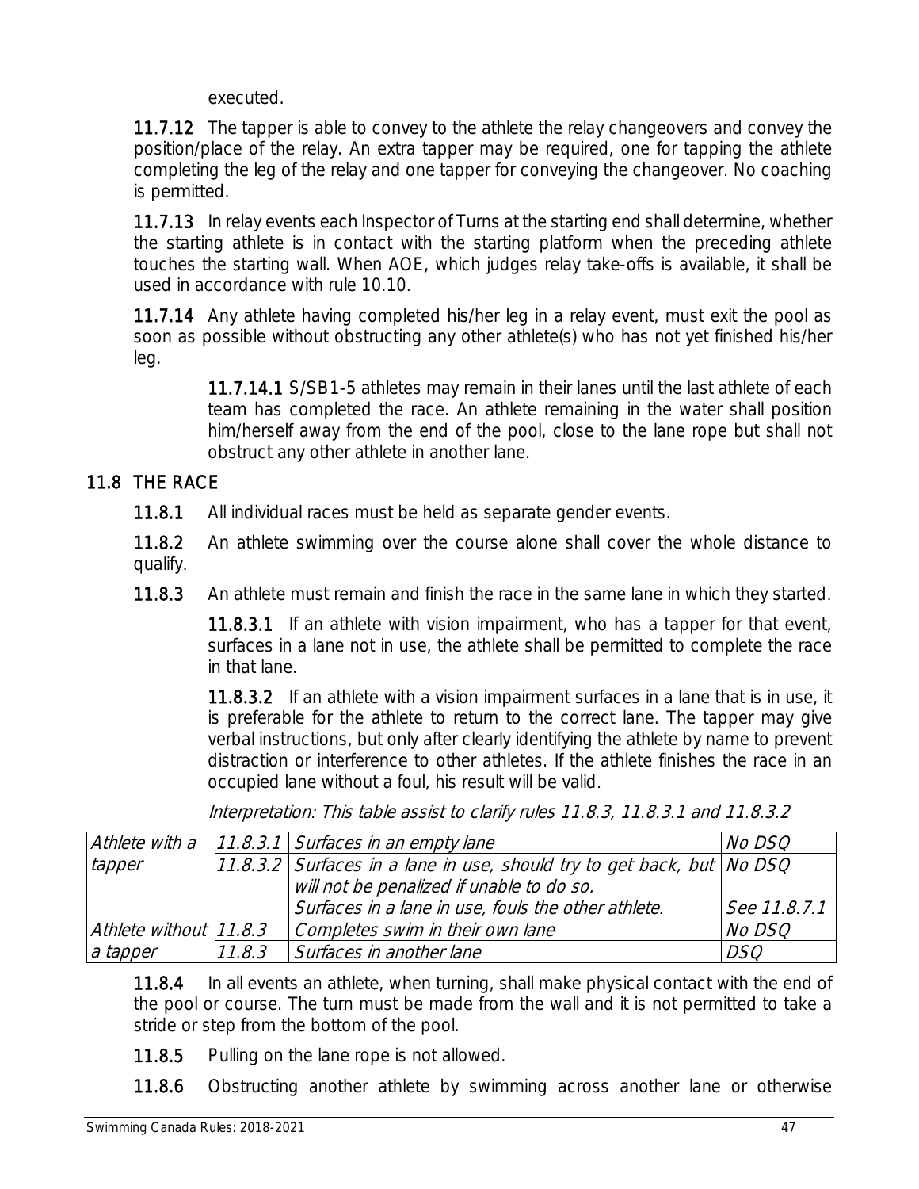executed.

**11.7.12** The tapper is able to convey to the athlete the relay changeovers and convey the position/place of the relay. An extra tapper may be required, one for tapping the athlete completing the leg of the relay and one tapper for conveying the changeover. No coaching is permitted.

**11.7.13** In relay events each Inspector of Turns at the starting end shall determine, whether the starting athlete is in contact with the starting platform when the preceding athlete touches the starting wall. When AOE, which judges relay take-offs is available, it shall be used in accordance with rule 10.10.

**11.7.14** Any athlete having completed his/her leg in a relay event, must exit the pool as soon as possible without obstructing any other athlete(s) who has not yet finished his/her leg.

> **11.7.14.1** S/SB1-5 athletes may remain in their lanes until the last athlete of each team has completed the race. An athlete remaining in the water shall position him/herself away from the end of the pool, close to the lane rope but shall not obstruct any other athlete in another lane.

## 11.8 THE RACE

**11.8.1** All individual races must be held as separate gender events.

**11.8.2** An athlete swimming over the course alone shall cover the whole distance to qualify.

**11.8.3** An athlete must remain and finish the race in the same lane in which they started.

> **11.8.3.1** If an athlete with vision impairment, who has a tapper for that event, surfaces in a lane not in use, the athlete shall be permitted to complete the race in that lane.
>
> **11.8.3.2** If an athlete with a vision impairment surfaces in a lane that is in use, it is preferable for the athlete to return to the correct lane. The tapper may give verbal instructions, but only after clearly identifying the athlete by name to prevent distraction or interference to other athletes. If the athlete finishes the race in an occupied lane without a foul, his result will be valid.

*Interpretation: This table assist to clarify rules 11.8.3, 11.8.3.1 and 11.8.3.2*

| | | | |
|---|---|---|---|
| *Athlete with a tapper* | *11.8.3.1* | *Surfaces in an empty lane* | *No DSQ* |
| | *11.8.3.2* | *Surfaces in a lane in use, should try to get back, but will not be penalized if unable to do so.* | *No DSQ* |
| | | *Surfaces in a lane in use, fouls the other athlete.* | *See 11.8.7.1* |
| *Athlete without a tapper* | *11.8.3* | *Completes swim in their own lane* | *No DSQ* |
| | *11.8.3* | *Surfaces in another lane* | *DSQ* |

**11.8.4** In all events an athlete, when turning, shall make physical contact with the end of the pool or course. The turn must be made from the wall and it is not permitted to take a stride or step from the bottom of the pool.

**11.8.5** Pulling on the lane rope is not allowed.

**11.8.6** Obstructing another athlete by swimming across another lane or otherwise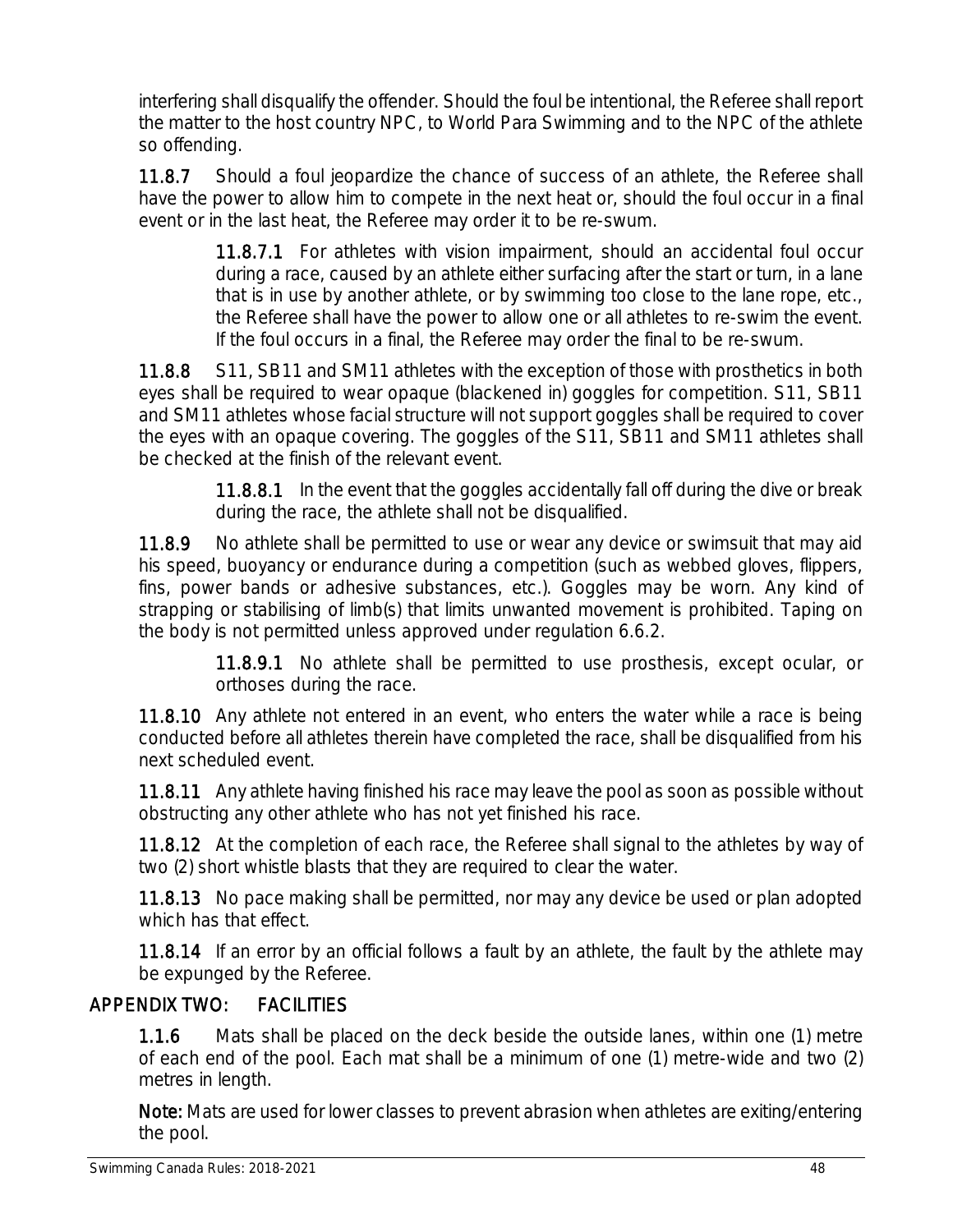interfering shall disqualify the offender. Should the foul be intentional, the Referee shall report the matter to the host country NPC, to World Para Swimming and to the NPC of the athlete so offending.

**11.8.7** Should a foul jeopardize the chance of success of an athlete, the Referee shall have the power to allow him to compete in the next heat or, should the foul occur in a final event or in the last heat, the Referee may order it to be re-swum.

> **11.8.7.1** For athletes with vision impairment, should an accidental foul occur during a race, caused by an athlete either surfacing after the start or turn, in a lane that is in use by another athlete, or by swimming too close to the lane rope, etc., the Referee shall have the power to allow one or all athletes to re-swim the event. If the foul occurs in a final, the Referee may order the final to be re-swum.

**11.8.8** S11, SB11 and SM11 athletes with the exception of those with prosthetics in both eyes shall be required to wear opaque (blackened in) goggles for competition. S11, SB11 and SM11 athletes whose facial structure will not support goggles shall be required to cover the eyes with an opaque covering. The goggles of the S11, SB11 and SM11 athletes shall be checked at the finish of the relevant event.

> **11.8.8.1** In the event that the goggles accidentally fall off during the dive or break during the race, the athlete shall not be disqualified.

**11.8.9** No athlete shall be permitted to use or wear any device or swimsuit that may aid his speed, buoyancy or endurance during a competition (such as webbed gloves, flippers, fins, power bands or adhesive substances, etc.). Goggles may be worn. Any kind of strapping or stabilising of limb(s) that limits unwanted movement is prohibited. Taping on the body is not permitted unless approved under regulation 6.6.2.

> **11.8.9.1** No athlete shall be permitted to use prosthesis, except ocular, or orthoses during the race.

**11.8.10** Any athlete not entered in an event, who enters the water while a race is being conducted before all athletes therein have completed the race, shall be disqualified from his next scheduled event.

**11.8.11** Any athlete having finished his race may leave the pool as soon as possible without obstructing any other athlete who has not yet finished his race.

**11.8.12** At the completion of each race, the Referee shall signal to the athletes by way of two (2) short whistle blasts that they are required to clear the water.

**11.8.13** No pace making shall be permitted, nor may any device be used or plan adopted which has that effect.

**11.8.14** If an error by an official follows a fault by an athlete, the fault by the athlete may be expunged by the Referee.

## APPENDIX TWO: FACILITIES

**1.1.6** Mats shall be placed on the deck beside the outside lanes, within one (1) metre of each end of the pool. Each mat shall be a minimum of one (1) metre-wide and two (2) metres in length.

**Note:** Mats are used for lower classes to prevent abrasion when athletes are exiting/entering the pool.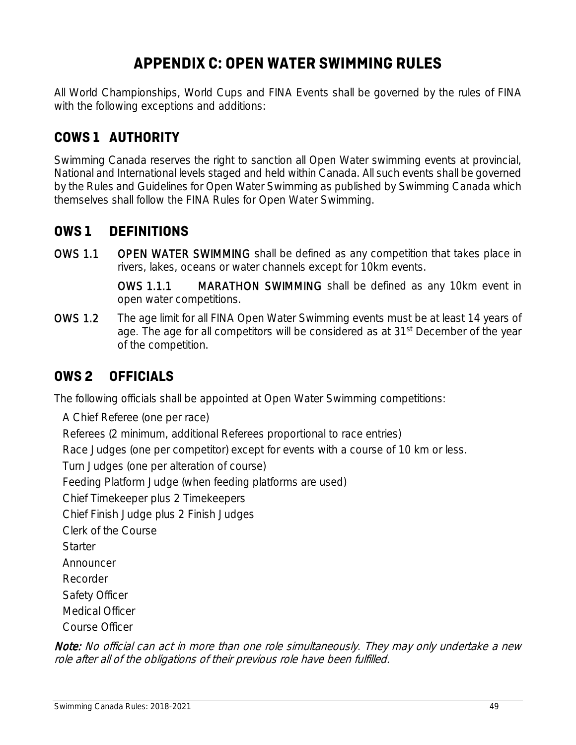# APPENDIX C: OPEN WATER SWIMMING RULES

All World Championships, World Cups and FINA Events shall be governed by the rules of FINA with the following exceptions and additions:

## COWS 1 AUTHORITY

Swimming Canada reserves the right to sanction all Open Water swimming events at provincial, National and International levels staged and held within Canada. All such events shall be governed by the Rules and Guidelines for Open Water Swimming as published by Swimming Canada which themselves shall follow the FINA Rules for Open Water Swimming.

## OWS 1 DEFINITIONS

**OWS 1.1** **OPEN WATER SWIMMING** shall be defined as any competition that takes place in rivers, lakes, oceans or water channels except for 10km events.

**OWS 1.1.1** **MARATHON SWIMMING** shall be defined as any 10km event in open water competitions.

**OWS 1.2** The age limit for all FINA Open Water Swimming events must be at least 14 years of age. The age for all competitors will be considered as at 31st December of the year of the competition.

## OWS 2 OFFICIALS

The following officials shall be appointed at Open Water Swimming competitions:

- A Chief Referee (one per race)
- Referees (2 minimum, additional Referees proportional to race entries)
- Race Judges (one per competitor) except for events with a course of 10 km or less.
- Turn Judges (one per alteration of course)
- Feeding Platform Judge (when feeding platforms are used)
- Chief Timekeeper plus 2 Timekeepers
- Chief Finish Judge plus 2 Finish Judges
- Clerk of the Course
- Starter
- Announcer
- Recorder
- Safety Officer
- Medical Officer
- Course Officer

***Note:*** *No official can act in more than one role simultaneously. They may only undertake a new role after all of the obligations of their previous role have been fulfilled.*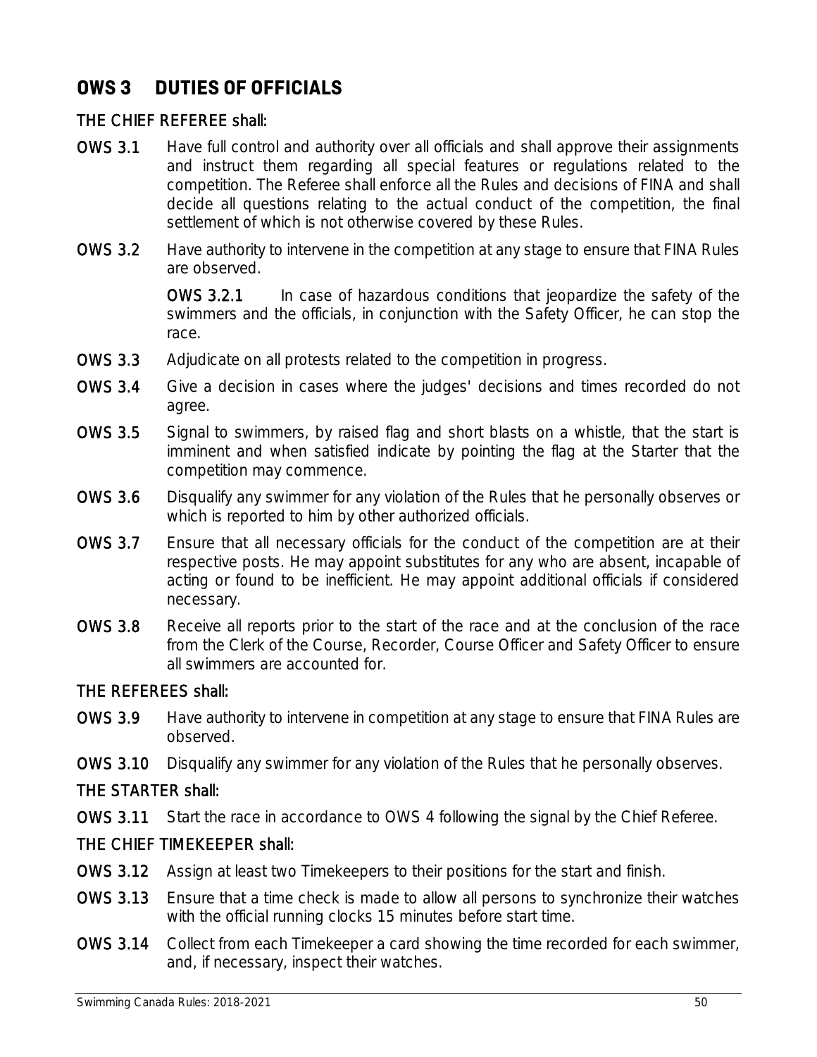## OWS 3 DUTIES OF OFFICIALS

### THE CHIEF REFEREE shall:

**OWS 3.1** Have full control and authority over all officials and shall approve their assignments and instruct them regarding all special features or regulations related to the competition. The Referee shall enforce all the Rules and decisions of FINA and shall decide all questions relating to the actual conduct of the competition, the final settlement of which is not otherwise covered by these Rules.

**OWS 3.2** Have authority to intervene in the competition at any stage to ensure that FINA Rules are observed.

**OWS 3.2.1** In case of hazardous conditions that jeopardize the safety of the swimmers and the officials, in conjunction with the Safety Officer, he can stop the race.

**OWS 3.3** Adjudicate on all protests related to the competition in progress.

**OWS 3.4** Give a decision in cases where the judges' decisions and times recorded do not agree.

**OWS 3.5** Signal to swimmers, by raised flag and short blasts on a whistle, that the start is imminent and when satisfied indicate by pointing the flag at the Starter that the competition may commence.

**OWS 3.6** Disqualify any swimmer for any violation of the Rules that he personally observes or which is reported to him by other authorized officials.

**OWS 3.7** Ensure that all necessary officials for the conduct of the competition are at their respective posts. He may appoint substitutes for any who are absent, incapable of acting or found to be inefficient. He may appoint additional officials if considered necessary.

**OWS 3.8** Receive all reports prior to the start of the race and at the conclusion of the race from the Clerk of the Course, Recorder, Course Officer and Safety Officer to ensure all swimmers are accounted for.

### THE REFEREES shall:

**OWS 3.9** Have authority to intervene in competition at any stage to ensure that FINA Rules are observed.

**OWS 3.10** Disqualify any swimmer for any violation of the Rules that he personally observes.

### THE STARTER shall:

**OWS 3.11** Start the race in accordance to OWS 4 following the signal by the Chief Referee.

### THE CHIEF TIMEKEEPER shall:

**OWS 3.12** Assign at least two Timekeepers to their positions for the start and finish.

**OWS 3.13** Ensure that a time check is made to allow all persons to synchronize their watches with the official running clocks 15 minutes before start time.

**OWS 3.14** Collect from each Timekeeper a card showing the time recorded for each swimmer, and, if necessary, inspect their watches.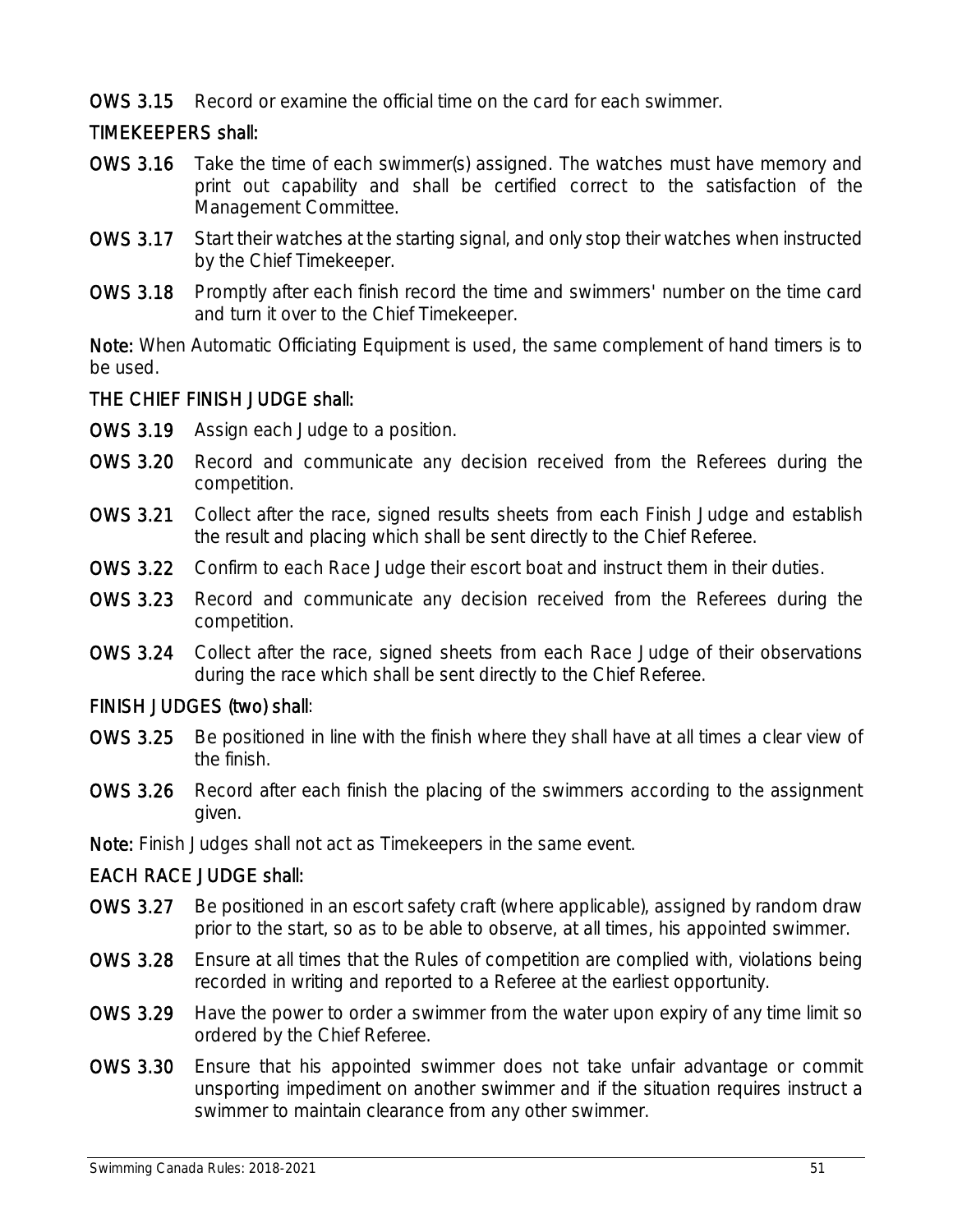**OWS 3.15** Record or examine the official time on the card for each swimmer.

### TIMEKEEPERS shall:

**OWS 3.16** Take the time of each swimmer(s) assigned. The watches must have memory and print out capability and shall be certified correct to the satisfaction of the Management Committee.

**OWS 3.17** Start their watches at the starting signal, and only stop their watches when instructed by the Chief Timekeeper.

**OWS 3.18** Promptly after each finish record the time and swimmers' number on the time card and turn it over to the Chief Timekeeper.

**Note:** When Automatic Officiating Equipment is used, the same complement of hand timers is to be used.

### THE CHIEF FINISH JUDGE shall:

**OWS 3.19** Assign each Judge to a position.

**OWS 3.20** Record and communicate any decision received from the Referees during the competition.

**OWS 3.21** Collect after the race, signed results sheets from each Finish Judge and establish the result and placing which shall be sent directly to the Chief Referee.

**OWS 3.22** Confirm to each Race Judge their escort boat and instruct them in their duties.

**OWS 3.23** Record and communicate any decision received from the Referees during the competition.

**OWS 3.24** Collect after the race, signed sheets from each Race Judge of their observations during the race which shall be sent directly to the Chief Referee.

### FINISH JUDGES (two) shall:

**OWS 3.25** Be positioned in line with the finish where they shall have at all times a clear view of the finish.

**OWS 3.26** Record after each finish the placing of the swimmers according to the assignment given.

**Note:** Finish Judges shall not act as Timekeepers in the same event.

### EACH RACE JUDGE shall:

**OWS 3.27** Be positioned in an escort safety craft (where applicable), assigned by random draw prior to the start, so as to be able to observe, at all times, his appointed swimmer.

**OWS 3.28** Ensure at all times that the Rules of competition are complied with, violations being recorded in writing and reported to a Referee at the earliest opportunity.

**OWS 3.29** Have the power to order a swimmer from the water upon expiry of any time limit so ordered by the Chief Referee.

**OWS 3.30** Ensure that his appointed swimmer does not take unfair advantage or commit unsporting impediment on another swimmer and if the situation requires instruct a swimmer to maintain clearance from any other swimmer.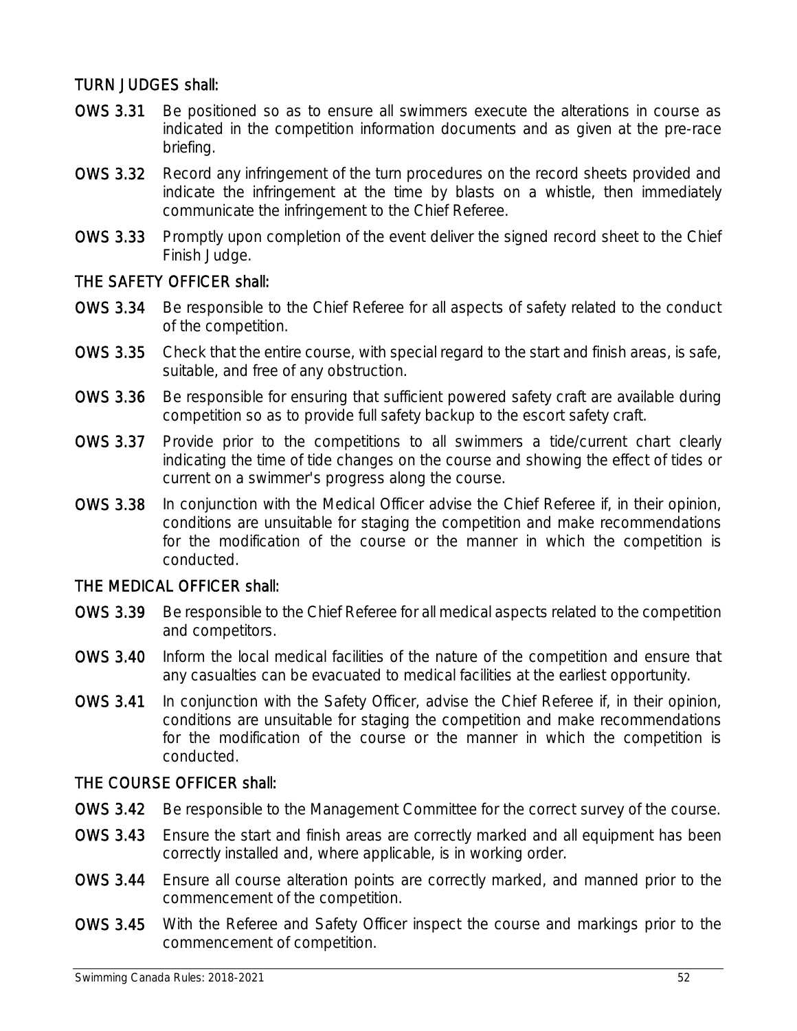### TURN JUDGES shall:

**OWS 3.31** Be positioned so as to ensure all swimmers execute the alterations in course as indicated in the competition information documents and as given at the pre-race briefing.

**OWS 3.32** Record any infringement of the turn procedures on the record sheets provided and indicate the infringement at the time by blasts on a whistle, then immediately communicate the infringement to the Chief Referee.

**OWS 3.33** Promptly upon completion of the event deliver the signed record sheet to the Chief Finish Judge.

### THE SAFETY OFFICER shall:

**OWS 3.34** Be responsible to the Chief Referee for all aspects of safety related to the conduct of the competition.

**OWS 3.35** Check that the entire course, with special regard to the start and finish areas, is safe, suitable, and free of any obstruction.

**OWS 3.36** Be responsible for ensuring that sufficient powered safety craft are available during competition so as to provide full safety backup to the escort safety craft.

**OWS 3.37** Provide prior to the competitions to all swimmers a tide/current chart clearly indicating the time of tide changes on the course and showing the effect of tides or current on a swimmer's progress along the course.

**OWS 3.38** In conjunction with the Medical Officer advise the Chief Referee if, in their opinion, conditions are unsuitable for staging the competition and make recommendations for the modification of the course or the manner in which the competition is conducted.

### THE MEDICAL OFFICER shall:

**OWS 3.39** Be responsible to the Chief Referee for all medical aspects related to the competition and competitors.

**OWS 3.40** Inform the local medical facilities of the nature of the competition and ensure that any casualties can be evacuated to medical facilities at the earliest opportunity.

**OWS 3.41** In conjunction with the Safety Officer, advise the Chief Referee if, in their opinion, conditions are unsuitable for staging the competition and make recommendations for the modification of the course or the manner in which the competition is conducted.

### THE COURSE OFFICER shall:

**OWS 3.42** Be responsible to the Management Committee for the correct survey of the course.

**OWS 3.43** Ensure the start and finish areas are correctly marked and all equipment has been correctly installed and, where applicable, is in working order.

**OWS 3.44** Ensure all course alteration points are correctly marked, and manned prior to the commencement of the competition.

**OWS 3.45** With the Referee and Safety Officer inspect the course and markings prior to the commencement of competition.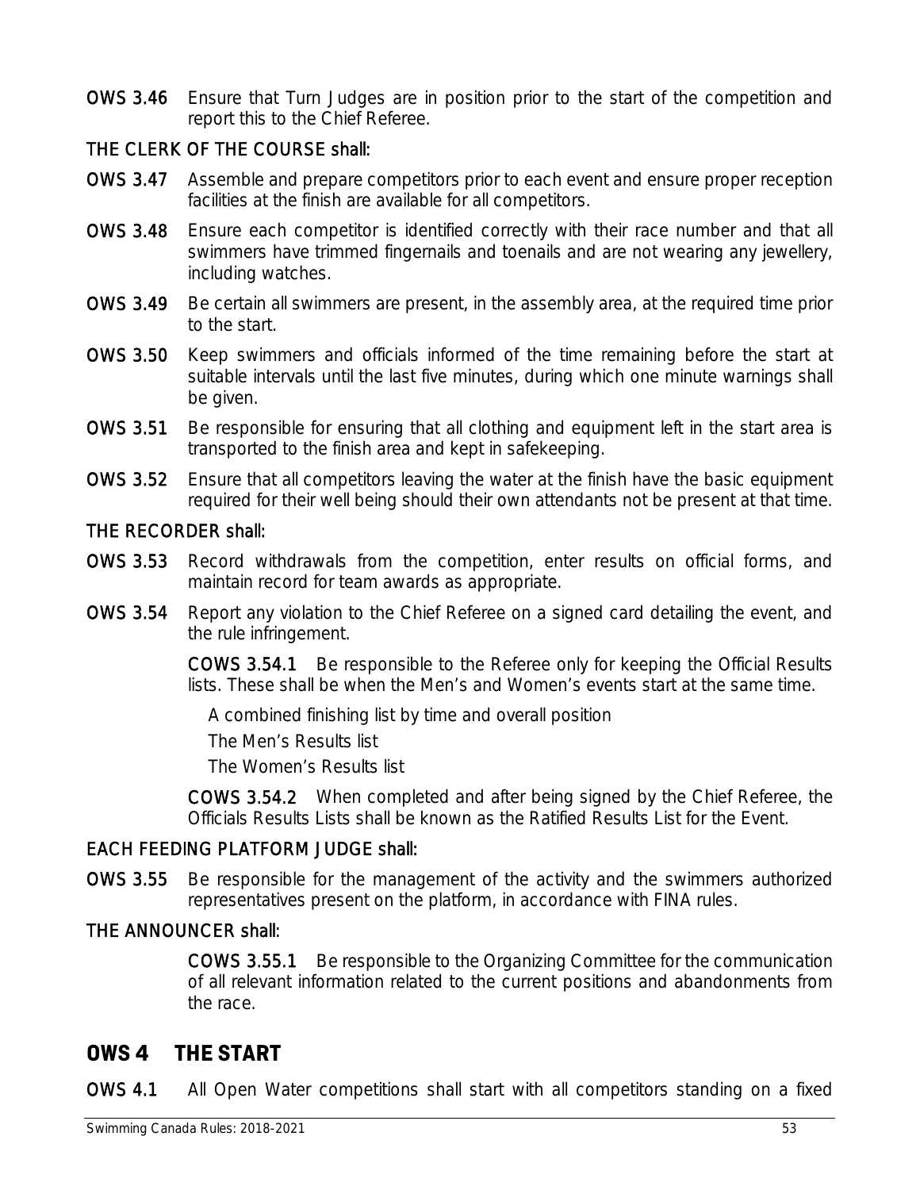**OWS 3.46** Ensure that Turn Judges are in position prior to the start of the competition and report this to the Chief Referee.

**THE CLERK OF THE COURSE shall:**

**OWS 3.47** Assemble and prepare competitors prior to each event and ensure proper reception facilities at the finish are available for all competitors.

**OWS 3.48** Ensure each competitor is identified correctly with their race number and that all swimmers have trimmed fingernails and toenails and are not wearing any jewellery, including watches.

**OWS 3.49** Be certain all swimmers are present, in the assembly area, at the required time prior to the start.

**OWS 3.50** Keep swimmers and officials informed of the time remaining before the start at suitable intervals until the last five minutes, during which one minute warnings shall be given.

**OWS 3.51** Be responsible for ensuring that all clothing and equipment left in the start area is transported to the finish area and kept in safekeeping.

**OWS 3.52** Ensure that all competitors leaving the water at the finish have the basic equipment required for their well being should their own attendants not be present at that time.

**THE RECORDER shall:**

**OWS 3.53** Record withdrawals from the competition, enter results on official forms, and maintain record for team awards as appropriate.

**OWS 3.54** Report any violation to the Chief Referee on a signed card detailing the event, and the rule infringement.

> **COWS 3.54.1** Be responsible to the Referee only for keeping the Official Results lists. These shall be when the Men's and Women's events start at the same time.
>
> A combined finishing list by time and overall position
>
> The Men's Results list
>
> The Women's Results list
>
> **COWS 3.54.2** When completed and after being signed by the Chief Referee, the Officials Results Lists shall be known as the Ratified Results List for the Event.

**EACH FEEDING PLATFORM JUDGE shall:**

**OWS 3.55** Be responsible for the management of the activity and the swimmers authorized representatives present on the platform, in accordance with FINA rules.

**THE ANNOUNCER shall:**

> **COWS 3.55.1** Be responsible to the Organizing Committee for the communication of all relevant information related to the current positions and abandonments from the race.

## OWS 4 THE START

**OWS 4.1** All Open Water competitions shall start with all competitors standing on a fixed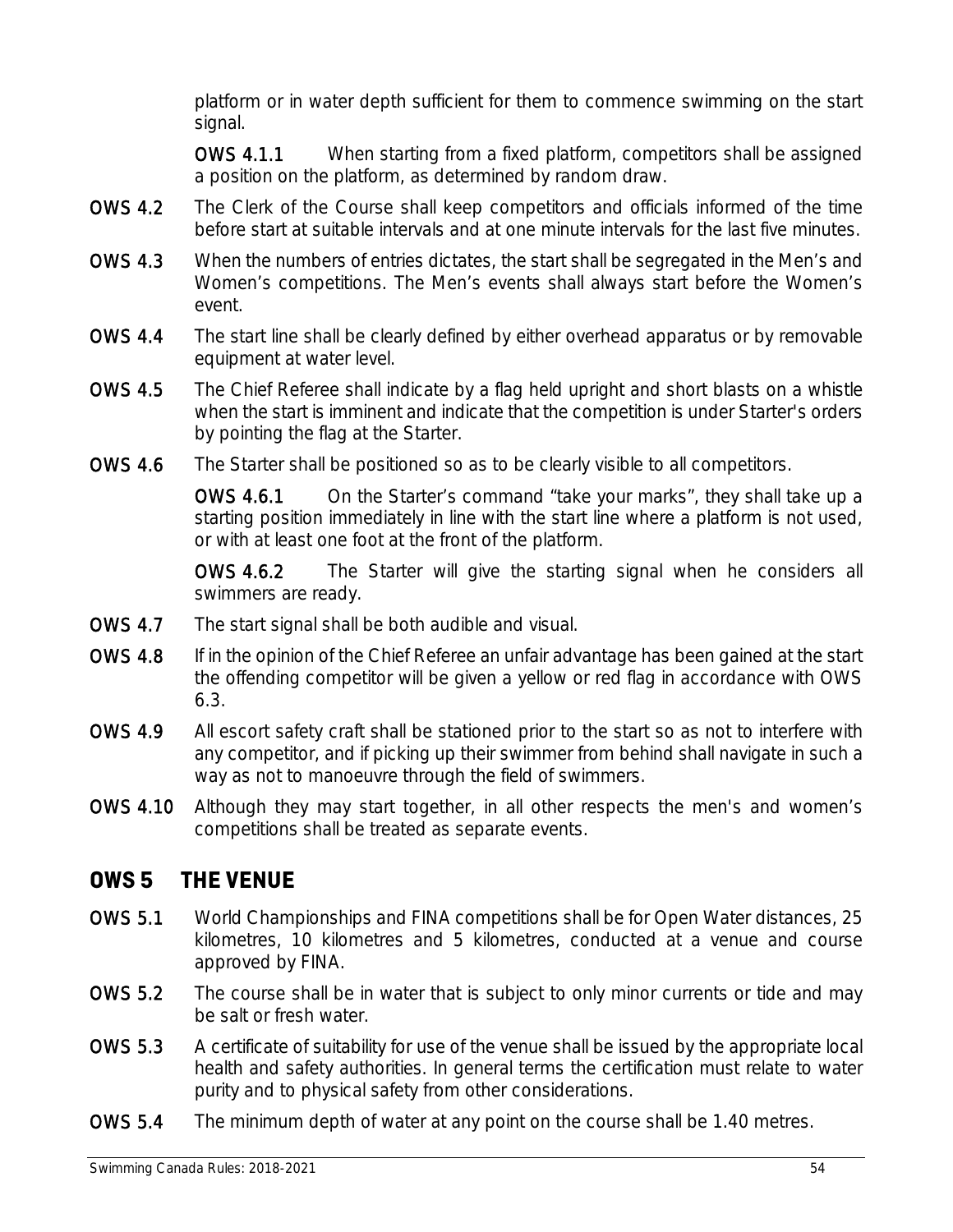platform or in water depth sufficient for them to commence swimming on the start signal.

**OWS 4.1.1** When starting from a fixed platform, competitors shall be assigned a position on the platform, as determined by random draw.

**OWS 4.2** The Clerk of the Course shall keep competitors and officials informed of the time before start at suitable intervals and at one minute intervals for the last five minutes.

**OWS 4.3** When the numbers of entries dictates, the start shall be segregated in the Men's and Women's competitions. The Men's events shall always start before the Women's event.

**OWS 4.4** The start line shall be clearly defined by either overhead apparatus or by removable equipment at water level.

**OWS 4.5** The Chief Referee shall indicate by a flag held upright and short blasts on a whistle when the start is imminent and indicate that the competition is under Starter's orders by pointing the flag at the Starter.

**OWS 4.6** The Starter shall be positioned so as to be clearly visible to all competitors.

**OWS 4.6.1** On the Starter's command "take your marks", they shall take up a starting position immediately in line with the start line where a platform is not used, or with at least one foot at the front of the platform.

**OWS 4.6.2** The Starter will give the starting signal when he considers all swimmers are ready.

**OWS 4.7** The start signal shall be both audible and visual.

**OWS 4.8** If in the opinion of the Chief Referee an unfair advantage has been gained at the start the offending competitor will be given a yellow or red flag in accordance with OWS 6.3.

**OWS 4.9** All escort safety craft shall be stationed prior to the start so as not to interfere with any competitor, and if picking up their swimmer from behind shall navigate in such a way as not to manoeuvre through the field of swimmers.

**OWS 4.10** Although they may start together, in all other respects the men's and women's competitions shall be treated as separate events.

## OWS 5 THE VENUE

**OWS 5.1** World Championships and FINA competitions shall be for Open Water distances, 25 kilometres, 10 kilometres and 5 kilometres, conducted at a venue and course approved by FINA.

**OWS 5.2** The course shall be in water that is subject to only minor currents or tide and may be salt or fresh water.

**OWS 5.3** A certificate of suitability for use of the venue shall be issued by the appropriate local health and safety authorities. In general terms the certification must relate to water purity and to physical safety from other considerations.

**OWS 5.4** The minimum depth of water at any point on the course shall be 1.40 metres.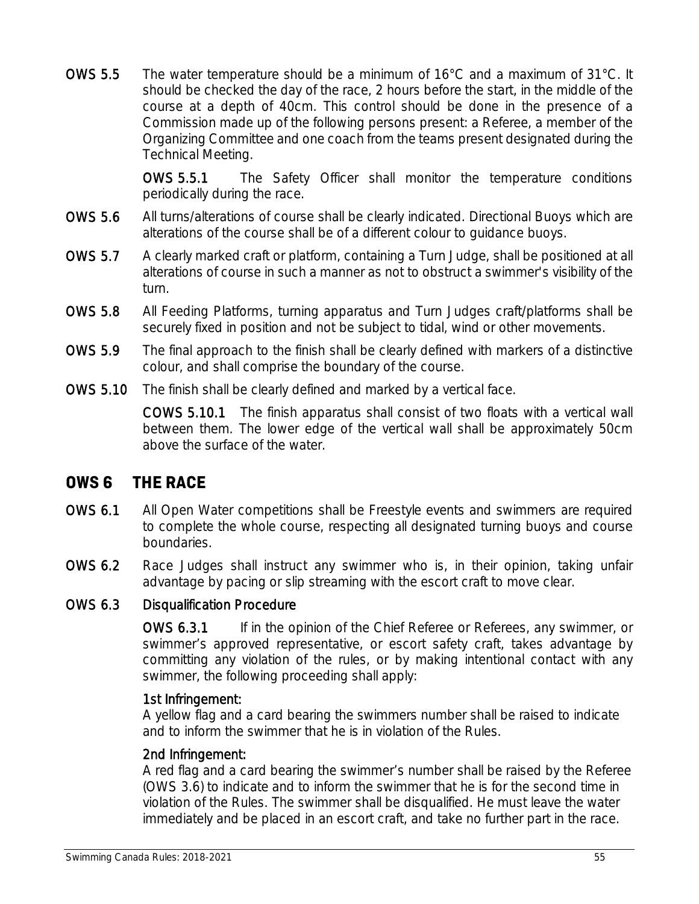**OWS 5.5** The water temperature should be a minimum of 16°C and a maximum of 31°C. It should be checked the day of the race, 2 hours before the start, in the middle of the course at a depth of 40cm. This control should be done in the presence of a Commission made up of the following persons present: a Referee, a member of the Organizing Committee and one coach from the teams present designated during the Technical Meeting.

**OWS 5.5.1** The Safety Officer shall monitor the temperature conditions periodically during the race.

**OWS 5.6** All turns/alterations of course shall be clearly indicated. Directional Buoys which are alterations of the course shall be of a different colour to guidance buoys.

**OWS 5.7** A clearly marked craft or platform, containing a Turn Judge, shall be positioned at all alterations of course in such a manner as not to obstruct a swimmer's visibility of the turn.

**OWS 5.8** All Feeding Platforms, turning apparatus and Turn Judges craft/platforms shall be securely fixed in position and not be subject to tidal, wind or other movements.

**OWS 5.9** The final approach to the finish shall be clearly defined with markers of a distinctive colour, and shall comprise the boundary of the course.

**OWS 5.10** The finish shall be clearly defined and marked by a vertical face.

**COWS 5.10.1** The finish apparatus shall consist of two floats with a vertical wall between them. The lower edge of the vertical wall shall be approximately 50cm above the surface of the water.

## OWS 6 THE RACE

**OWS 6.1** All Open Water competitions shall be Freestyle events and swimmers are required to complete the whole course, respecting all designated turning buoys and course boundaries.

**OWS 6.2** Race Judges shall instruct any swimmer who is, in their opinion, taking unfair advantage by pacing or slip streaming with the escort craft to move clear.

**OWS 6.3 Disqualification Procedure**

**OWS 6.3.1** If in the opinion of the Chief Referee or Referees, any swimmer, or swimmer's approved representative, or escort safety craft, takes advantage by committing any violation of the rules, or by making intentional contact with any swimmer, the following proceeding shall apply:

**1st Infringement:**
A yellow flag and a card bearing the swimmers number shall be raised to indicate and to inform the swimmer that he is in violation of the Rules.

**2nd Infringement:**
A red flag and a card bearing the swimmer's number shall be raised by the Referee (OWS 3.6) to indicate and to inform the swimmer that he is for the second time in violation of the Rules. The swimmer shall be disqualified. He must leave the water immediately and be placed in an escort craft, and take no further part in the race.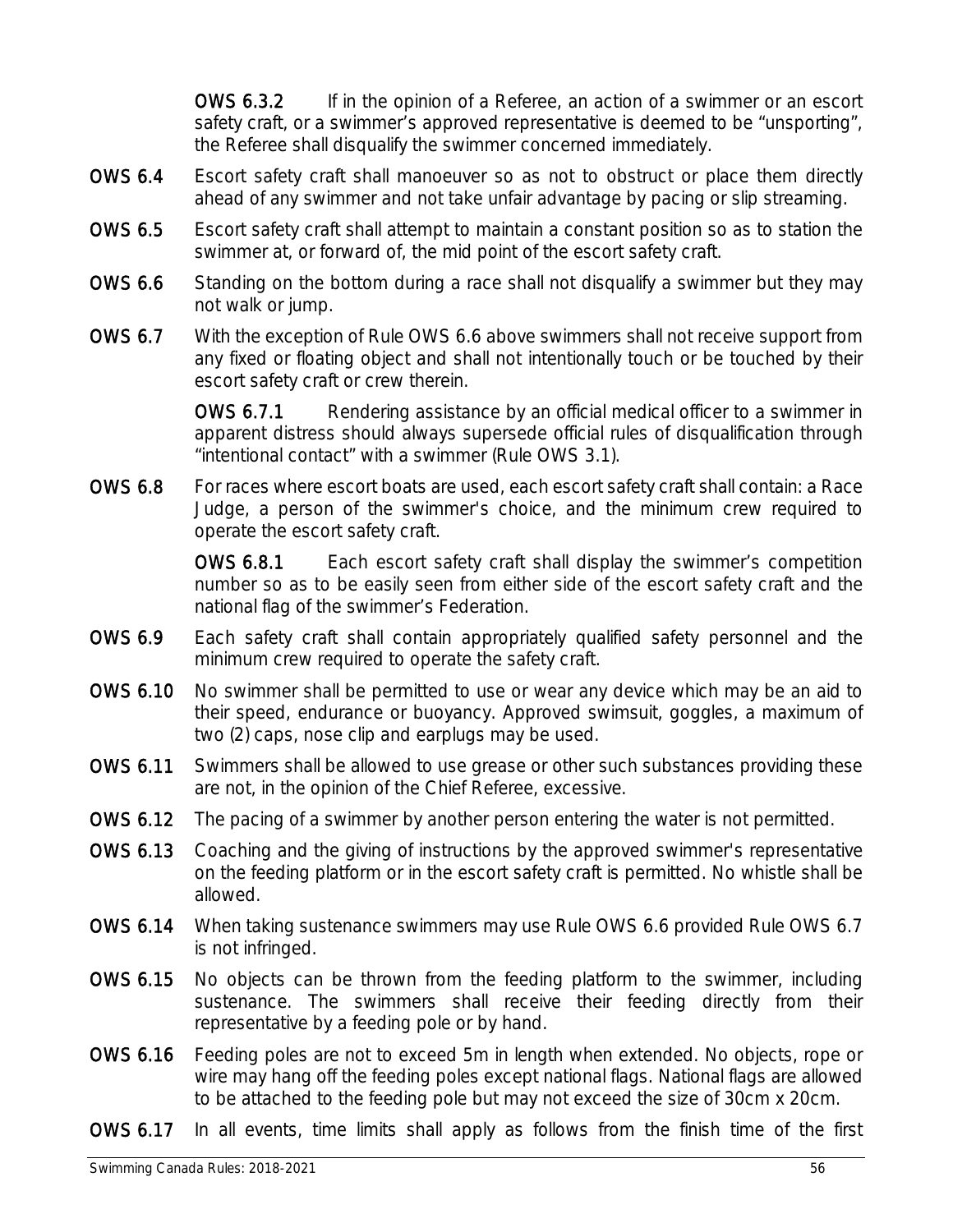**OWS 6.3.2** If in the opinion of a Referee, an action of a swimmer or an escort safety craft, or a swimmer's approved representative is deemed to be "unsporting", the Referee shall disqualify the swimmer concerned immediately.

**OWS 6.4** Escort safety craft shall manoeuver so as not to obstruct or place them directly ahead of any swimmer and not take unfair advantage by pacing or slip streaming.

**OWS 6.5** Escort safety craft shall attempt to maintain a constant position so as to station the swimmer at, or forward of, the mid point of the escort safety craft.

**OWS 6.6** Standing on the bottom during a race shall not disqualify a swimmer but they may not walk or jump.

**OWS 6.7** With the exception of Rule OWS 6.6 above swimmers shall not receive support from any fixed or floating object and shall not intentionally touch or be touched by their escort safety craft or crew therein.

**OWS 6.7.1** Rendering assistance by an official medical officer to a swimmer in apparent distress should always supersede official rules of disqualification through "intentional contact" with a swimmer (Rule OWS 3.1).

**OWS 6.8** For races where escort boats are used, each escort safety craft shall contain: a Race Judge, a person of the swimmer's choice, and the minimum crew required to operate the escort safety craft.

**OWS 6.8.1** Each escort safety craft shall display the swimmer's competition number so as to be easily seen from either side of the escort safety craft and the national flag of the swimmer's Federation.

**OWS 6.9** Each safety craft shall contain appropriately qualified safety personnel and the minimum crew required to operate the safety craft.

**OWS 6.10** No swimmer shall be permitted to use or wear any device which may be an aid to their speed, endurance or buoyancy. Approved swimsuit, goggles, a maximum of two (2) caps, nose clip and earplugs may be used.

**OWS 6.11** Swimmers shall be allowed to use grease or other such substances providing these are not, in the opinion of the Chief Referee, excessive.

**OWS 6.12** The pacing of a swimmer by another person entering the water is not permitted.

**OWS 6.13** Coaching and the giving of instructions by the approved swimmer's representative on the feeding platform or in the escort safety craft is permitted. No whistle shall be allowed.

**OWS 6.14** When taking sustenance swimmers may use Rule OWS 6.6 provided Rule OWS 6.7 is not infringed.

**OWS 6.15** No objects can be thrown from the feeding platform to the swimmer, including sustenance. The swimmers shall receive their feeding directly from their representative by a feeding pole or by hand.

**OWS 6.16** Feeding poles are not to exceed 5m in length when extended. No objects, rope or wire may hang off the feeding poles except national flags. National flags are allowed to be attached to the feeding pole but may not exceed the size of 30cm x 20cm.

**OWS 6.17** In all events, time limits shall apply as follows from the finish time of the first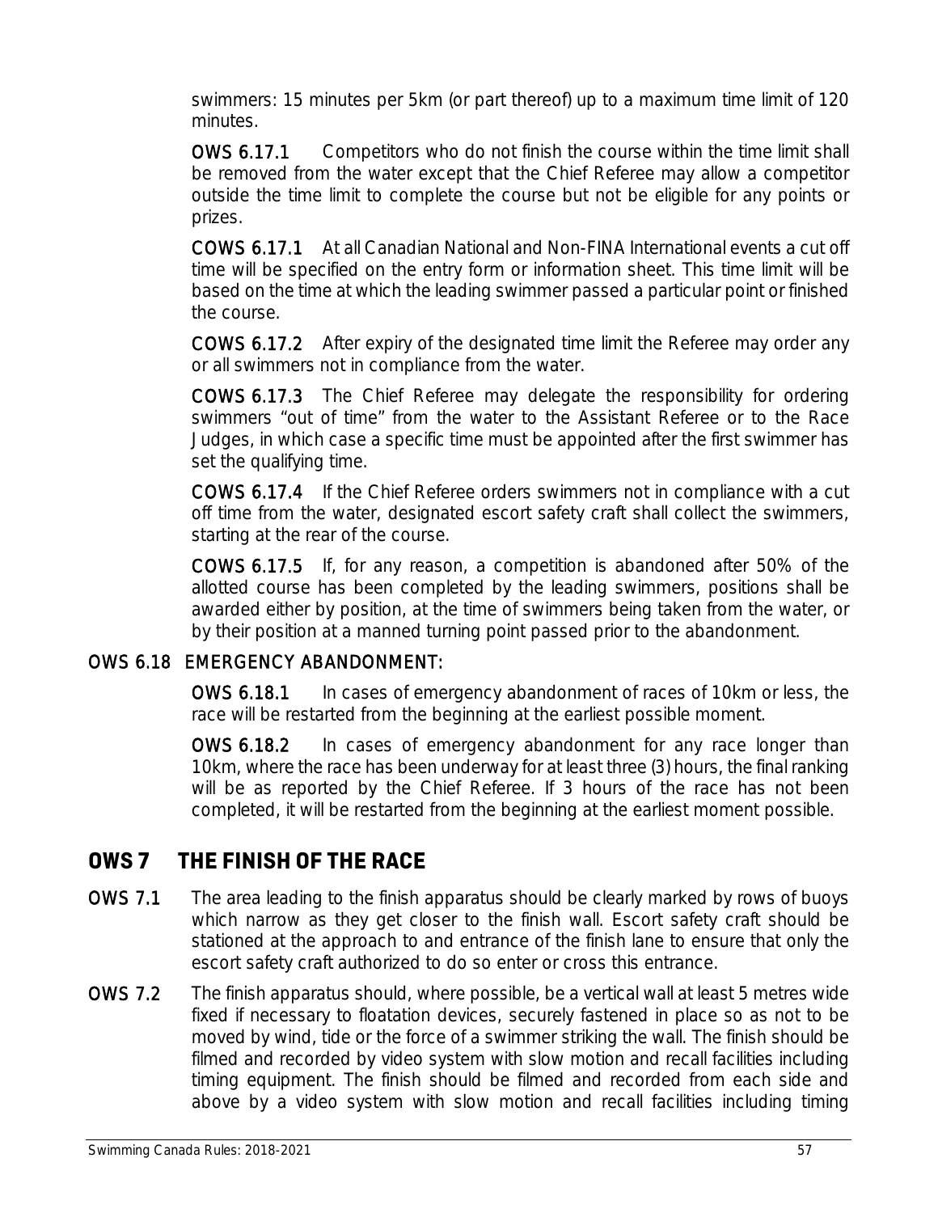swimmers: 15 minutes per 5km (or part thereof) up to a maximum time limit of 120 minutes.

**OWS 6.17.1** Competitors who do not finish the course within the time limit shall be removed from the water except that the Chief Referee may allow a competitor outside the time limit to complete the course but not be eligible for any points or prizes.

**COWS 6.17.1** At all Canadian National and Non-FINA International events a cut off time will be specified on the entry form or information sheet. This time limit will be based on the time at which the leading swimmer passed a particular point or finished the course.

**COWS 6.17.2** After expiry of the designated time limit the Referee may order any or all swimmers not in compliance from the water.

**COWS 6.17.3** The Chief Referee may delegate the responsibility for ordering swimmers "out of time" from the water to the Assistant Referee or to the Race Judges, in which case a specific time must be appointed after the first swimmer has set the qualifying time.

**COWS 6.17.4** If the Chief Referee orders swimmers not in compliance with a cut off time from the water, designated escort safety craft shall collect the swimmers, starting at the rear of the course.

**COWS 6.17.5** If, for any reason, a competition is abandoned after 50% of the allotted course has been completed by the leading swimmers, positions shall be awarded either by position, at the time of swimmers being taken from the water, or by their position at a manned turning point passed prior to the abandonment.

### OWS 6.18 EMERGENCY ABANDONMENT:

**OWS 6.18.1** In cases of emergency abandonment of races of 10km or less, the race will be restarted from the beginning at the earliest possible moment.

**OWS 6.18.2** In cases of emergency abandonment for any race longer than 10km, where the race has been underway for at least three (3) hours, the final ranking will be as reported by the Chief Referee. If 3 hours of the race has not been completed, it will be restarted from the beginning at the earliest moment possible.

## OWS 7 THE FINISH OF THE RACE

**OWS 7.1** The area leading to the finish apparatus should be clearly marked by rows of buoys which narrow as they get closer to the finish wall. Escort safety craft should be stationed at the approach to and entrance of the finish lane to ensure that only the escort safety craft authorized to do so enter or cross this entrance.

**OWS 7.2** The finish apparatus should, where possible, be a vertical wall at least 5 metres wide fixed if necessary to floatation devices, securely fastened in place so as not to be moved by wind, tide or the force of a swimmer striking the wall. The finish should be filmed and recorded by video system with slow motion and recall facilities including timing equipment. The finish should be filmed and recorded from each side and above by a video system with slow motion and recall facilities including timing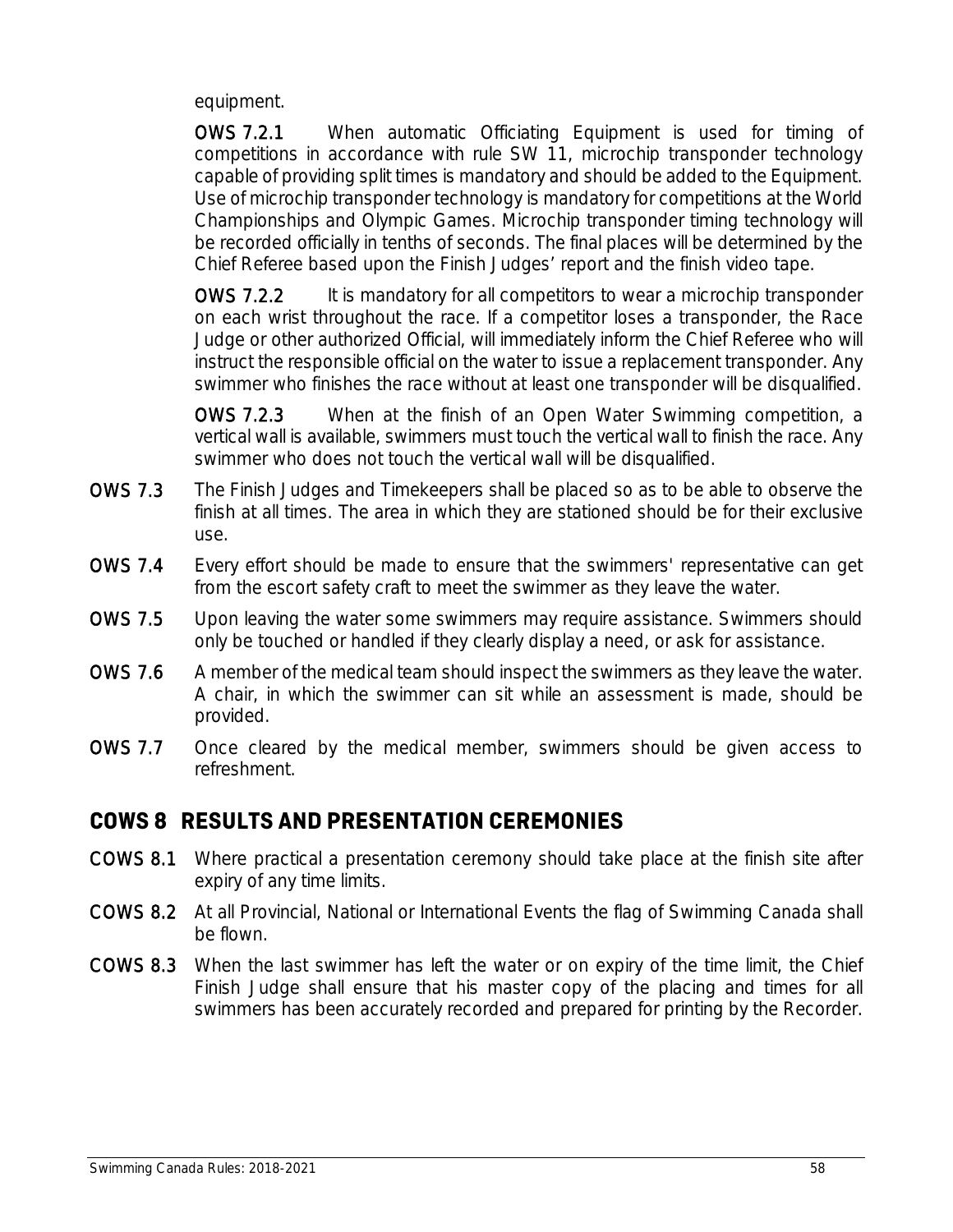equipment.

**OWS 7.2.1** When automatic Officiating Equipment is used for timing of competitions in accordance with rule SW 11, microchip transponder technology capable of providing split times is mandatory and should be added to the Equipment. Use of microchip transponder technology is mandatory for competitions at the World Championships and Olympic Games. Microchip transponder timing technology will be recorded officially in tenths of seconds. The final places will be determined by the Chief Referee based upon the Finish Judges' report and the finish video tape.

**OWS 7.2.2** It is mandatory for all competitors to wear a microchip transponder on each wrist throughout the race. If a competitor loses a transponder, the Race Judge or other authorized Official, will immediately inform the Chief Referee who will instruct the responsible official on the water to issue a replacement transponder. Any swimmer who finishes the race without at least one transponder will be disqualified.

**OWS 7.2.3** When at the finish of an Open Water Swimming competition, a vertical wall is available, swimmers must touch the vertical wall to finish the race. Any swimmer who does not touch the vertical wall will be disqualified.

**OWS 7.3** The Finish Judges and Timekeepers shall be placed so as to be able to observe the finish at all times. The area in which they are stationed should be for their exclusive use.

**OWS 7.4** Every effort should be made to ensure that the swimmers' representative can get from the escort safety craft to meet the swimmer as they leave the water.

**OWS 7.5** Upon leaving the water some swimmers may require assistance. Swimmers should only be touched or handled if they clearly display a need, or ask for assistance.

**OWS 7.6** A member of the medical team should inspect the swimmers as they leave the water. A chair, in which the swimmer can sit while an assessment is made, should be provided.

**OWS 7.7** Once cleared by the medical member, swimmers should be given access to refreshment.

## COWS 8 RESULTS AND PRESENTATION CEREMONIES

**COWS 8.1** Where practical a presentation ceremony should take place at the finish site after expiry of any time limits.

**COWS 8.2** At all Provincial, National or International Events the flag of Swimming Canada shall be flown.

**COWS 8.3** When the last swimmer has left the water or on expiry of the time limit, the Chief Finish Judge shall ensure that his master copy of the placing and times for all swimmers has been accurately recorded and prepared for printing by the Recorder.